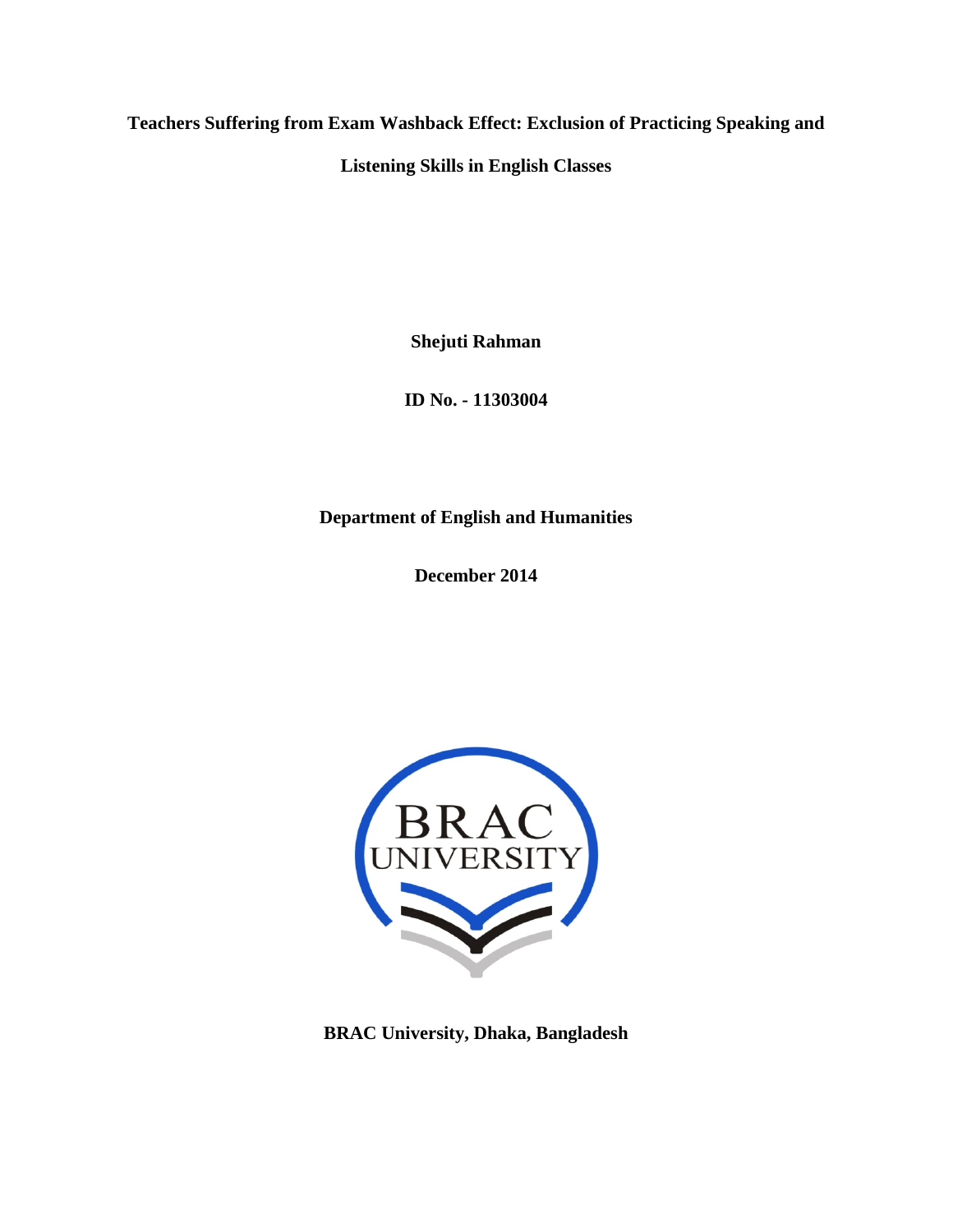# Teachers Suffering from Exam Washback Effect: Exclusion of Practicing Speaking and Listening Skills in English Classes

**Shejuti Rahman**

**ID No. - 11303004**

**Department of English and Humanities**

**December 2014**

**BRAC University, Dhaka, Bangladesh**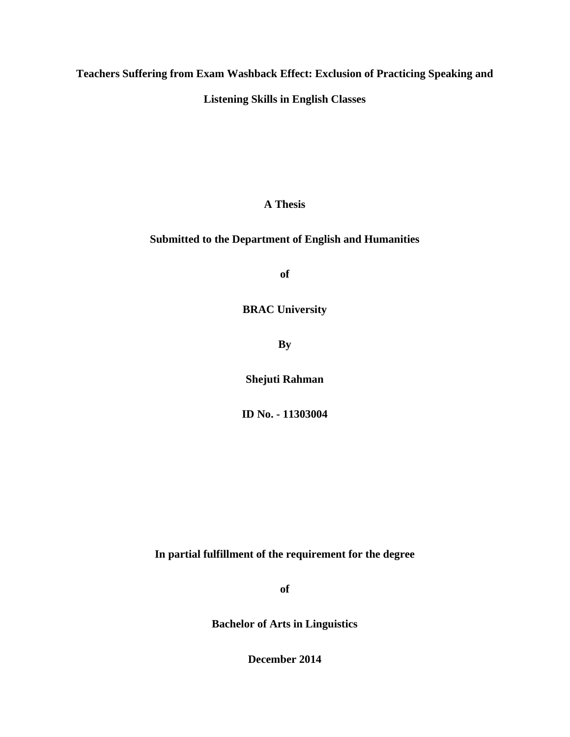**Teachers Suffering from Exam Washback Effect: Exclusion of Practicing Speaking and Listening Skills in English Classes**

**A Thesis**

**Submitted to the Department of English and Humanities**

**of**

**BRAC University**

**By**

**Shejuti Rahman**

**ID No. - 11303004**

**In partial fulfillment of the requirement for the degree**

**of**

**Bachelor of Arts in Linguistics**

**December 2014**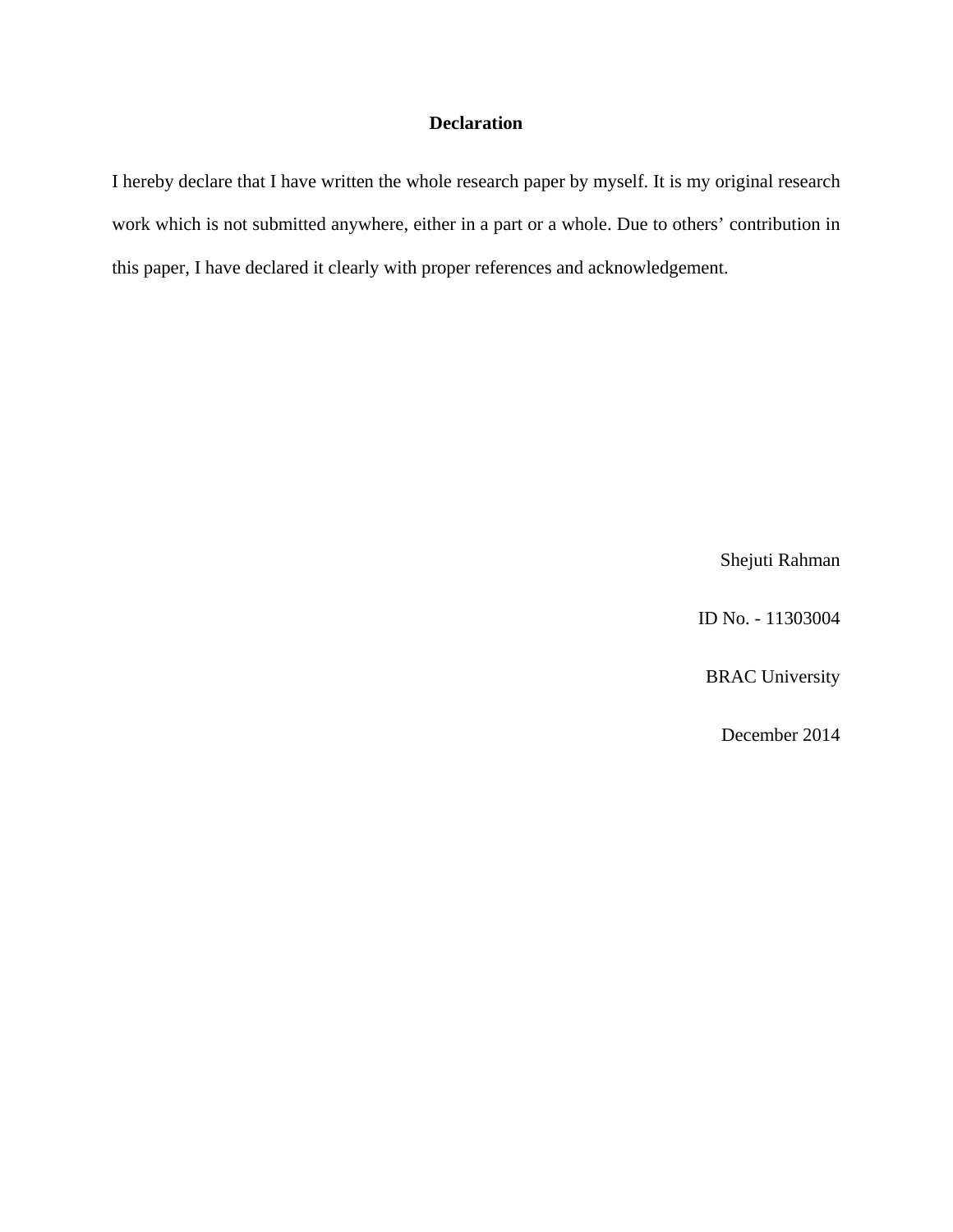## Declaration

I hereby declare that I have written the whole research paper by myself. It is my original research work which is not submitted anywhere, either in a part or a whole. Due to others' contribution in this paper, I have declared it clearly with proper references and acknowledgement.

Shejuti Rahman

ID No. - 11303004

BRAC University

December 2014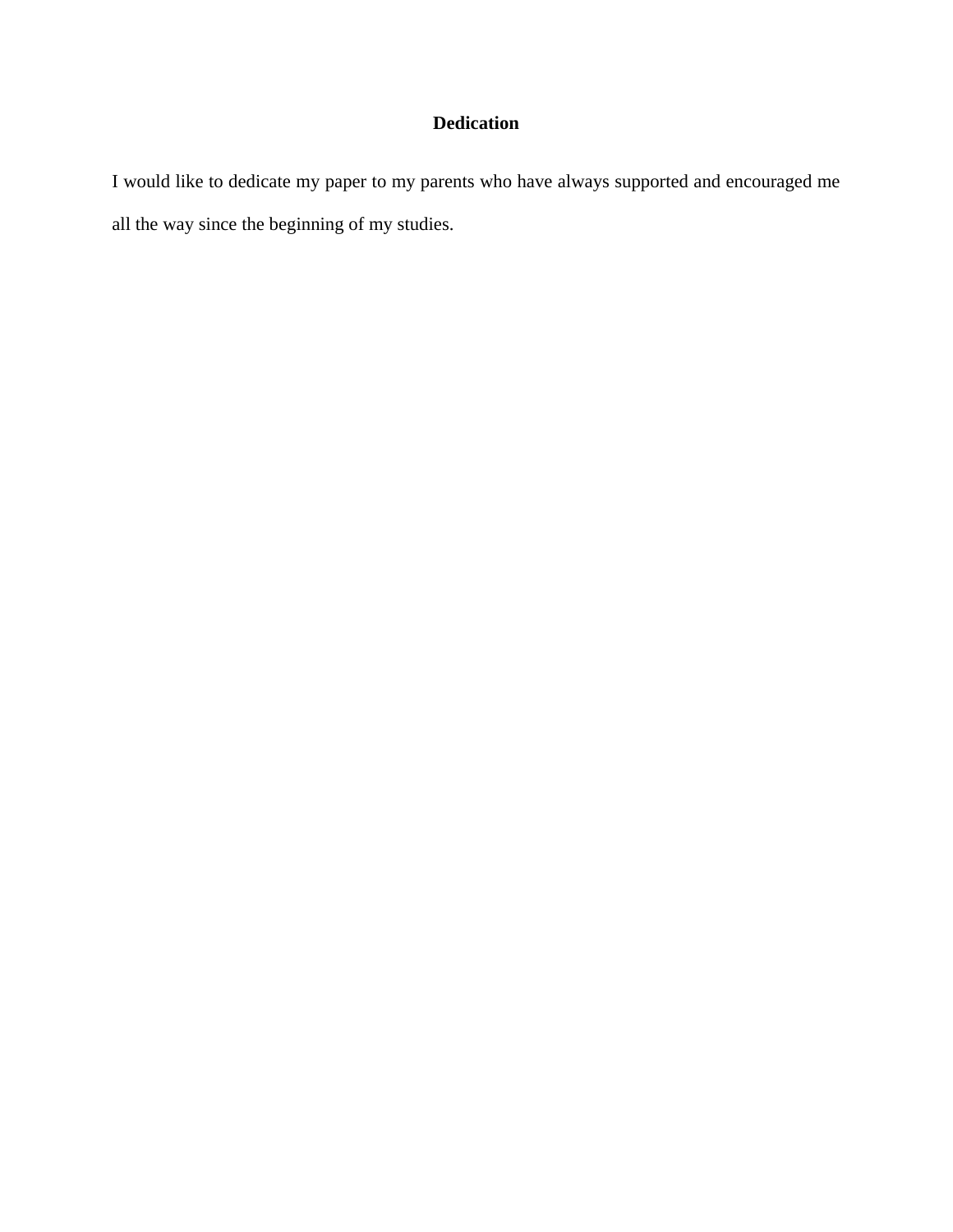# Dedication

I would like to dedicate my paper to my parents who have always supported and encouraged me all the way since the beginning of my studies.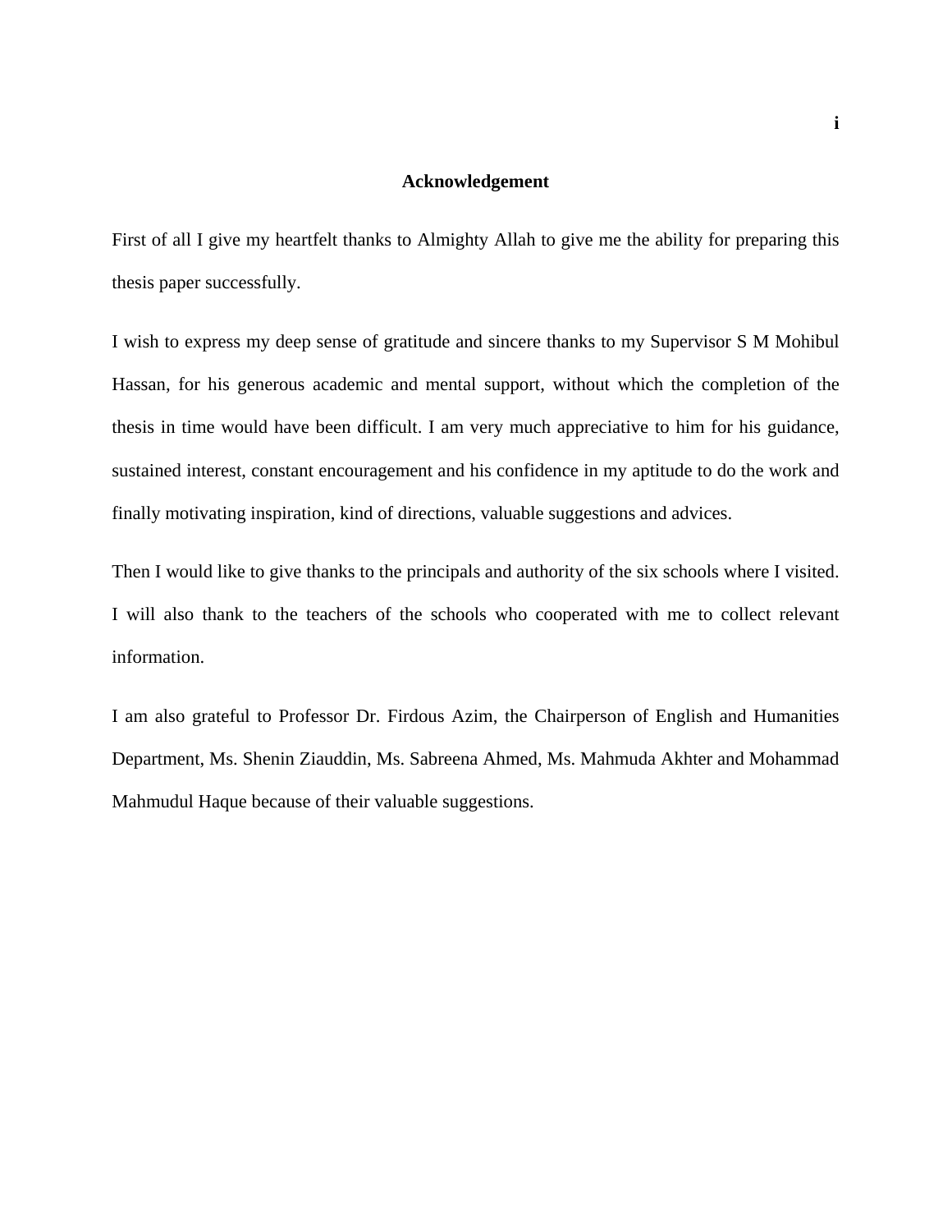# Acknowledgement

First of all I give my heartfelt thanks to Almighty Allah to give me the ability for preparing this thesis paper successfully.

I wish to express my deep sense of gratitude and sincere thanks to my Supervisor S M Mohibul Hassan, for his generous academic and mental support, without which the completion of the thesis in time would have been difficult. I am very much appreciative to him for his guidance, sustained interest, constant encouragement and his confidence in my aptitude to do the work and finally motivating inspiration, kind of directions, valuable suggestions and advices.

Then I would like to give thanks to the principals and authority of the six schools where I visited. I will also thank to the teachers of the schools who cooperated with me to collect relevant information.

I am also grateful to Professor Dr. Firdous Azim, the Chairperson of English and Humanities Department, Ms. Shenin Ziauddin, Ms. Sabreena Ahmed, Ms. Mahmuda Akhter and Mohammad Mahmudul Haque because of their valuable suggestions.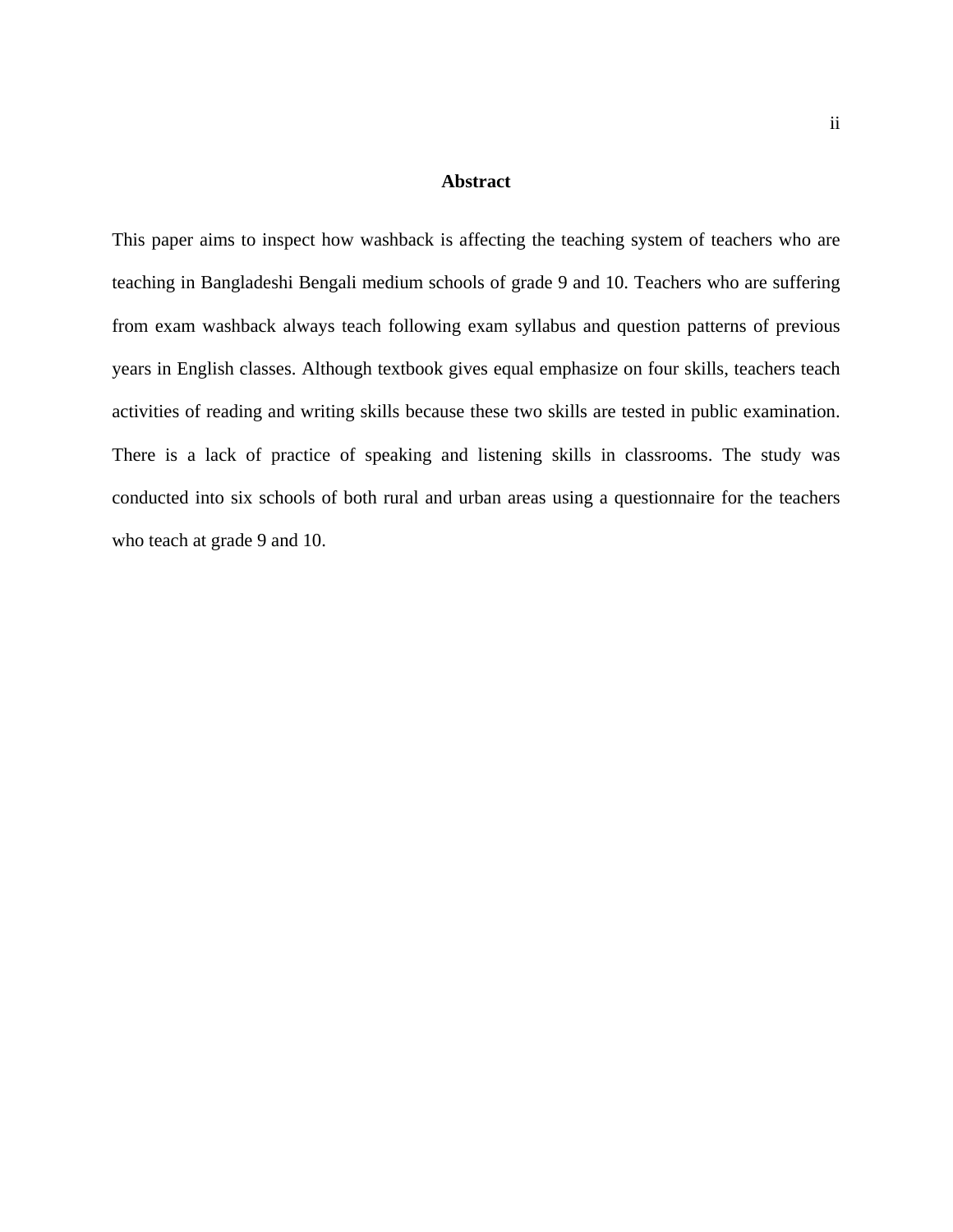## Abstract

This paper aims to inspect how washback is affecting the teaching system of teachers who are teaching in Bangladeshi Bengali medium schools of grade 9 and 10. Teachers who are suffering from exam washback always teach following exam syllabus and question patterns of previous years in English classes. Although textbook gives equal emphasize on four skills, teachers teach activities of reading and writing skills because these two skills are tested in public examination. There is a lack of practice of speaking and listening skills in classrooms. The study was conducted into six schools of both rural and urban areas using a questionnaire for the teachers who teach at grade 9 and 10.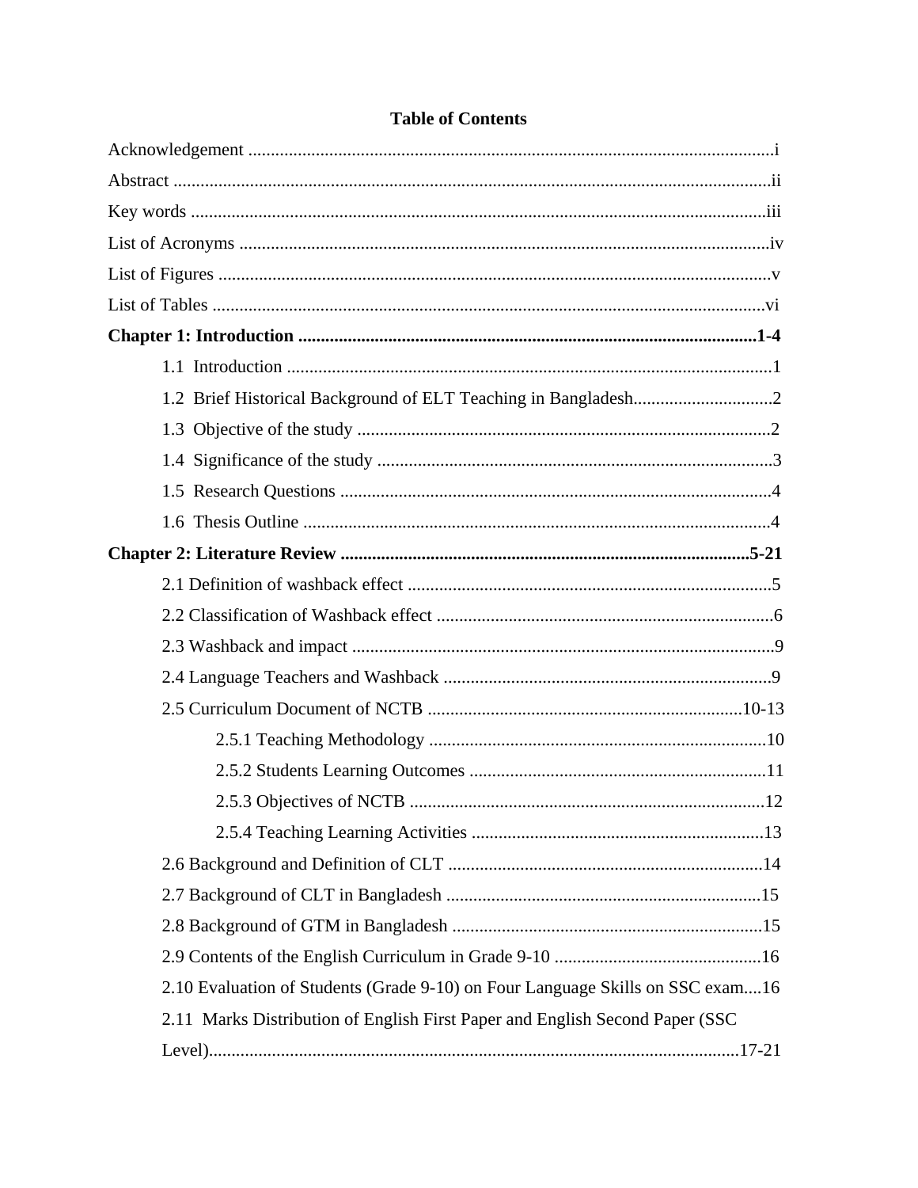# Table of Contents

Acknowledgement ....................................................................................................................i

Abstract ....................................................................................................................................ii

Key words ...............................................................................................................................iii

List of Acronyms ....................................................................................................................iv

List of Figures .........................................................................................................................v

List of Tables ..........................................................................................................................vi

**Chapter 1: Introduction .....................................................................................................1-4**

- 1.1 Introduction ..........................................................................................................1
- 1.2 Brief Historical Background of ELT Teaching in Bangladesh...............................2
- 1.3 Objective of the study ...........................................................................................2
- 1.4 Significance of the study .......................................................................................3
- 1.5 Research Questions ...............................................................................................4
- 1.6 Thesis Outline .......................................................................................................4

**Chapter 2: Literature Review ..........................................................................................5-21**

- 2.1 Definition of washback effect ................................................................................5
- 2.2 Classification of Washback effect ..........................................................................6
- 2.3 Washback and impact .............................................................................................9
- 2.4 Language Teachers and Washback ........................................................................9
- 2.5 Curriculum Document of NCTB ......................................................................10-13
  - 2.5.1 Teaching Methodology ..........................................................................10
  - 2.5.2 Students Learning Outcomes .................................................................11
  - 2.5.3 Objectives of NCTB ..............................................................................12
  - 2.5.4 Teaching Learning Activities ................................................................13
- 2.6 Background and Definition of CLT .....................................................................14
- 2.7 Background of CLT in Bangladesh .....................................................................15
- 2.8 Background of GTM in Bangladesh ....................................................................15
- 2.9 Contents of the English Curriculum in Grade 9-10 .............................................16
- 2.10 Evaluation of Students (Grade 9-10) on Four Language Skills on SSC exam....16
- 2.11 Marks Distribution of English First Paper and English Second Paper (SSC Level)....................................................................................................................17-21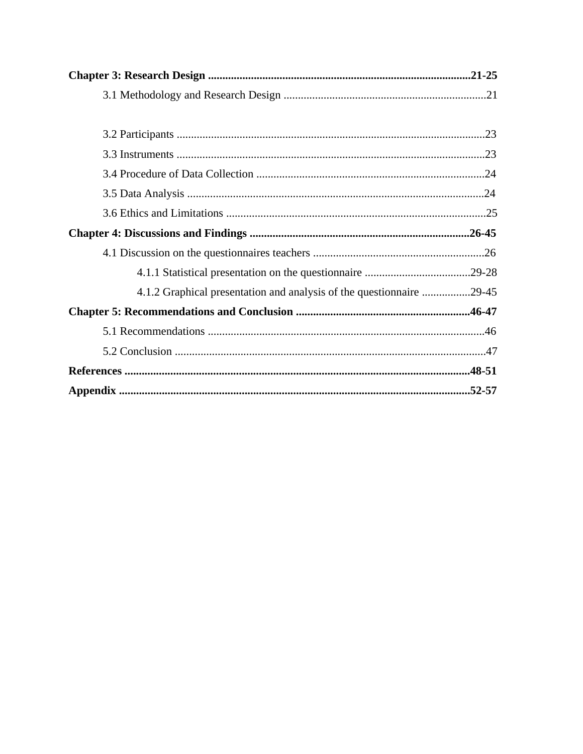**Chapter 3: Research Design ..........................................................................................21-25**

3.1 Methodology and Research Design ......................................................................21

3.2 Participants ...........................................................................................................23

3.3 Instruments ...........................................................................................................23

3.4 Procedure of Data Collection ................................................................................24

3.5 Data Analysis ........................................................................................................24

3.6 Ethics and Limitations ..........................................................................................25

**Chapter 4: Discussions and Findings ............................................................................26-45**

4.1 Discussion on the questionnaires teachers ............................................................26

4.1.1 Statistical presentation on the questionnaire .....................................29-28

4.1.2 Graphical presentation and analysis of the questionnaire .................29-45

**Chapter 5: Recommendations and Conclusion ............................................................46-47**

5.1 Recommendations ................................................................................................46

5.2 Conclusion ............................................................................................................47

**References ........................................................................................................................48-51**

**Appendix ..........................................................................................................................52-57**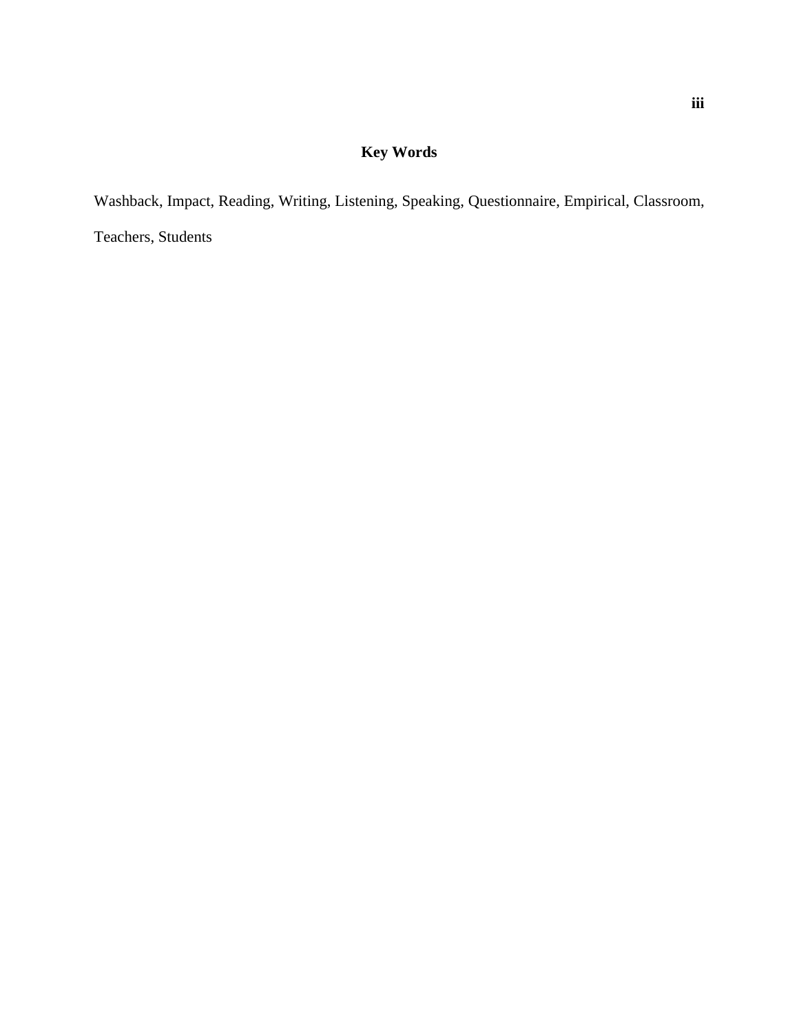## Key Words

Washback, Impact, Reading, Writing, Listening, Speaking, Questionnaire, Empirical, Classroom, Teachers, Students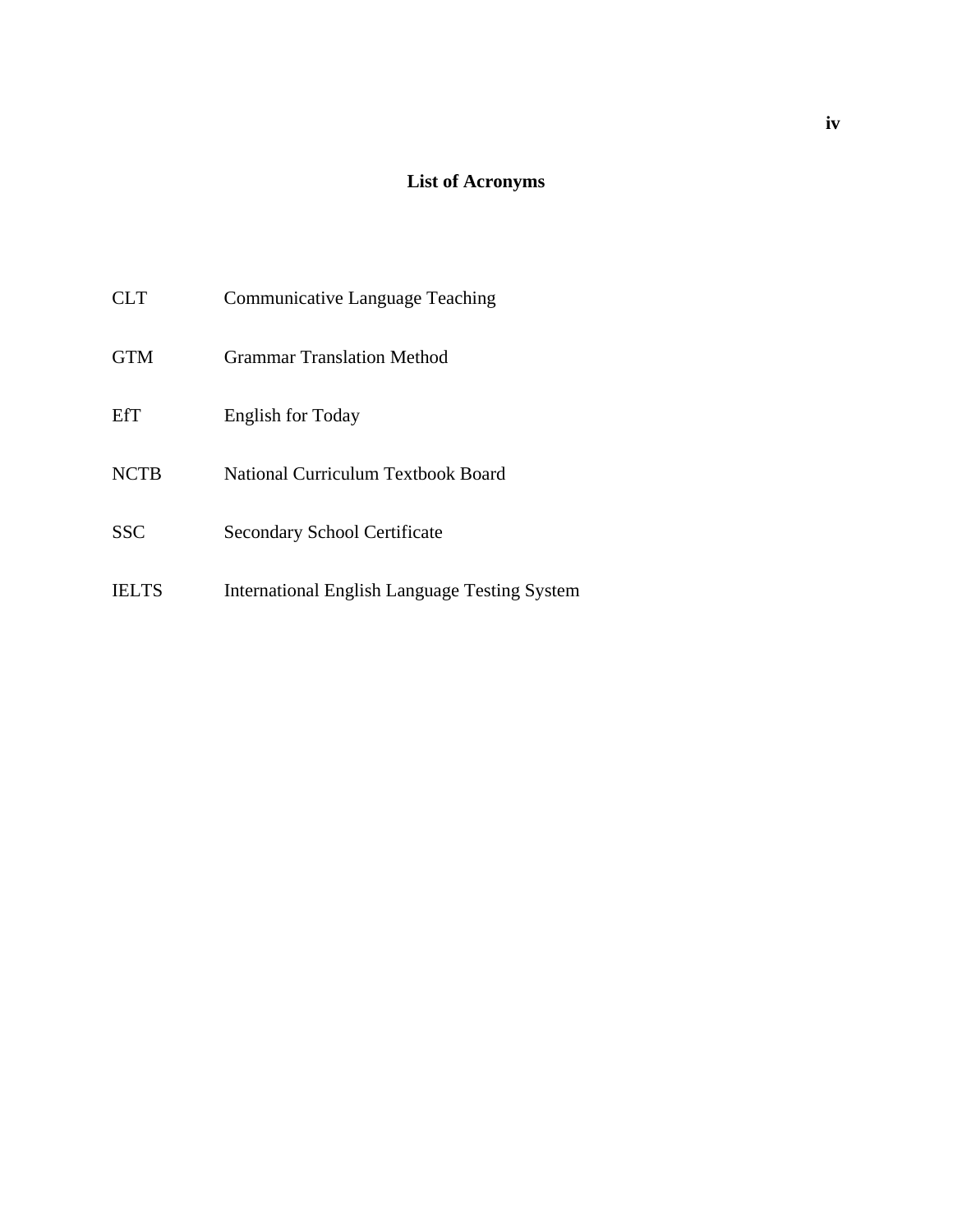## List of Acronyms

| | |
|---|---|
| CLT | Communicative Language Teaching |
| GTM | Grammar Translation Method |
| EfT | English for Today |
| NCTB | National Curriculum Textbook Board |
| SSC | Secondary School Certificate |
| IELTS | International English Language Testing System |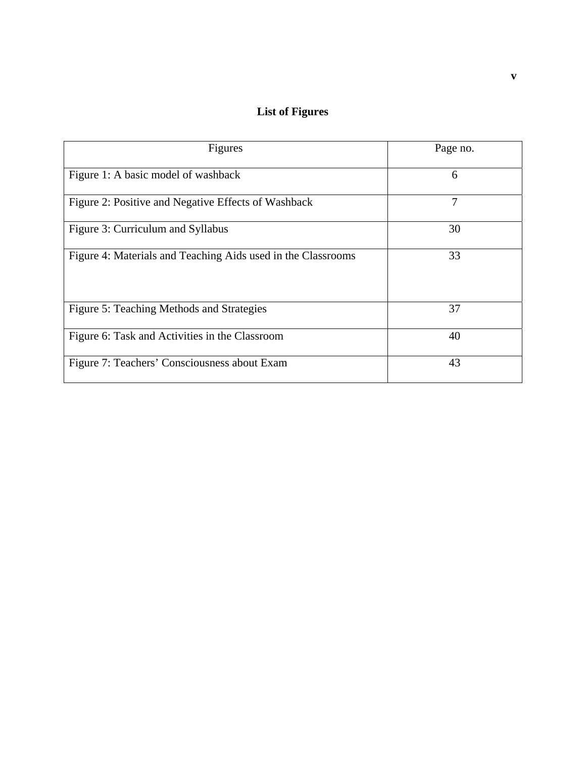# List of Figures

| Figures | Page no. |
| --- | --- |
| Figure 1: A basic model of washback | 6 |
| Figure 2: Positive and Negative Effects of Washback | 7 |
| Figure 3: Curriculum and Syllabus | 30 |
| Figure 4: Materials and Teaching Aids used in the Classrooms | 33 |
| Figure 5: Teaching Methods and Strategies | 37 |
| Figure 6: Task and Activities in the Classroom | 40 |
| Figure 7: Teachers’ Consciousness about Exam | 43 |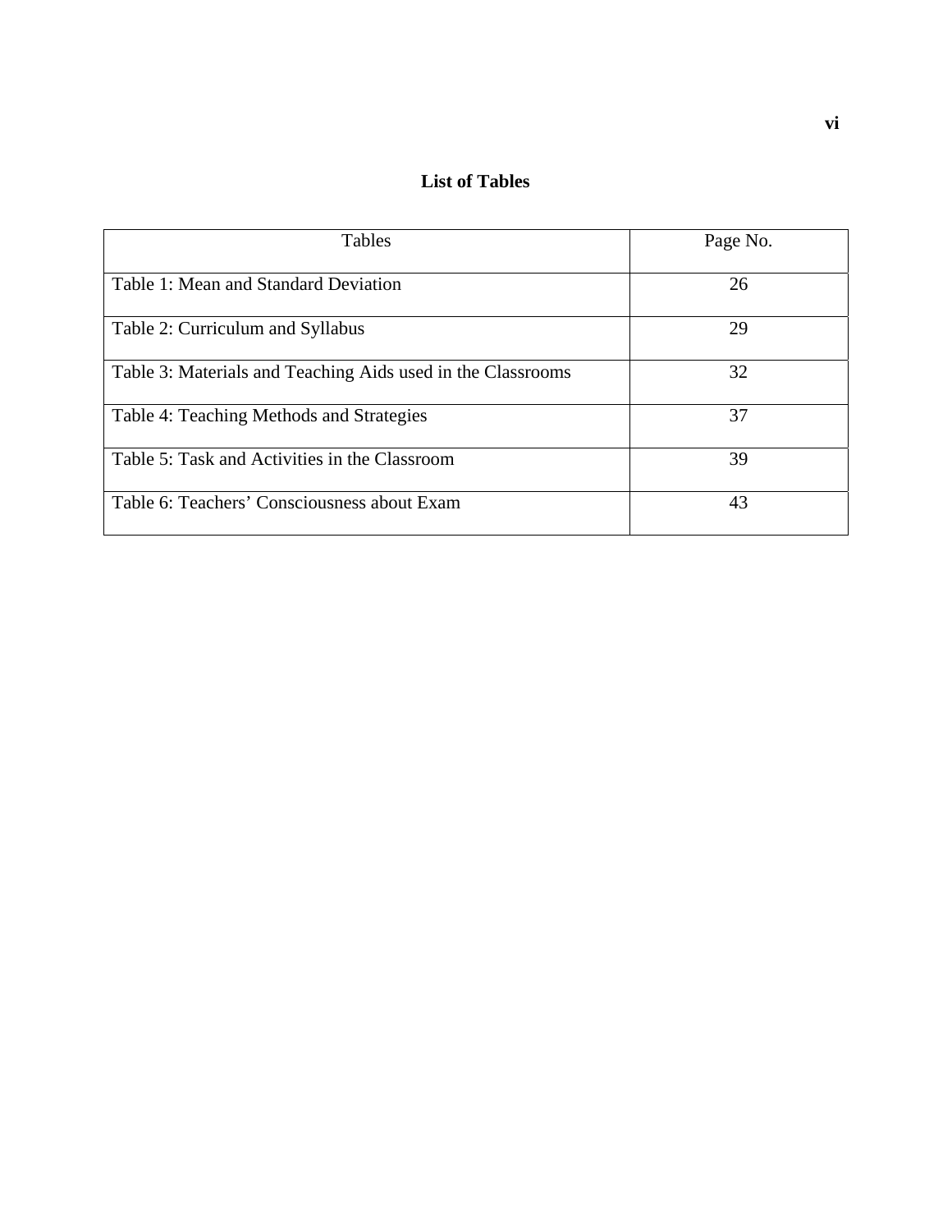## List of Tables

| Tables | Page No. |
| --- | --- |
| Table 1: Mean and Standard Deviation | 26 |
| Table 2: Curriculum and Syllabus | 29 |
| Table 3: Materials and Teaching Aids used in the Classrooms | 32 |
| Table 4: Teaching Methods and Strategies | 37 |
| Table 5: Task and Activities in the Classroom | 39 |
| Table 6: Teachers' Consciousness about Exam | 43 |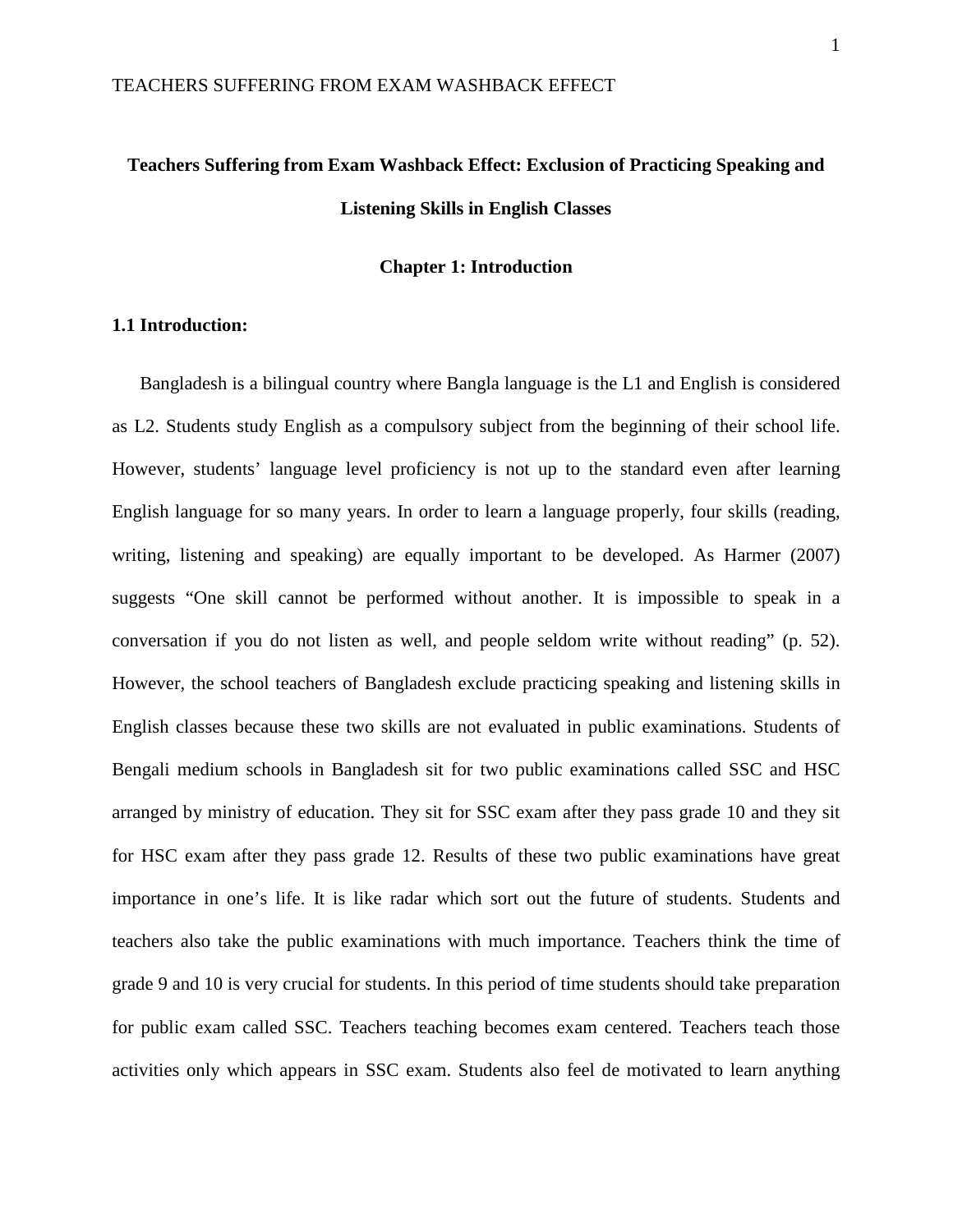**Teachers Suffering from Exam Washback Effect: Exclusion of Practicing Speaking and Listening Skills in English Classes**

## Chapter 1: Introduction

### 1.1 Introduction:

Bangladesh is a bilingual country where Bangla language is the L1 and English is considered as L2. Students study English as a compulsory subject from the beginning of their school life. However, students' language level proficiency is not up to the standard even after learning English language for so many years. In order to learn a language properly, four skills (reading, writing, listening and speaking) are equally important to be developed. As Harmer (2007) suggests "One skill cannot be performed without another. It is impossible to speak in a conversation if you do not listen as well, and people seldom write without reading" (p. 52). However, the school teachers of Bangladesh exclude practicing speaking and listening skills in English classes because these two skills are not evaluated in public examinations. Students of Bengali medium schools in Bangladesh sit for two public examinations called SSC and HSC arranged by ministry of education. They sit for SSC exam after they pass grade 10 and they sit for HSC exam after they pass grade 12. Results of these two public examinations have great importance in one's life. It is like radar which sort out the future of students. Students and teachers also take the public examinations with much importance. Teachers think the time of grade 9 and 10 is very crucial for students. In this period of time students should take preparation for public exam called SSC. Teachers teaching becomes exam centered. Teachers teach those activities only which appears in SSC exam. Students also feel de motivated to learn anything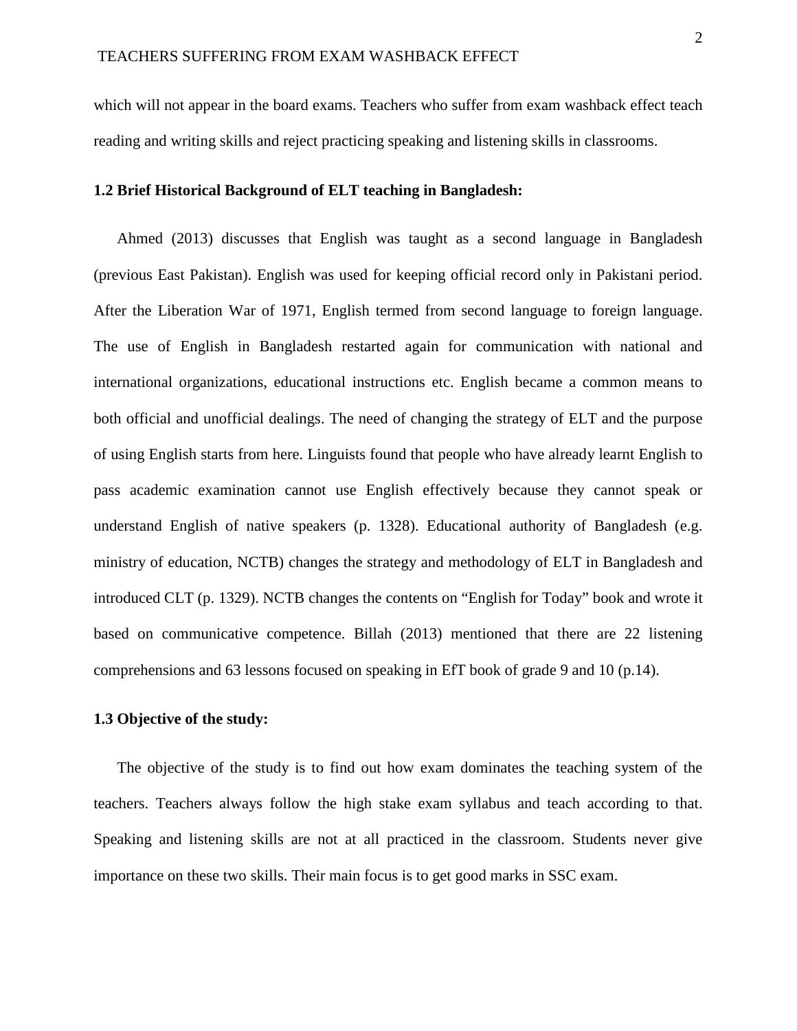which will not appear in the board exams. Teachers who suffer from exam washback effect teach reading and writing skills and reject practicing speaking and listening skills in classrooms.

### 1.2 Brief Historical Background of ELT teaching in Bangladesh:

Ahmed (2013) discusses that English was taught as a second language in Bangladesh (previous East Pakistan). English was used for keeping official record only in Pakistani period. After the Liberation War of 1971, English termed from second language to foreign language. The use of English in Bangladesh restarted again for communication with national and international organizations, educational instructions etc. English became a common means to both official and unofficial dealings. The need of changing the strategy of ELT and the purpose of using English starts from here. Linguists found that people who have already learnt English to pass academic examination cannot use English effectively because they cannot speak or understand English of native speakers (p. 1328). Educational authority of Bangladesh (e.g. ministry of education, NCTB) changes the strategy and methodology of ELT in Bangladesh and introduced CLT (p. 1329). NCTB changes the contents on "English for Today" book and wrote it based on communicative competence. Billah (2013) mentioned that there are 22 listening comprehensions and 63 lessons focused on speaking in EfT book of grade 9 and 10 (p.14).

### 1.3 Objective of the study:

The objective of the study is to find out how exam dominates the teaching system of the teachers. Teachers always follow the high stake exam syllabus and teach according to that. Speaking and listening skills are not at all practiced in the classroom. Students never give importance on these two skills. Their main focus is to get good marks in SSC exam.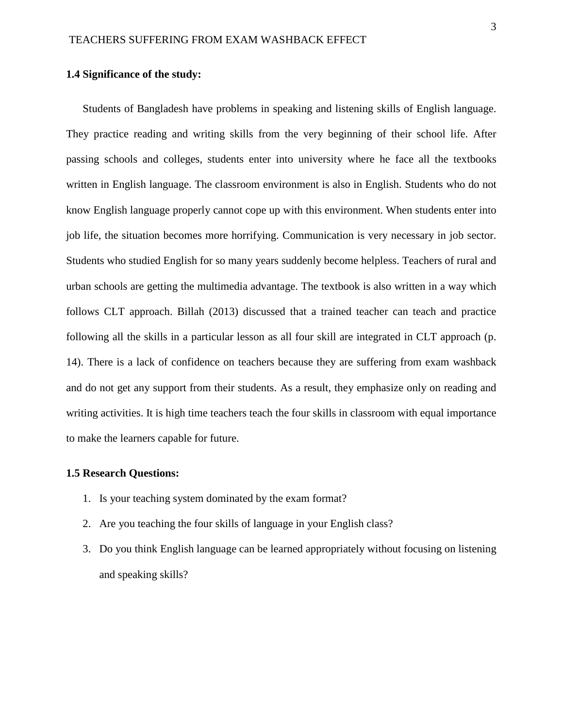**1.4 Significance of the study:**

Students of Bangladesh have problems in speaking and listening skills of English language. They practice reading and writing skills from the very beginning of their school life. After passing schools and colleges, students enter into university where he face all the textbooks written in English language. The classroom environment is also in English. Students who do not know English language properly cannot cope up with this environment. When students enter into job life, the situation becomes more horrifying. Communication is very necessary in job sector. Students who studied English for so many years suddenly become helpless. Teachers of rural and urban schools are getting the multimedia advantage. The textbook is also written in a way which follows CLT approach. Billah (2013) discussed that a trained teacher can teach and practice following all the skills in a particular lesson as all four skill are integrated in CLT approach (p. 14). There is a lack of confidence on teachers because they are suffering from exam washback and do not get any support from their students. As a result, they emphasize only on reading and writing activities. It is high time teachers teach the four skills in classroom with equal importance to make the learners capable for future.

**1.5 Research Questions:**

1. Is your teaching system dominated by the exam format?
2. Are you teaching the four skills of language in your English class?
3. Do you think English language can be learned appropriately without focusing on listening and speaking skills?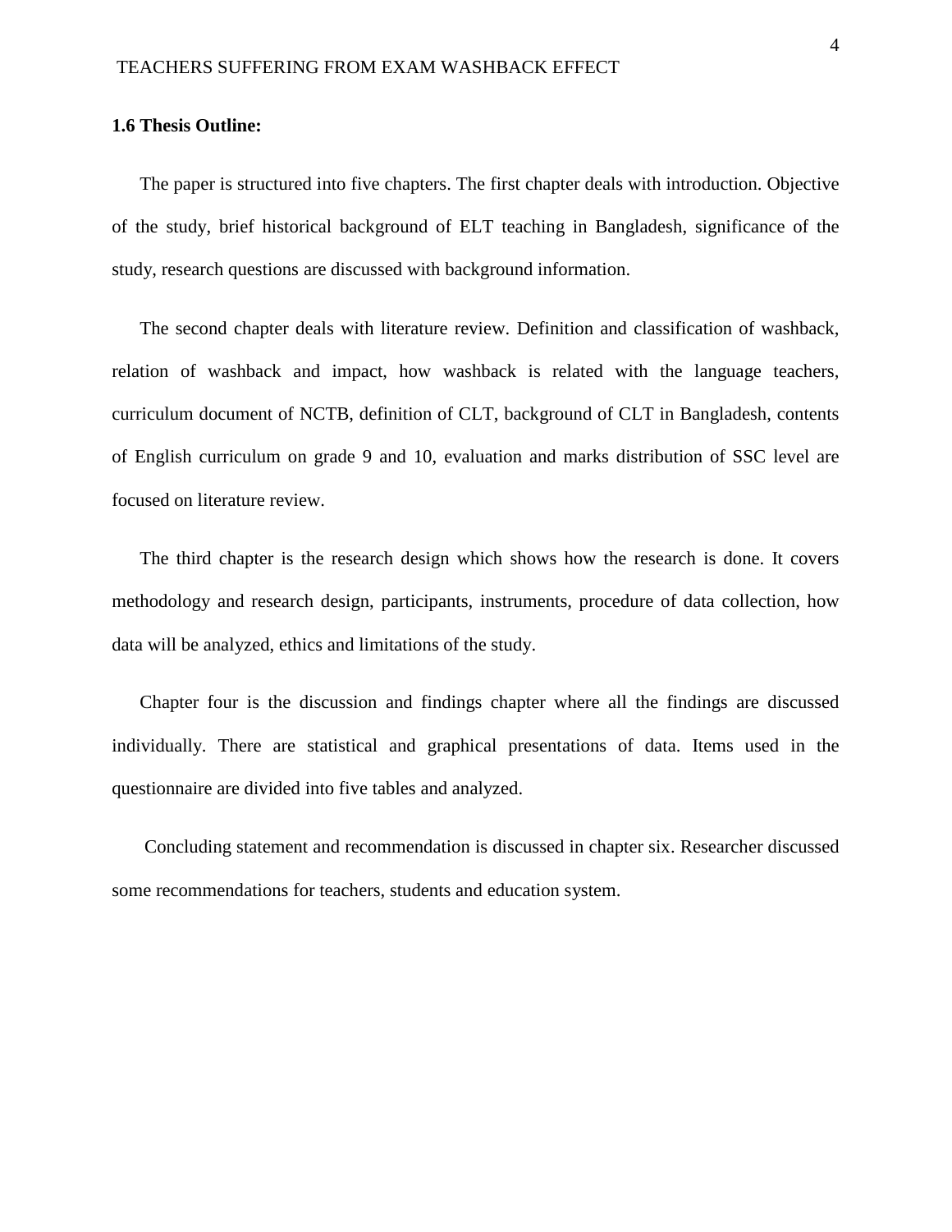### 1.6 Thesis Outline:

The paper is structured into five chapters. The first chapter deals with introduction. Objective of the study, brief historical background of ELT teaching in Bangladesh, significance of the study, research questions are discussed with background information.

The second chapter deals with literature review. Definition and classification of washback, relation of washback and impact, how washback is related with the language teachers, curriculum document of NCTB, definition of CLT, background of CLT in Bangladesh, contents of English curriculum on grade 9 and 10, evaluation and marks distribution of SSC level are focused on literature review.

The third chapter is the research design which shows how the research is done. It covers methodology and research design, participants, instruments, procedure of data collection, how data will be analyzed, ethics and limitations of the study.

Chapter four is the discussion and findings chapter where all the findings are discussed individually. There are statistical and graphical presentations of data. Items used in the questionnaire are divided into five tables and analyzed.

Concluding statement and recommendation is discussed in chapter six. Researcher discussed some recommendations for teachers, students and education system.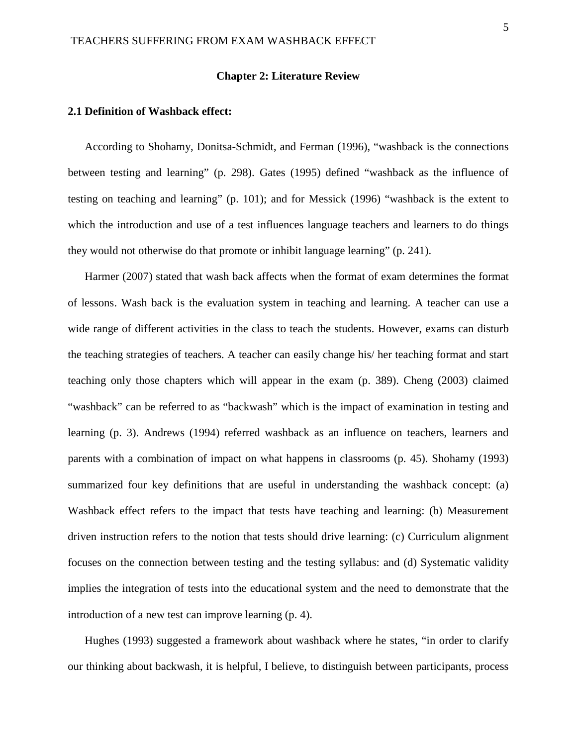## Chapter 2: Literature Review

### 2.1 Definition of Washback effect:

According to Shohamy, Donitsa-Schmidt, and Ferman (1996), “washback is the connections between testing and learning” (p. 298). Gates (1995) defined “washback as the influence of testing on teaching and learning” (p. 101); and for Messick (1996) “washback is the extent to which the introduction and use of a test influences language teachers and learners to do things they would not otherwise do that promote or inhibit language learning” (p. 241).

Harmer (2007) stated that wash back affects when the format of exam determines the format of lessons. Wash back is the evaluation system in teaching and learning. A teacher can use a wide range of different activities in the class to teach the students. However, exams can disturb the teaching strategies of teachers. A teacher can easily change his/ her teaching format and start teaching only those chapters which will appear in the exam (p. 389). Cheng (2003) claimed “washback” can be referred to as “backwash” which is the impact of examination in testing and learning (p. 3). Andrews (1994) referred washback as an influence on teachers, learners and parents with a combination of impact on what happens in classrooms (p. 45). Shohamy (1993) summarized four key definitions that are useful in understanding the washback concept: (a) Washback effect refers to the impact that tests have teaching and learning: (b) Measurement driven instruction refers to the notion that tests should drive learning: (c) Curriculum alignment focuses on the connection between testing and the testing syllabus: and (d) Systematic validity implies the integration of tests into the educational system and the need to demonstrate that the introduction of a new test can improve learning (p. 4).

Hughes (1993) suggested a framework about washback where he states, “in order to clarify our thinking about backwash, it is helpful, I believe, to distinguish between participants, process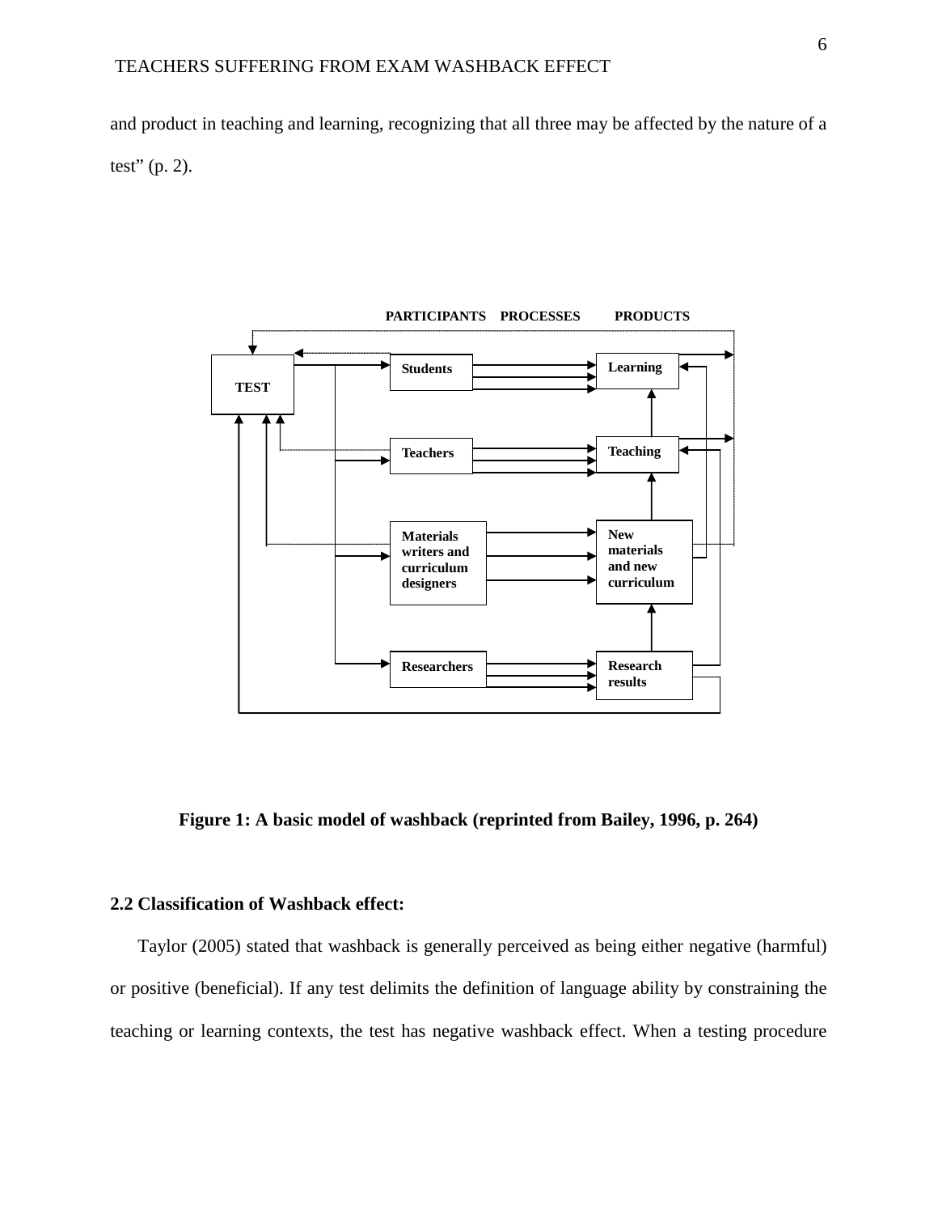and product in teaching and learning, recognizing that all three may be affected by the nature of a test" (p. 2).

PARTICIPANTS PROCESSES PRODUCTS

TEST

Students

Learning

Teachers

Teaching

Materials writers and curriculum designers

New materials and new curriculum

Researchers

Research results

**Figure 1: A basic model of washback (reprinted from Bailey, 1996, p. 264)**

### 2.2 Classification of Washback effect:

Taylor (2005) stated that washback is generally perceived as being either negative (harmful) or positive (beneficial). If any test delimits the definition of language ability by constraining the teaching or learning contexts, the test has negative washback effect. When a testing procedure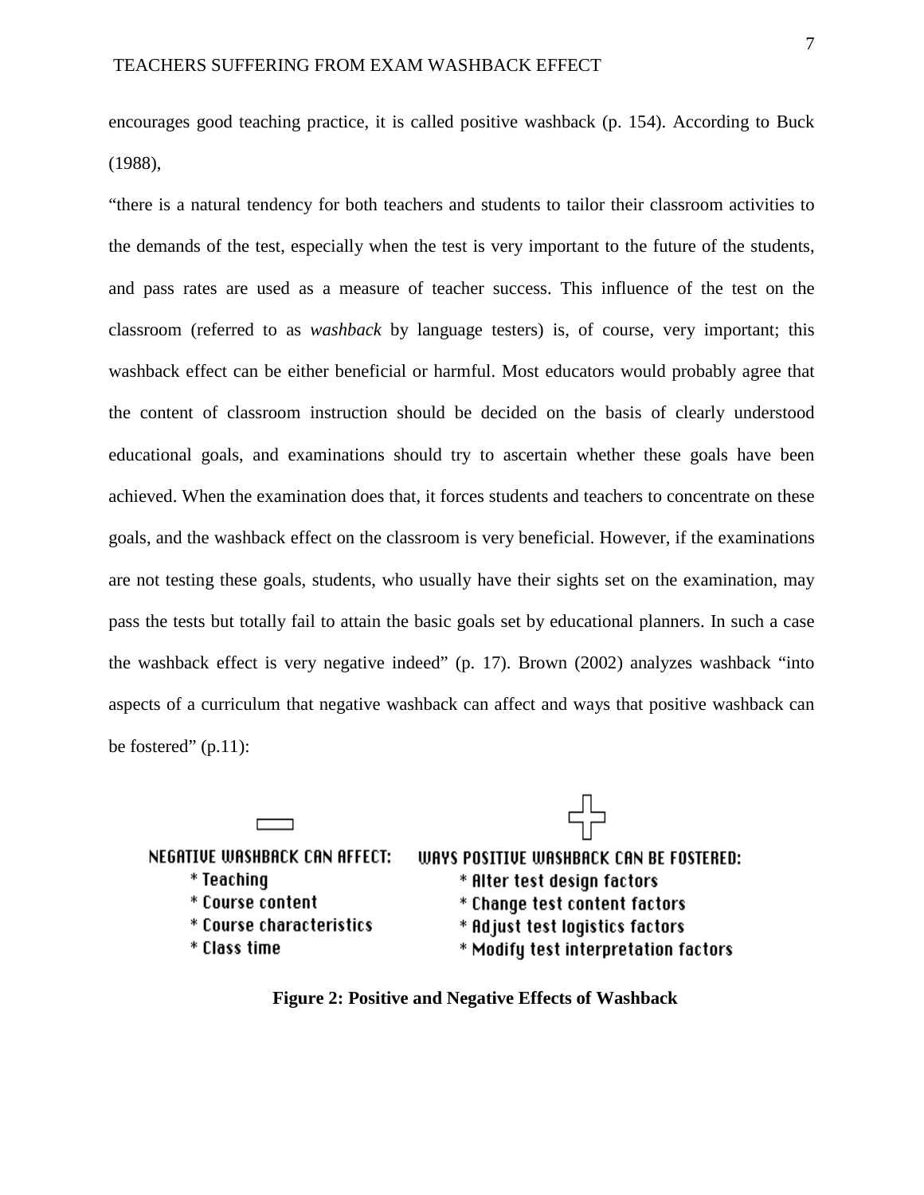encourages good teaching practice, it is called positive washback (p. 154). According to Buck (1988),

"there is a natural tendency for both teachers and students to tailor their classroom activities to the demands of the test, especially when the test is very important to the future of the students, and pass rates are used as a measure of teacher success. This influence of the test on the classroom (referred to as *washback* by language testers) is, of course, very important; this washback effect can be either beneficial or harmful. Most educators would probably agree that the content of classroom instruction should be decided on the basis of clearly understood educational goals, and examinations should try to ascertain whether these goals have been achieved. When the examination does that, it forces students and teachers to concentrate on these goals, and the washback effect on the classroom is very beneficial. However, if the examinations are not testing these goals, students, who usually have their sights set on the examination, may pass the tests but totally fail to attain the basic goals set by educational planners. In such a case the washback effect is very negative indeed" (p. 17). Brown (2002) analyzes washback "into aspects of a curriculum that negative washback can affect and ways that positive washback can be fostered" (p.11):

| − | + |
|---|---|
| NEGATIVE WASHBACK CAN AFFECT: | WAYS POSITIVE WASHBACK CAN BE FOSTERED: |
| * Teaching | * Alter test design factors |
| * Course content | * Change test content factors |
| * Course characteristics | * Adjust test logistics factors |
| * Class time | * Modify test interpretation factors |

**Figure 2: Positive and Negative Effects of Washback**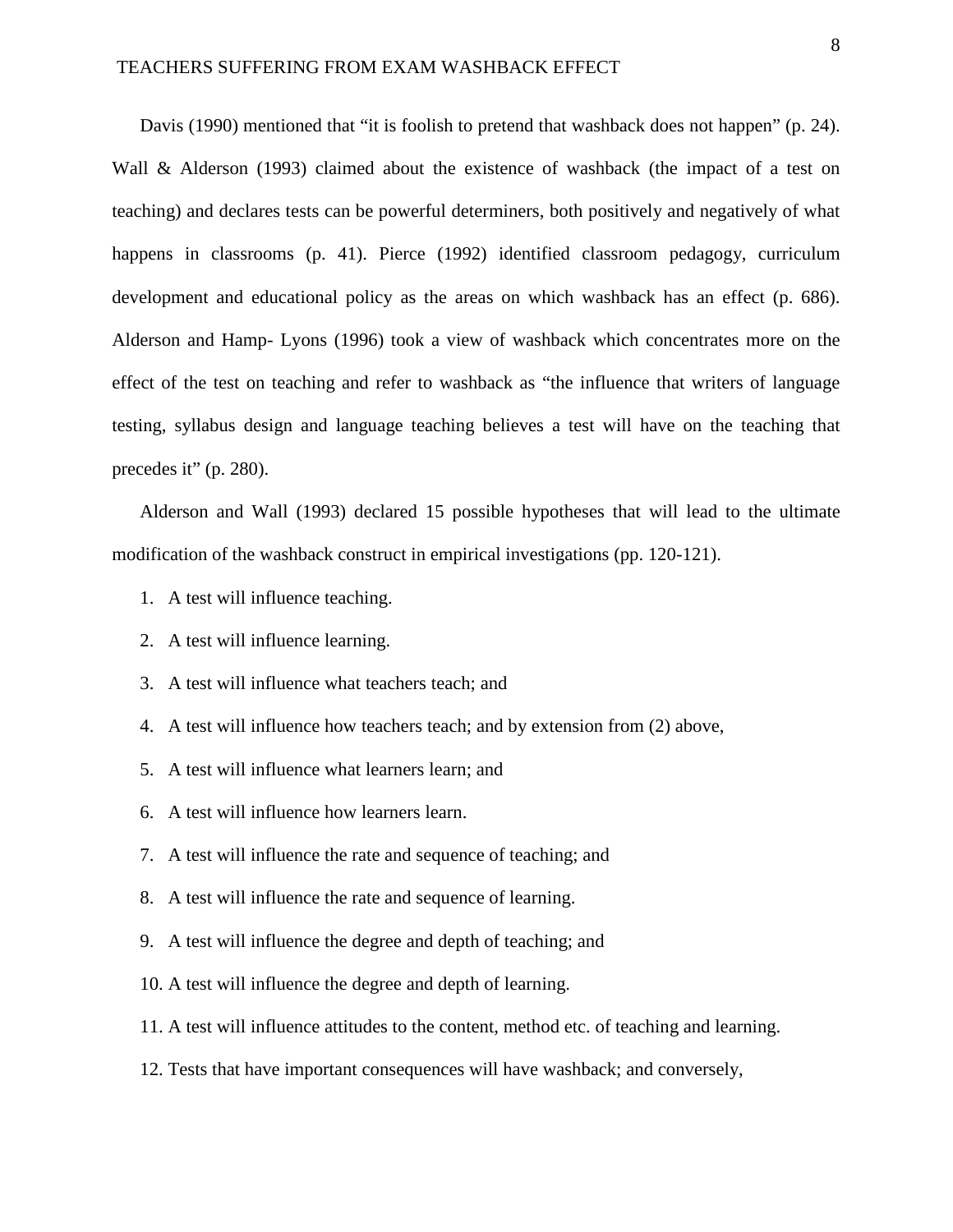Davis (1990) mentioned that “it is foolish to pretend that washback does not happen” (p. 24). Wall & Alderson (1993) claimed about the existence of washback (the impact of a test on teaching) and declares tests can be powerful determiners, both positively and negatively of what happens in classrooms (p. 41). Pierce (1992) identified classroom pedagogy, curriculum development and educational policy as the areas on which washback has an effect (p. 686). Alderson and Hamp- Lyons (1996) took a view of washback which concentrates more on the effect of the test on teaching and refer to washback as “the influence that writers of language testing, syllabus design and language teaching believes a test will have on the teaching that precedes it” (p. 280).

Alderson and Wall (1993) declared 15 possible hypotheses that will lead to the ultimate modification of the washback construct in empirical investigations (pp. 120-121).

1. A test will influence teaching.
2. A test will influence learning.
3. A test will influence what teachers teach; and
4. A test will influence how teachers teach; and by extension from (2) above,
5. A test will influence what learners learn; and
6. A test will influence how learners learn.
7. A test will influence the rate and sequence of teaching; and
8. A test will influence the rate and sequence of learning.
9. A test will influence the degree and depth of teaching; and
10. A test will influence the degree and depth of learning.
11. A test will influence attitudes to the content, method etc. of teaching and learning.
12. Tests that have important consequences will have washback; and conversely,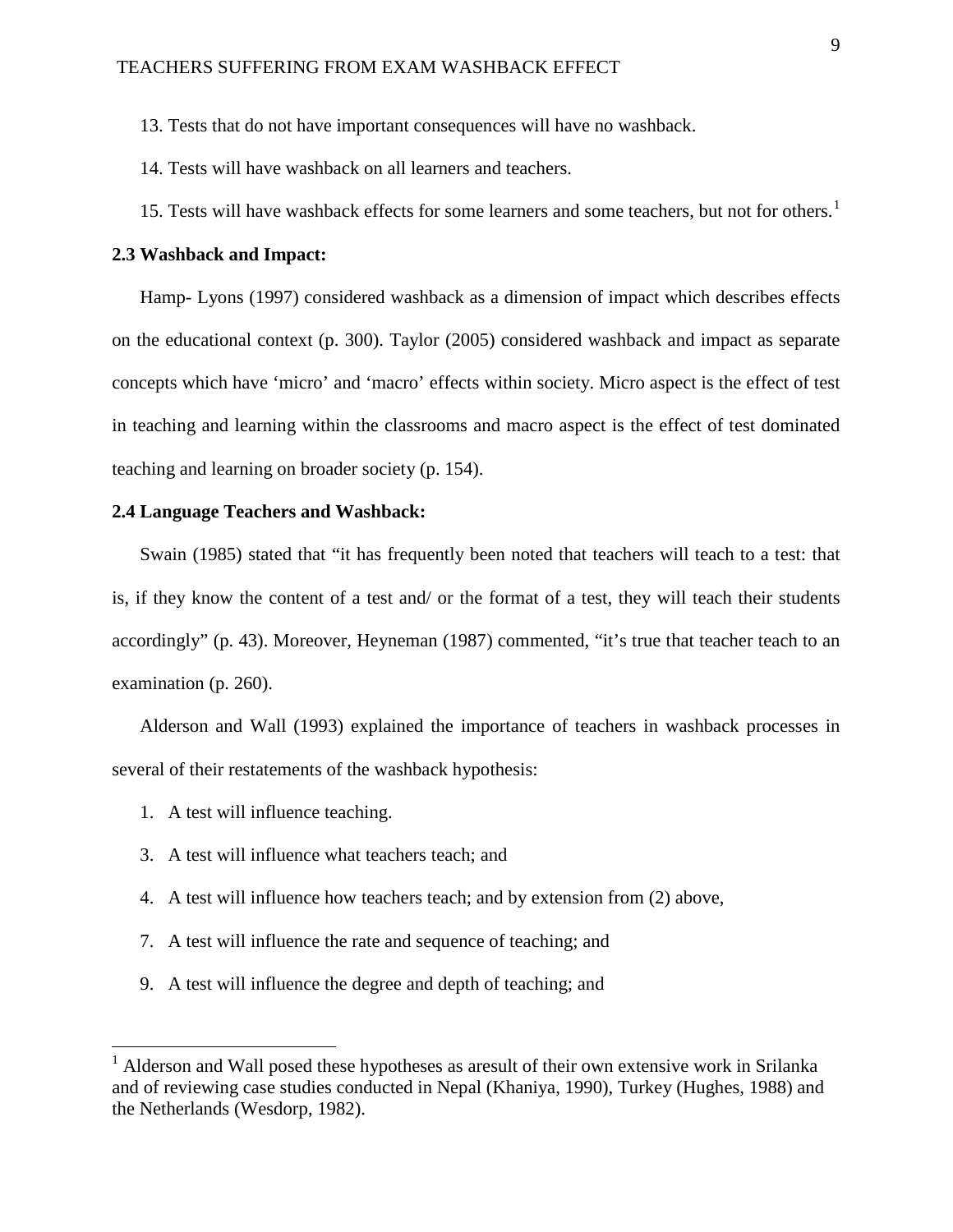13. Tests that do not have important consequences will have no washback.

14. Tests will have washback on all learners and teachers.

15. Tests will have washback effects for some learners and some teachers, but not for others.[1]

**2.3 Washback and Impact:**

Hamp- Lyons (1997) considered washback as a dimension of impact which describes effects on the educational context (p. 300). Taylor (2005) considered washback and impact as separate concepts which have 'micro' and 'macro' effects within society. Micro aspect is the effect of test in teaching and learning within the classrooms and macro aspect is the effect of test dominated teaching and learning on broader society (p. 154).

**2.4 Language Teachers and Washback:**

Swain (1985) stated that "it has frequently been noted that teachers will teach to a test: that is, if they know the content of a test and/ or the format of a test, they will teach their students accordingly" (p. 43). Moreover, Heyneman (1987) commented, "it's true that teacher teach to an examination (p. 260).

Alderson and Wall (1993) explained the importance of teachers in washback processes in several of their restatements of the washback hypothesis:

1. A test will influence teaching.
3. A test will influence what teachers teach; and
4. A test will influence how teachers teach; and by extension from (2) above,
7. A test will influence the rate and sequence of teaching; and
9. A test will influence the degree and depth of teaching; and

[1] Alderson and Wall posed these hypotheses as aresult of their own extensive work in Srilanka and of reviewing case studies conducted in Nepal (Khaniya, 1990), Turkey (Hughes, 1988) and the Netherlands (Wesdorp, 1982).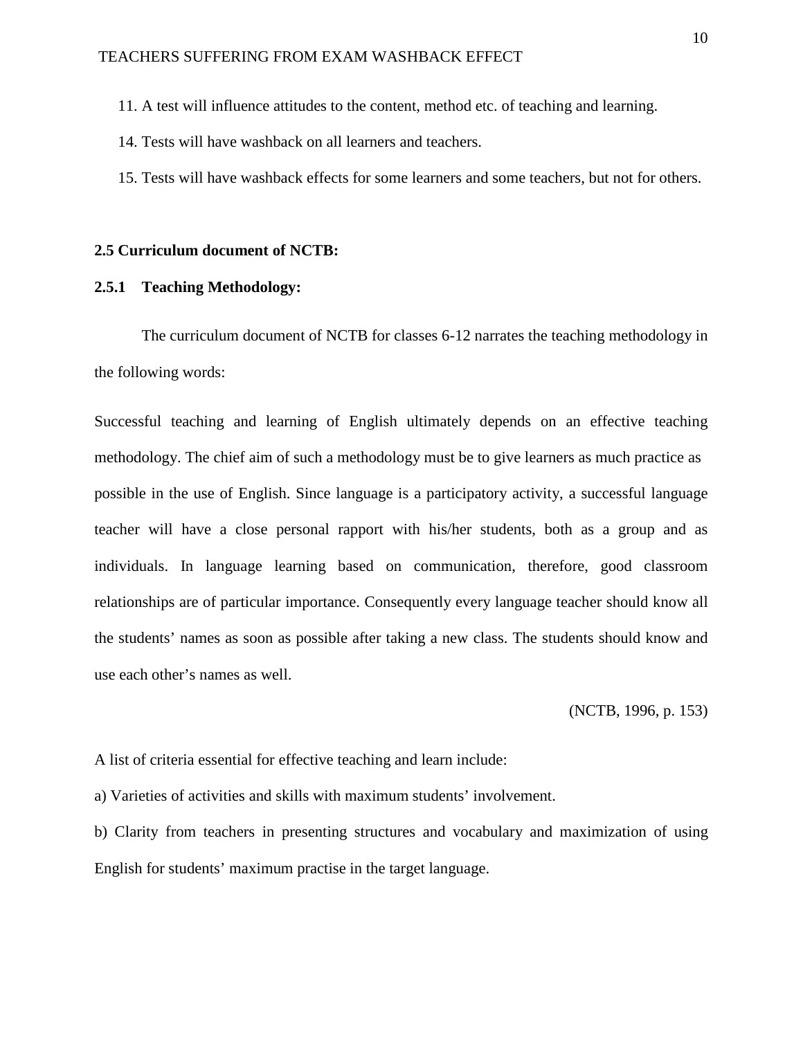11. A test will influence attitudes to the content, method etc. of teaching and learning.

14. Tests will have washback on all learners and teachers.

15. Tests will have washback effects for some learners and some teachers, but not for others.

**2.5 Curriculum document of NCTB:**

**2.5.1 Teaching Methodology:**

The curriculum document of NCTB for classes 6-12 narrates the teaching methodology in the following words:

Successful teaching and learning of English ultimately depends on an effective teaching methodology. The chief aim of such a methodology must be to give learners as much practice as possible in the use of English. Since language is a participatory activity, a successful language teacher will have a close personal rapport with his/her students, both as a group and as individuals. In language learning based on communication, therefore, good classroom relationships are of particular importance. Consequently every language teacher should know all the students' names as soon as possible after taking a new class. The students should know and use each other's names as well.

(NCTB, 1996, p. 153)

A list of criteria essential for effective teaching and learn include:

a) Varieties of activities and skills with maximum students' involvement.

b) Clarity from teachers in presenting structures and vocabulary and maximization of using English for students' maximum practise in the target language.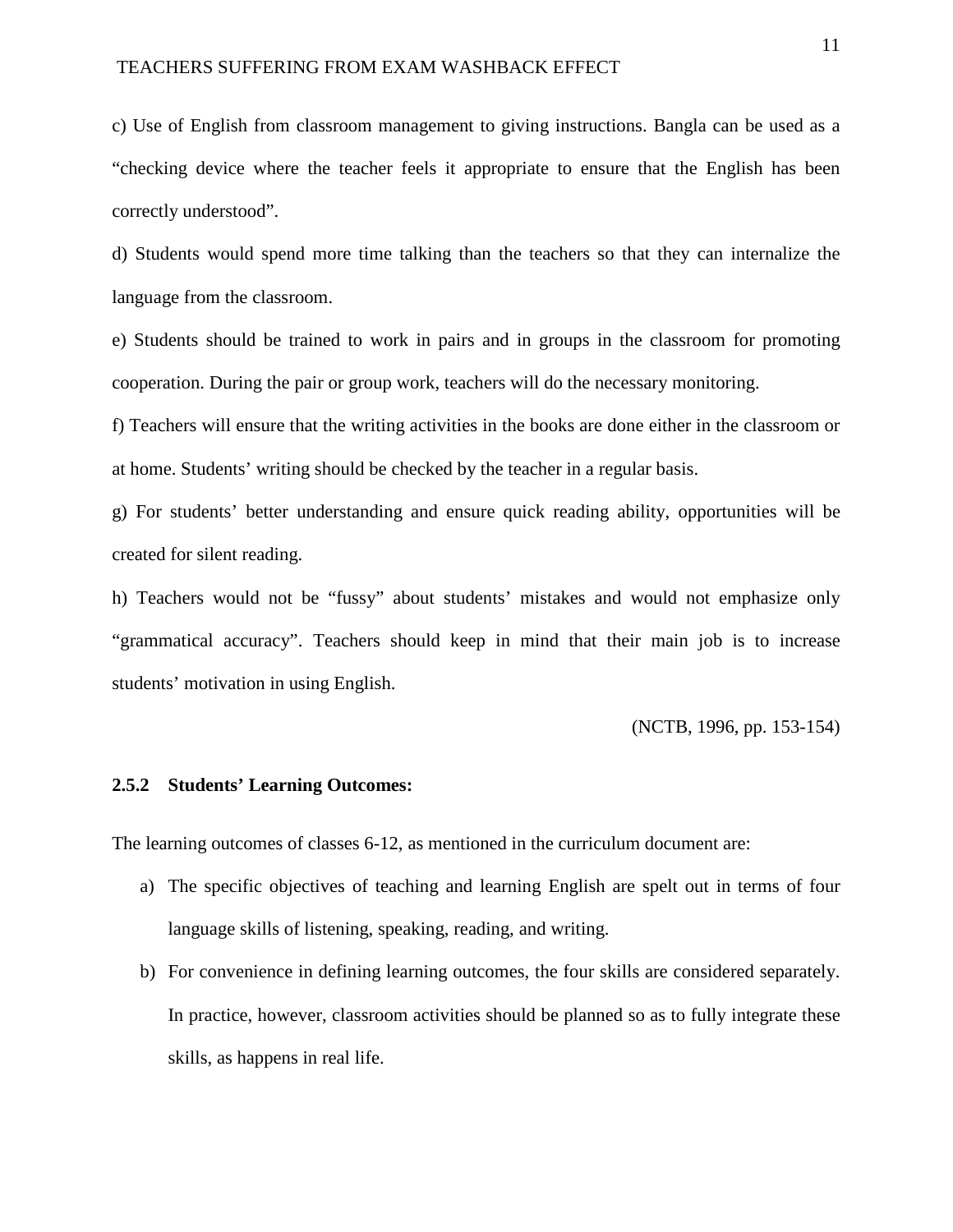c) Use of English from classroom management to giving instructions. Bangla can be used as a "checking device where the teacher feels it appropriate to ensure that the English has been correctly understood".

d) Students would spend more time talking than the teachers so that they can internalize the language from the classroom.

e) Students should be trained to work in pairs and in groups in the classroom for promoting cooperation. During the pair or group work, teachers will do the necessary monitoring.

f) Teachers will ensure that the writing activities in the books are done either in the classroom or at home. Students' writing should be checked by the teacher in a regular basis.

g) For students' better understanding and ensure quick reading ability, opportunities will be created for silent reading.

h) Teachers would not be "fussy" about students' mistakes and would not emphasize only "grammatical accuracy". Teachers should keep in mind that their main job is to increase students' motivation in using English.

(NCTB, 1996, pp. 153-154)

### 2.5.2 Students' Learning Outcomes:

The learning outcomes of classes 6-12, as mentioned in the curriculum document are:

a) The specific objectives of teaching and learning English are spelt out in terms of four language skills of listening, speaking, reading, and writing.

b) For convenience in defining learning outcomes, the four skills are considered separately. In practice, however, classroom activities should be planned so as to fully integrate these skills, as happens in real life.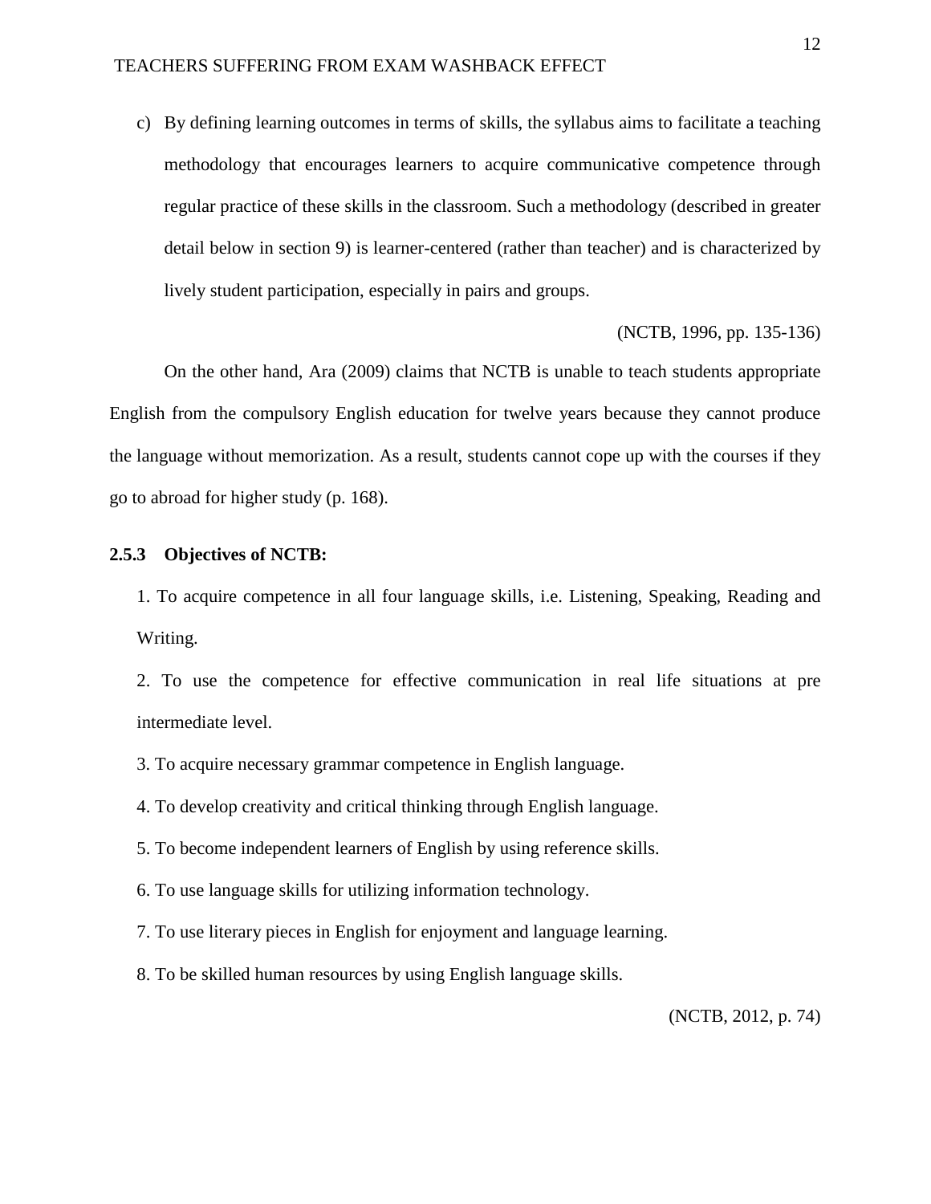c) By defining learning outcomes in terms of skills, the syllabus aims to facilitate a teaching methodology that encourages learners to acquire communicative competence through regular practice of these skills in the classroom. Such a methodology (described in greater detail below in section 9) is learner-centered (rather than teacher) and is characterized by lively student participation, especially in pairs and groups.

(NCTB, 1996, pp. 135-136)

On the other hand, Ara (2009) claims that NCTB is unable to teach students appropriate English from the compulsory English education for twelve years because they cannot produce the language without memorization. As a result, students cannot cope up with the courses if they go to abroad for higher study (p. 168).

### 2.5.3 Objectives of NCTB:

1. To acquire competence in all four language skills, i.e. Listening, Speaking, Reading and Writing.
2. To use the competence for effective communication in real life situations at pre intermediate level.
3. To acquire necessary grammar competence in English language.
4. To develop creativity and critical thinking through English language.
5. To become independent learners of English by using reference skills.
6. To use language skills for utilizing information technology.
7. To use literary pieces in English for enjoyment and language learning.
8. To be skilled human resources by using English language skills.

(NCTB, 2012, p. 74)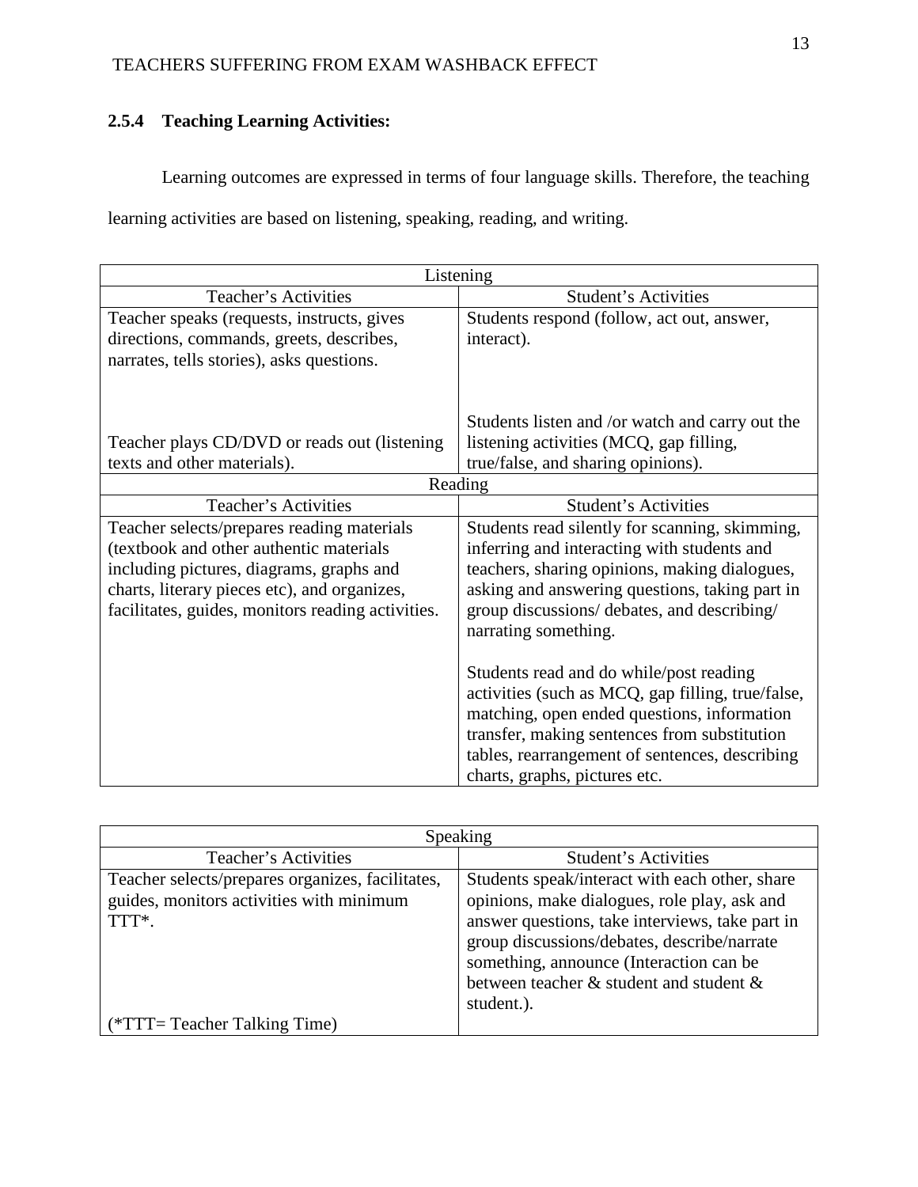### 2.5.4 Teaching Learning Activities:

Learning outcomes are expressed in terms of four language skills. Therefore, the teaching learning activities are based on listening, speaking, reading, and writing.

| Listening | |
|---|---|
| Teacher's Activities | Student's Activities |
| Teacher speaks (requests, instructs, gives directions, commands, greets, describes, narrates, tells stories), asks questions. | Students respond (follow, act out, answer, interact). |
| Teacher plays CD/DVD or reads out (listening texts and other materials). | Students listen and /or watch and carry out the listening activities (MCQ, gap filling, true/false, and sharing opinions). |
| Reading | |
| Teacher's Activities | Student's Activities |
| Teacher selects/prepares reading materials (textbook and other authentic materials including pictures, diagrams, graphs and charts, literary pieces etc), and organizes, facilitates, guides, monitors reading activities. | Students read silently for scanning, skimming, inferring and interacting with students and teachers, sharing opinions, making dialogues, asking and answering questions, taking part in group discussions/ debates, and describing/ narrating something.<br><br>Students read and do while/post reading activities (such as MCQ, gap filling, true/false, matching, open ended questions, information transfer, making sentences from substitution tables, rearrangement of sentences, describing charts, graphs, pictures etc. |

| Speaking | |
|---|---|
| Teacher's Activities | Student's Activities |
| Teacher selects/prepares organizes, facilitates, guides, monitors activities with minimum TTT*.<br><br>(*TTT= Teacher Talking Time) | Students speak/interact with each other, share opinions, make dialogues, role play, ask and answer questions, take interviews, take part in group discussions/debates, describe/narrate something, announce (Interaction can be between teacher & student and student & student.). |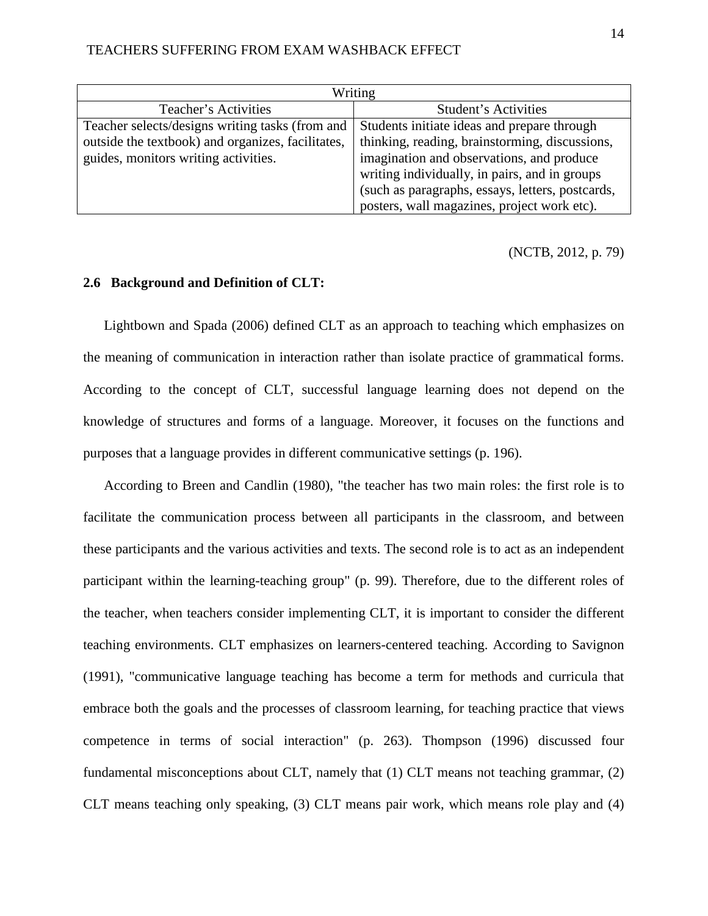| Writing | |
| --- | --- |
| Teacher's Activities | Student's Activities |
| Teacher selects/designs writing tasks (from and outside the textbook) and organizes, facilitates, guides, monitors writing activities. | Students initiate ideas and prepare through thinking, reading, brainstorming, discussions, imagination and observations, and produce writing individually, in pairs, and in groups (such as paragraphs, essays, letters, postcards, posters, wall magazines, project work etc). |

(NCTB, 2012, p. 79)

### 2.6 Background and Definition of CLT:

Lightbown and Spada (2006) defined CLT as an approach to teaching which emphasizes on the meaning of communication in interaction rather than isolate practice of grammatical forms. According to the concept of CLT, successful language learning does not depend on the knowledge of structures and forms of a language. Moreover, it focuses on the functions and purposes that a language provides in different communicative settings (p. 196).

According to Breen and Candlin (1980), "the teacher has two main roles: the first role is to facilitate the communication process between all participants in the classroom, and between these participants and the various activities and texts. The second role is to act as an independent participant within the learning-teaching group" (p. 99). Therefore, due to the different roles of the teacher, when teachers consider implementing CLT, it is important to consider the different teaching environments. CLT emphasizes on learners-centered teaching. According to Savignon (1991), "communicative language teaching has become a term for methods and curricula that embrace both the goals and the processes of classroom learning, for teaching practice that views competence in terms of social interaction" (p. 263). Thompson (1996) discussed four fundamental misconceptions about CLT, namely that (1) CLT means not teaching grammar, (2) CLT means teaching only speaking, (3) CLT means pair work, which means role play and (4)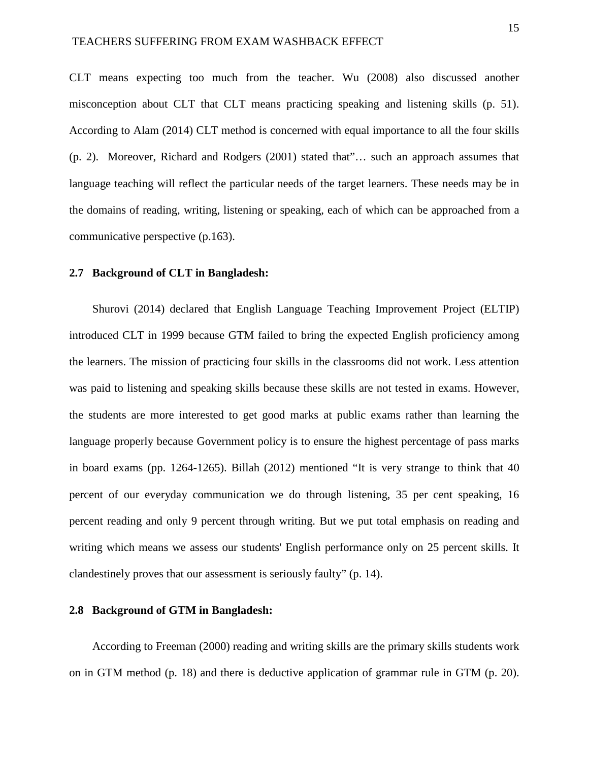CLT means expecting too much from the teacher. Wu (2008) also discussed another misconception about CLT that CLT means practicing speaking and listening skills (p. 51). According to Alam (2014) CLT method is concerned with equal importance to all the four skills (p. 2). Moreover, Richard and Rodgers (2001) stated that"… such an approach assumes that language teaching will reflect the particular needs of the target learners. These needs may be in the domains of reading, writing, listening or speaking, each of which can be approached from a communicative perspective (p.163).

## 2.7 Background of CLT in Bangladesh:

Shurovi (2014) declared that English Language Teaching Improvement Project (ELTIP) introduced CLT in 1999 because GTM failed to bring the expected English proficiency among the learners. The mission of practicing four skills in the classrooms did not work. Less attention was paid to listening and speaking skills because these skills are not tested in exams. However, the students are more interested to get good marks at public exams rather than learning the language properly because Government policy is to ensure the highest percentage of pass marks in board exams (pp. 1264-1265). Billah (2012) mentioned "It is very strange to think that 40 percent of our everyday communication we do through listening, 35 per cent speaking, 16 percent reading and only 9 percent through writing. But we put total emphasis on reading and writing which means we assess our students' English performance only on 25 percent skills. It clandestinely proves that our assessment is seriously faulty" (p. 14).

## 2.8 Background of GTM in Bangladesh:

According to Freeman (2000) reading and writing skills are the primary skills students work on in GTM method (p. 18) and there is deductive application of grammar rule in GTM (p. 20).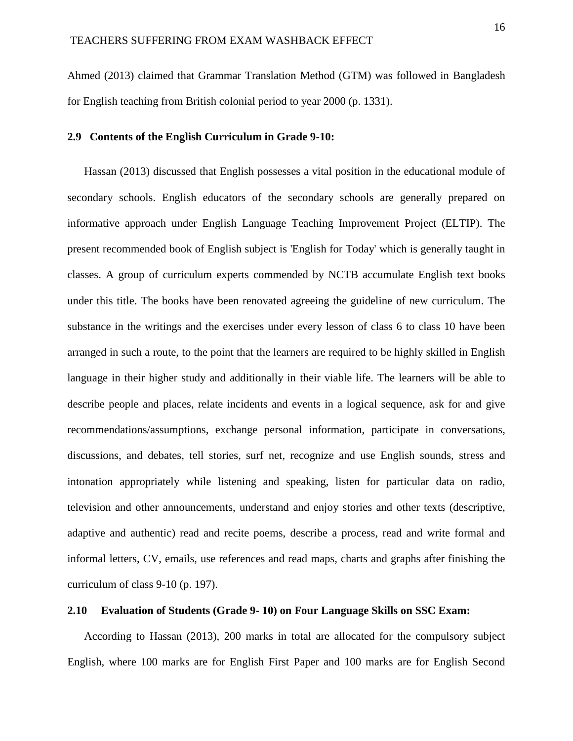Ahmed (2013) claimed that Grammar Translation Method (GTM) was followed in Bangladesh for English teaching from British colonial period to year 2000 (p. 1331).

### 2.9 Contents of the English Curriculum in Grade 9-10:

Hassan (2013) discussed that English possesses a vital position in the educational module of secondary schools. English educators of the secondary schools are generally prepared on informative approach under English Language Teaching Improvement Project (ELTIP). The present recommended book of English subject is 'English for Today' which is generally taught in classes. A group of curriculum experts commended by NCTB accumulate English text books under this title. The books have been renovated agreeing the guideline of new curriculum. The substance in the writings and the exercises under every lesson of class 6 to class 10 have been arranged in such a route, to the point that the learners are required to be highly skilled in English language in their higher study and additionally in their viable life. The learners will be able to describe people and places, relate incidents and events in a logical sequence, ask for and give recommendations/assumptions, exchange personal information, participate in conversations, discussions, and debates, tell stories, surf net, recognize and use English sounds, stress and intonation appropriately while listening and speaking, listen for particular data on radio, television and other announcements, understand and enjoy stories and other texts (descriptive, adaptive and authentic) read and recite poems, describe a process, read and write formal and informal letters, CV, emails, use references and read maps, charts and graphs after finishing the curriculum of class 9-10 (p. 197).

### 2.10 Evaluation of Students (Grade 9- 10) on Four Language Skills on SSC Exam:

According to Hassan (2013), 200 marks in total are allocated for the compulsory subject English, where 100 marks are for English First Paper and 100 marks are for English Second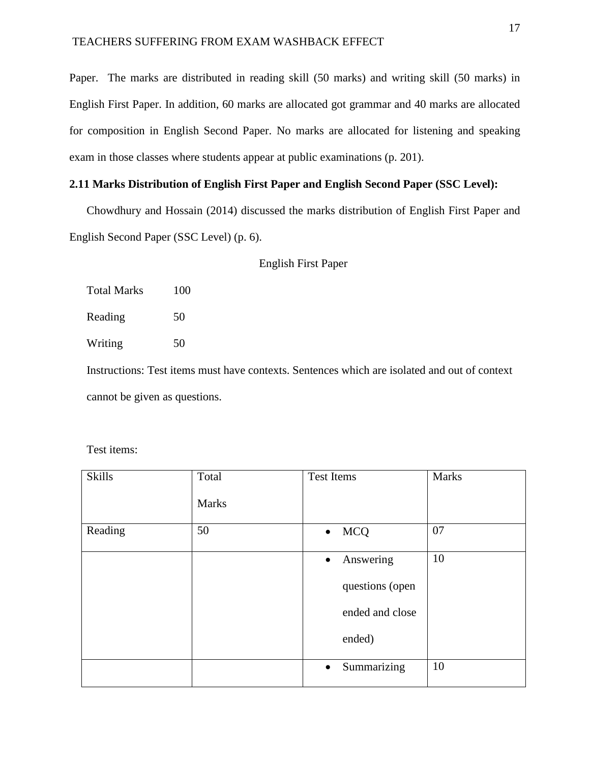Paper. The marks are distributed in reading skill (50 marks) and writing skill (50 marks) in English First Paper. In addition, 60 marks are allocated got grammar and 40 marks are allocated for composition in English Second Paper. No marks are allocated for listening and speaking exam in those classes where students appear at public examinations (p. 201).

**2.11 Marks Distribution of English First Paper and English Second Paper (SSC Level):**

Chowdhury and Hossain (2014) discussed the marks distribution of English First Paper and English Second Paper (SSC Level) (p. 6).

English First Paper

Total Marks 100

Reading 50

Writing 50

Instructions: Test items must have contexts. Sentences which are isolated and out of context cannot be given as questions.

Test items:

| Skills | Total Marks | Test Items | Marks |
|---|---|---|---|
| Reading | 50 | • MCQ | 07 |
| | | • Answering questions (open ended and close ended) | 10 |
| | | • Summarizing | 10 |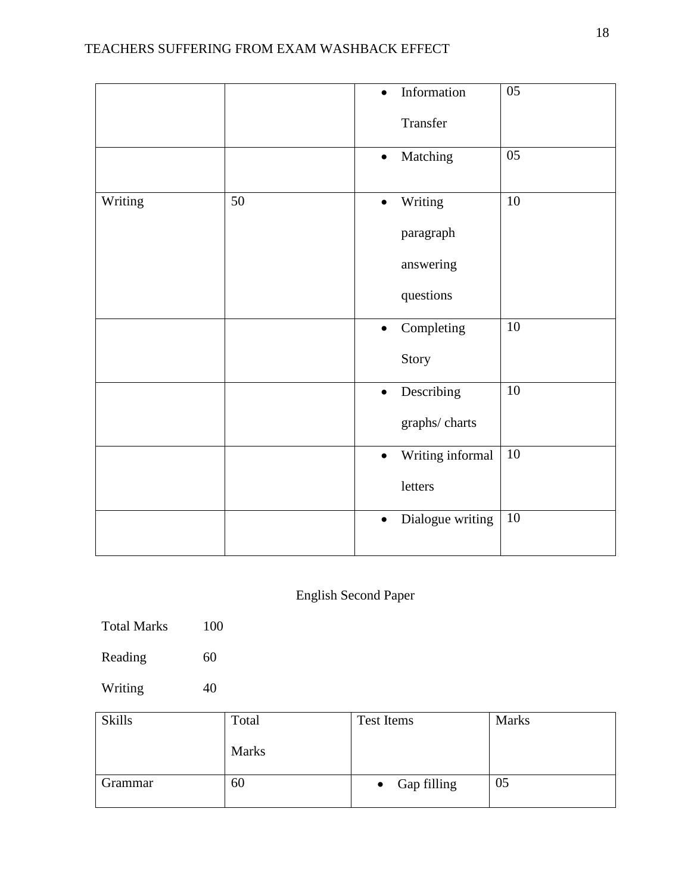| | | • Information Transfer | 05 |
|---|---|---|---|
| | | • Matching | 05 |
| Writing | 50 | • Writing paragraph answering questions | 10 |
| | | • Completing Story | 10 |
| | | • Describing graphs/ charts | 10 |
| | | • Writing informal letters | 10 |
| | | • Dialogue writing | 10 |

English Second Paper

Total Marks 100

Reading 60

Writing 40

| Skills | Total Marks | Test Items | Marks |
|---|---|---|---|
| Grammar | 60 | • Gap filling | 05 |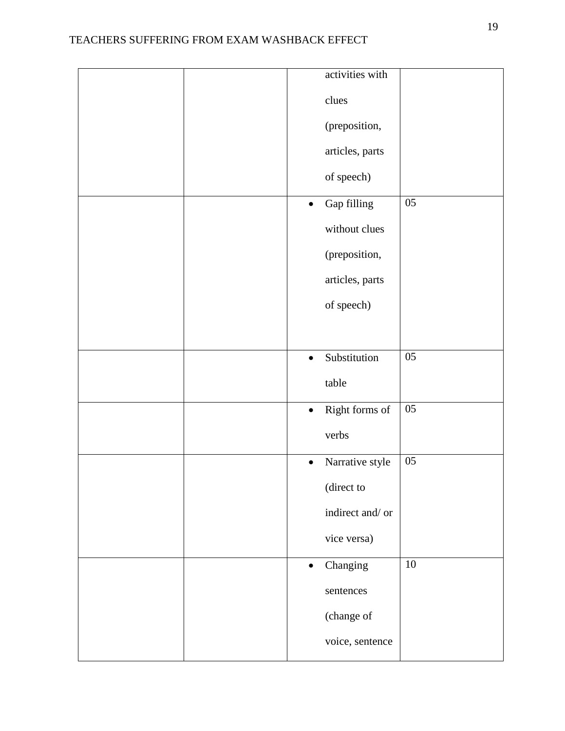| | | | |
|---|---|---|---|
| | | activities with clues (preposition, articles, parts of speech) | |
| | | • Gap filling without clues (preposition, articles, parts of speech) | 05 |
| | | • Substitution table | 05 |
| | | • Right forms of verbs | 05 |
| | | • Narrative style (direct to indirect and/ or vice versa) | 05 |
| | | • Changing sentences (change of voice, sentence | 10 |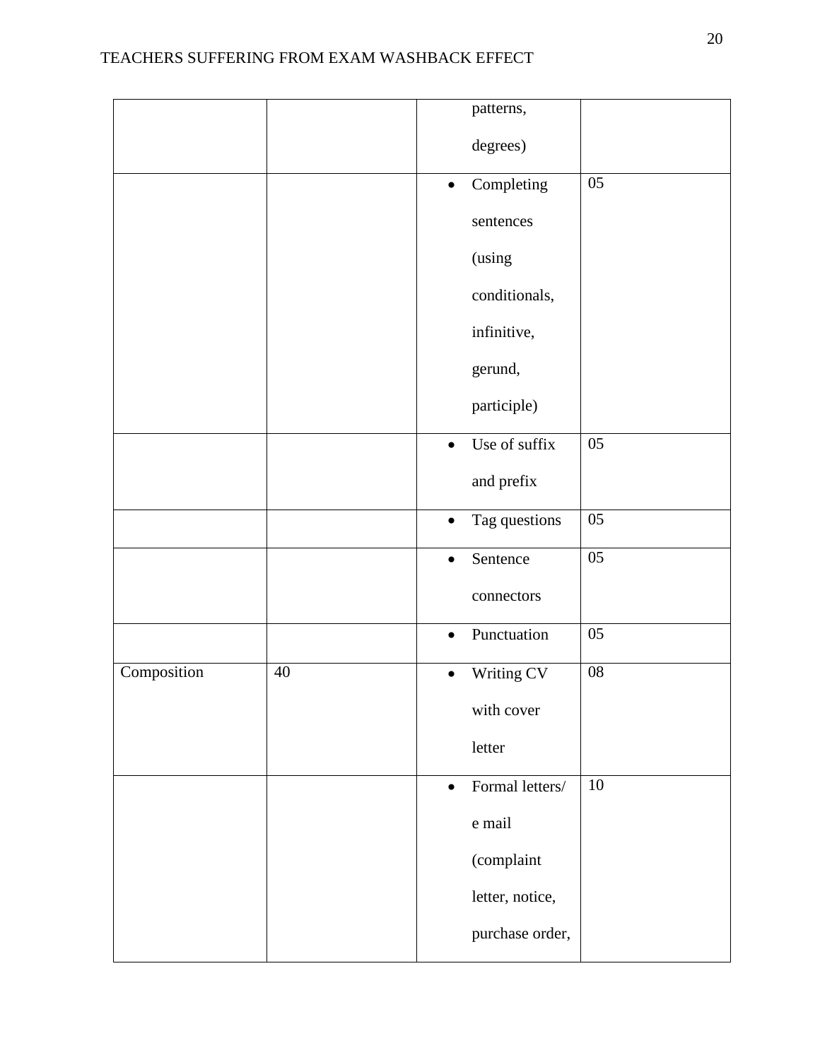| | | patterns, degrees) | |
|---|---|---|---|
| | | • Completing sentences (using conditionals, infinitive, gerund, participle) | 05 |
| | | • Use of suffix and prefix | 05 |
| | | • Tag questions | 05 |
| | | • Sentence connectors | 05 |
| | | • Punctuation | 05 |
| Composition | 40 | • Writing CV with cover letter | 08 |
| | | • Formal letters/ e mail (complaint letter, notice, purchase order, | 10 |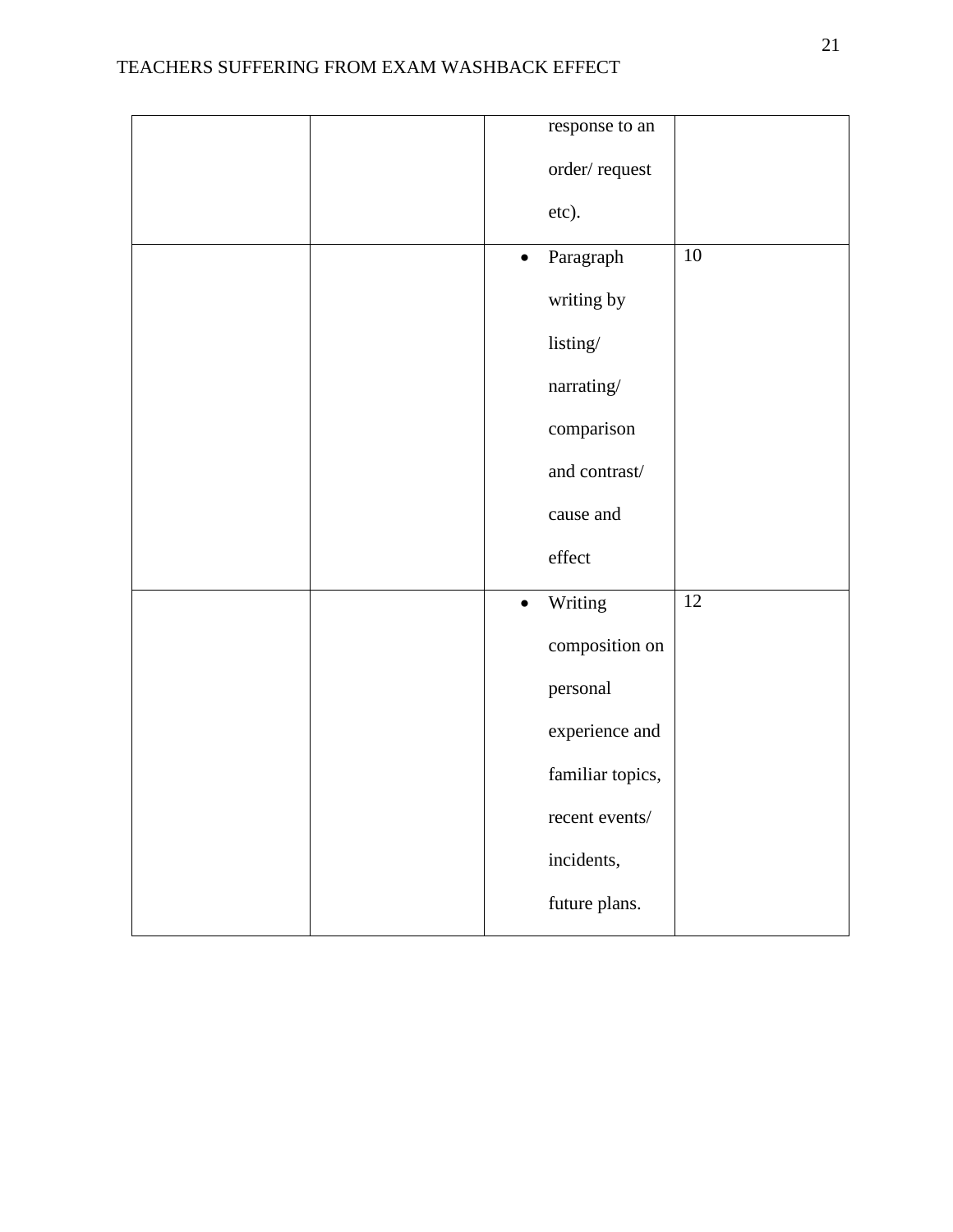| | | | |
|---|---|---|---|
| | | response to an order/ request etc). | |
| | | • Paragraph writing by listing/ narrating/ comparison and contrast/ cause and effect | 10 |
| | | • Writing composition on personal experience and familiar topics, recent events/ incidents, future plans. | 12 |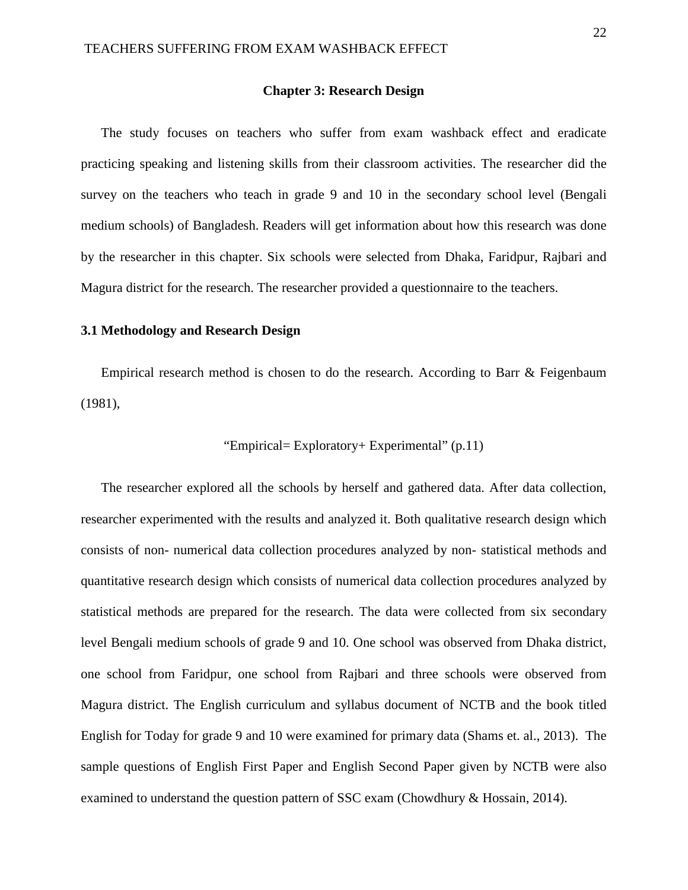## Chapter 3: Research Design

The study focuses on teachers who suffer from exam washback effect and eradicate practicing speaking and listening skills from their classroom activities. The researcher did the survey on the teachers who teach in grade 9 and 10 in the secondary school level (Bengali medium schools) of Bangladesh. Readers will get information about how this research was done by the researcher in this chapter. Six schools were selected from Dhaka, Faridpur, Rajbari and Magura district for the research. The researcher provided a questionnaire to the teachers.

### 3.1 Methodology and Research Design

Empirical research method is chosen to do the research. According to Barr & Feigenbaum (1981),

"Empirical= Exploratory+ Experimental" (p.11)

The researcher explored all the schools by herself and gathered data. After data collection, researcher experimented with the results and analyzed it. Both qualitative research design which consists of non- numerical data collection procedures analyzed by non- statistical methods and quantitative research design which consists of numerical data collection procedures analyzed by statistical methods are prepared for the research. The data were collected from six secondary level Bengali medium schools of grade 9 and 10. One school was observed from Dhaka district, one school from Faridpur, one school from Rajbari and three schools were observed from Magura district. The English curriculum and syllabus document of NCTB and the book titled English for Today for grade 9 and 10 were examined for primary data (Shams et. al., 2013). The sample questions of English First Paper and English Second Paper given by NCTB were also examined to understand the question pattern of SSC exam (Chowdhury & Hossain, 2014).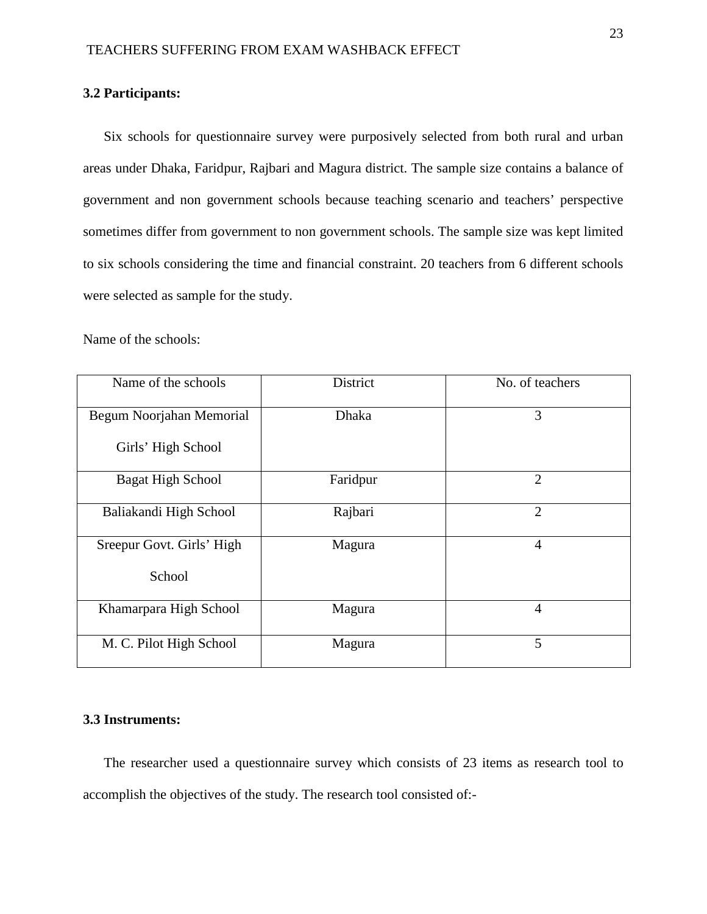**3.2 Participants:**

Six schools for questionnaire survey were purposively selected from both rural and urban areas under Dhaka, Faridpur, Rajbari and Magura district. The sample size contains a balance of government and non government schools because teaching scenario and teachers' perspective sometimes differ from government to non government schools. The sample size was kept limited to six schools considering the time and financial constraint. 20 teachers from 6 different schools were selected as sample for the study.

Name of the schools:

| Name of the schools | District | No. of teachers |
|---|---|---|
| Begum Noorjahan Memorial Girls' High School | Dhaka | 3 |
| Bagat High School | Faridpur | 2 |
| Baliakandi High School | Rajbari | 2 |
| Sreepur Govt. Girls' High School | Magura | 4 |
| Khamarpara High School | Magura | 4 |
| M. C. Pilot High School | Magura | 5 |

**3.3 Instruments:**

The researcher used a questionnaire survey which consists of 23 items as research tool to accomplish the objectives of the study. The research tool consisted of:-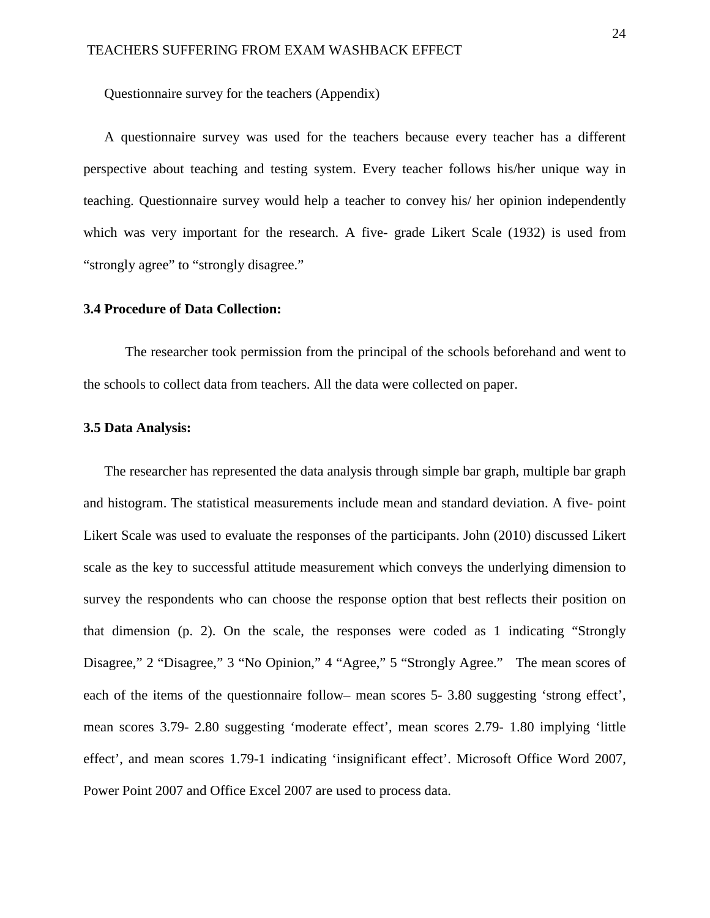Questionnaire survey for the teachers (Appendix)

A questionnaire survey was used for the teachers because every teacher has a different perspective about teaching and testing system. Every teacher follows his/her unique way in teaching. Questionnaire survey would help a teacher to convey his/ her opinion independently which was very important for the research. A five- grade Likert Scale (1932) is used from "strongly agree" to "strongly disagree."

**3.4 Procedure of Data Collection:**

The researcher took permission from the principal of the schools beforehand and went to the schools to collect data from teachers. All the data were collected on paper.

**3.5 Data Analysis:**

The researcher has represented the data analysis through simple bar graph, multiple bar graph and histogram. The statistical measurements include mean and standard deviation. A five- point Likert Scale was used to evaluate the responses of the participants. John (2010) discussed Likert scale as the key to successful attitude measurement which conveys the underlying dimension to survey the respondents who can choose the response option that best reflects their position on that dimension (p. 2). On the scale, the responses were coded as 1 indicating "Strongly Disagree," 2 "Disagree," 3 "No Opinion," 4 "Agree," 5 "Strongly Agree." The mean scores of each of the items of the questionnaire follow– mean scores 5- 3.80 suggesting 'strong effect', mean scores 3.79- 2.80 suggesting 'moderate effect', mean scores 2.79- 1.80 implying 'little effect', and mean scores 1.79-1 indicating 'insignificant effect'. Microsoft Office Word 2007, Power Point 2007 and Office Excel 2007 are used to process data.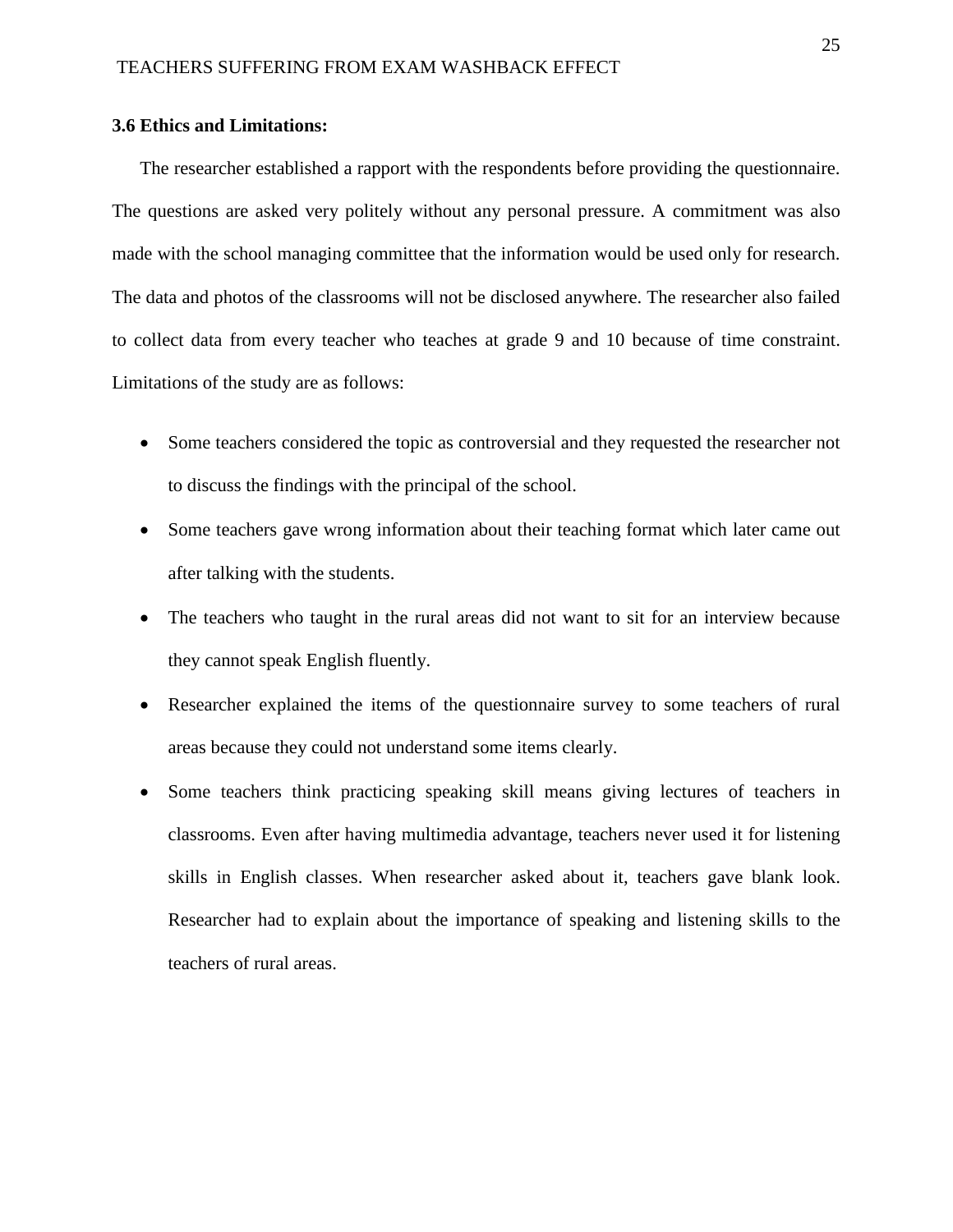### 3.6 Ethics and Limitations:

The researcher established a rapport with the respondents before providing the questionnaire. The questions are asked very politely without any personal pressure. A commitment was also made with the school managing committee that the information would be used only for research. The data and photos of the classrooms will not be disclosed anywhere. The researcher also failed to collect data from every teacher who teaches at grade 9 and 10 because of time constraint. Limitations of the study are as follows:

- Some teachers considered the topic as controversial and they requested the researcher not to discuss the findings with the principal of the school.
- Some teachers gave wrong information about their teaching format which later came out after talking with the students.
- The teachers who taught in the rural areas did not want to sit for an interview because they cannot speak English fluently.
- Researcher explained the items of the questionnaire survey to some teachers of rural areas because they could not understand some items clearly.
- Some teachers think practicing speaking skill means giving lectures of teachers in classrooms. Even after having multimedia advantage, teachers never used it for listening skills in English classes. When researcher asked about it, teachers gave blank look. Researcher had to explain about the importance of speaking and listening skills to the teachers of rural areas.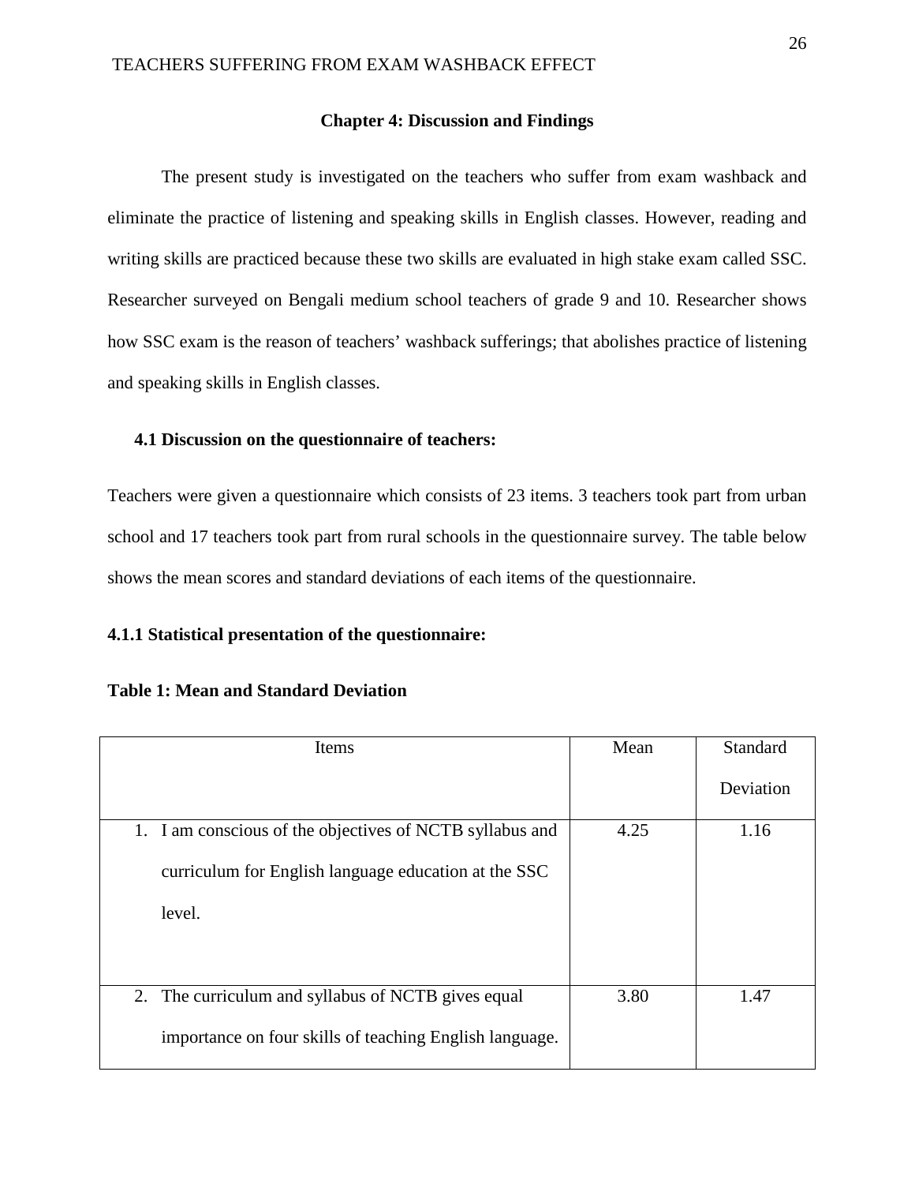## Chapter 4: Discussion and Findings

The present study is investigated on the teachers who suffer from exam washback and eliminate the practice of listening and speaking skills in English classes. However, reading and writing skills are practiced because these two skills are evaluated in high stake exam called SSC. Researcher surveyed on Bengali medium school teachers of grade 9 and 10. Researcher shows how SSC exam is the reason of teachers' washback sufferings; that abolishes practice of listening and speaking skills in English classes.

### 4.1 Discussion on the questionnaire of teachers:

Teachers were given a questionnaire which consists of 23 items. 3 teachers took part from urban school and 17 teachers took part from rural schools in the questionnaire survey. The table below shows the mean scores and standard deviations of each items of the questionnaire.

#### 4.1.1 Statistical presentation of the questionnaire:

**Table 1: Mean and Standard Deviation**

| Items | Mean | Standard Deviation |
|---|---|---|
| 1. I am conscious of the objectives of NCTB syllabus and curriculum for English language education at the SSC level. | 4.25 | 1.16 |
| 2. The curriculum and syllabus of NCTB gives equal importance on four skills of teaching English language. | 3.80 | 1.47 |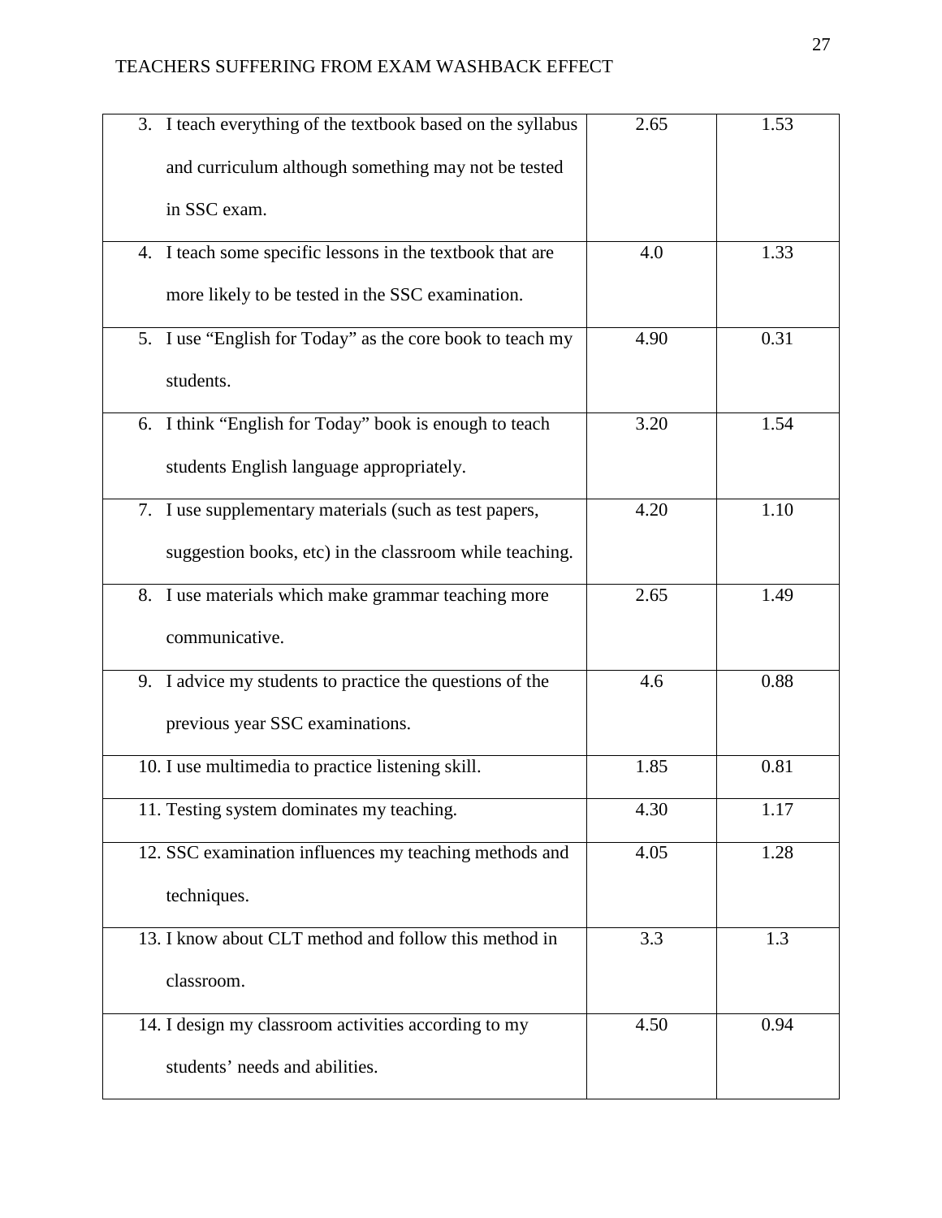| | | |
|---|---|---|
| 3. I teach everything of the textbook based on the syllabus and curriculum although something may not be tested in SSC exam. | 2.65 | 1.53 |
| 4. I teach some specific lessons in the textbook that are more likely to be tested in the SSC examination. | 4.0 | 1.33 |
| 5. I use “English for Today” as the core book to teach my students. | 4.90 | 0.31 |
| 6. I think “English for Today” book is enough to teach students English language appropriately. | 3.20 | 1.54 |
| 7. I use supplementary materials (such as test papers, suggestion books, etc) in the classroom while teaching. | 4.20 | 1.10 |
| 8. I use materials which make grammar teaching more communicative. | 2.65 | 1.49 |
| 9. I advice my students to practice the questions of the previous year SSC examinations. | 4.6 | 0.88 |
| 10. I use multimedia to practice listening skill. | 1.85 | 0.81 |
| 11. Testing system dominates my teaching. | 4.30 | 1.17 |
| 12. SSC examination influences my teaching methods and techniques. | 4.05 | 1.28 |
| 13. I know about CLT method and follow this method in classroom. | 3.3 | 1.3 |
| 14. I design my classroom activities according to my students’ needs and abilities. | 4.50 | 0.94 |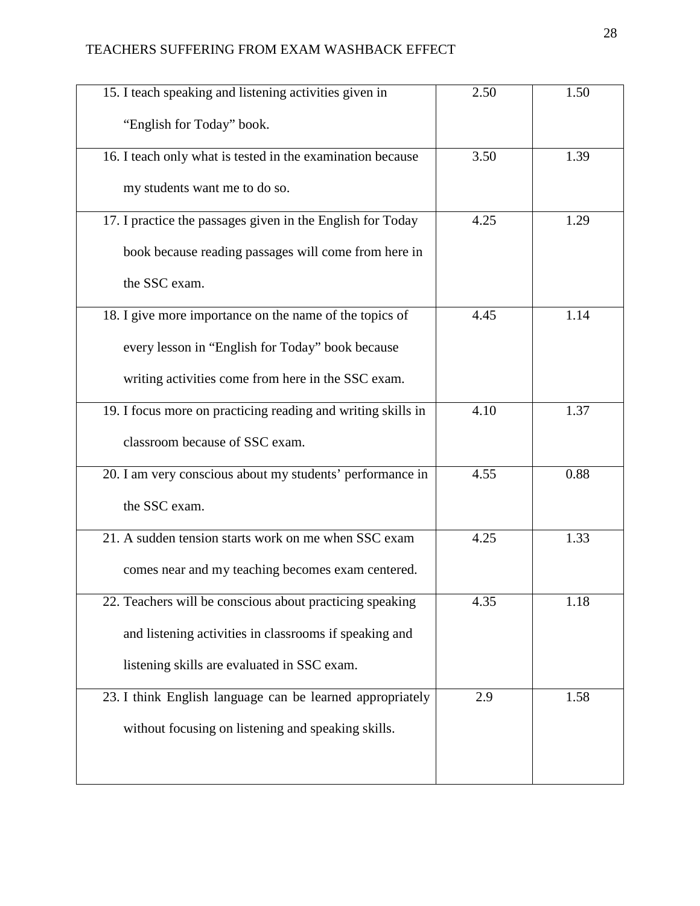| | | |
|---|---|---|
| 15. I teach speaking and listening activities given in "English for Today" book. | 2.50 | 1.50 |
| 16. I teach only what is tested in the examination because my students want me to do so. | 3.50 | 1.39 |
| 17. I practice the passages given in the English for Today book because reading passages will come from here in the SSC exam. | 4.25 | 1.29 |
| 18. I give more importance on the name of the topics of every lesson in "English for Today" book because writing activities come from here in the SSC exam. | 4.45 | 1.14 |
| 19. I focus more on practicing reading and writing skills in classroom because of SSC exam. | 4.10 | 1.37 |
| 20. I am very conscious about my students' performance in the SSC exam. | 4.55 | 0.88 |
| 21. A sudden tension starts work on me when SSC exam comes near and my teaching becomes exam centered. | 4.25 | 1.33 |
| 22. Teachers will be conscious about practicing speaking and listening activities in classrooms if speaking and listening skills are evaluated in SSC exam. | 4.35 | 1.18 |
| 23. I think English language can be learned appropriately without focusing on listening and speaking skills. | 2.9 | 1.58 |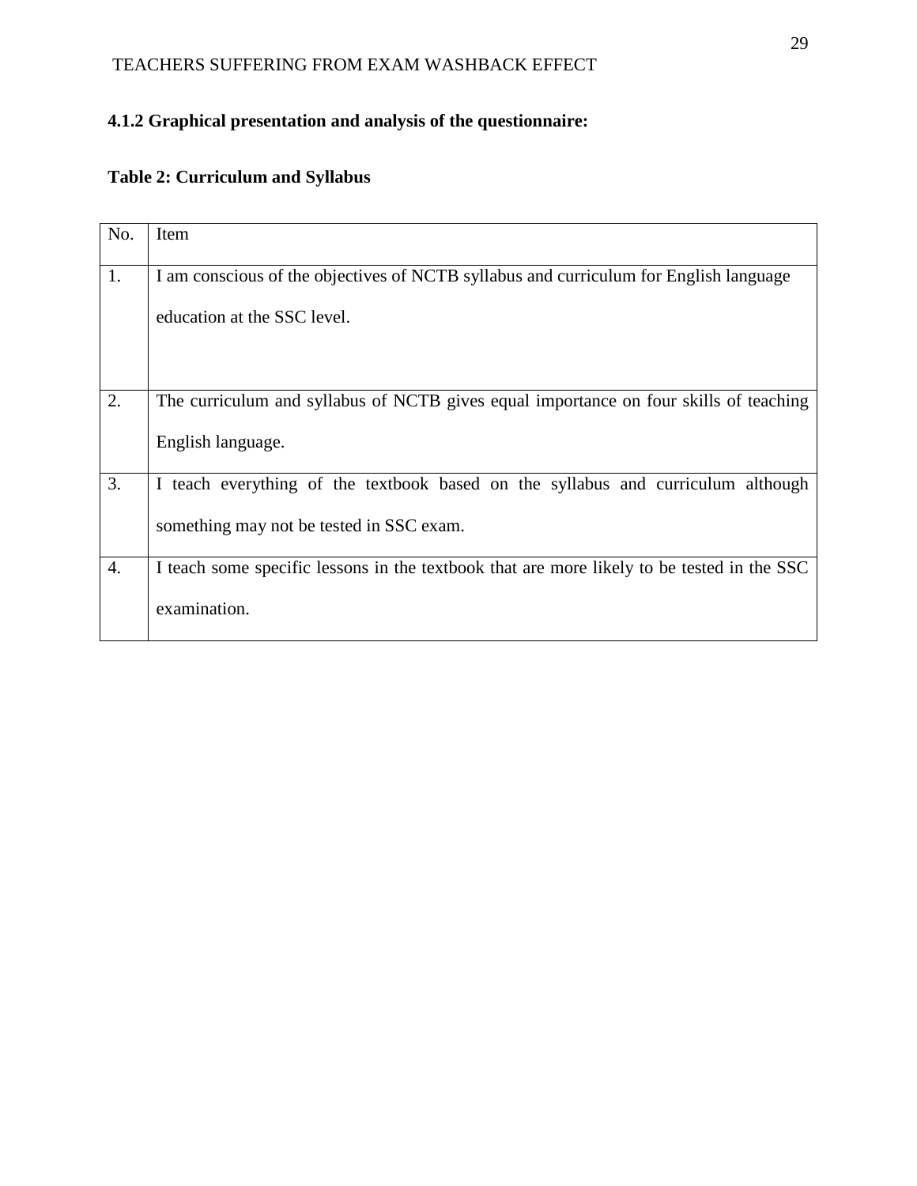### 4.1.2 Graphical presentation and analysis of the questionnaire:

**Table 2: Curriculum and Syllabus**

| No. | Item |
|---|---|
| 1. | I am conscious of the objectives of NCTB syllabus and curriculum for English language education at the SSC level. |
| 2. | The curriculum and syllabus of NCTB gives equal importance on four skills of teaching English language. |
| 3. | I teach everything of the textbook based on the syllabus and curriculum although something may not be tested in SSC exam. |
| 4. | I teach some specific lessons in the textbook that are more likely to be tested in the SSC examination. |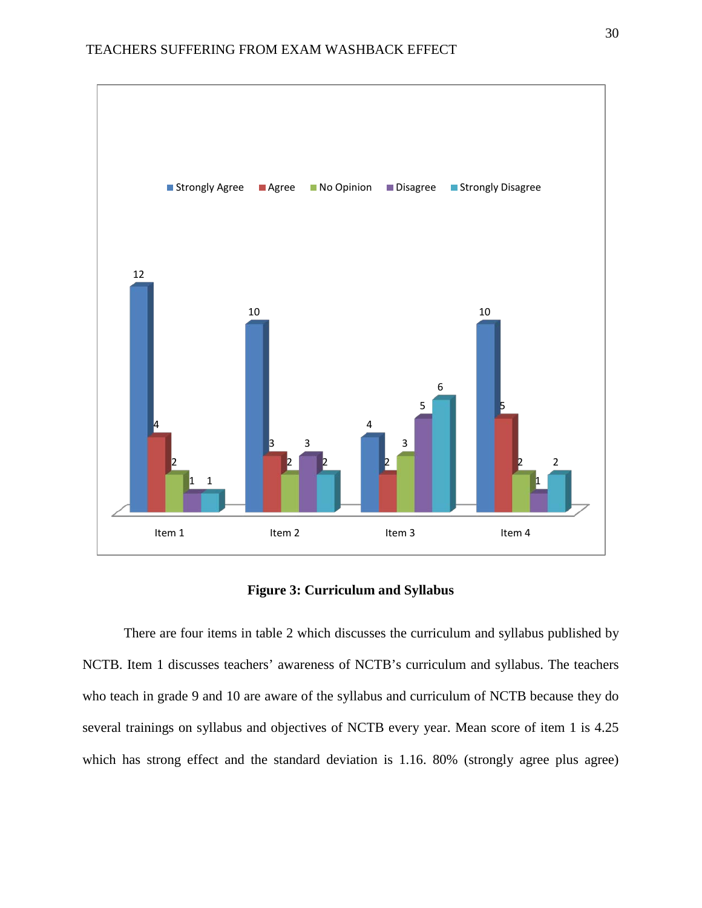**Figure 3: Curriculum and Syllabus**

There are four items in table 2 which discusses the curriculum and syllabus published by NCTB. Item 1 discusses teachers' awareness of NCTB's curriculum and syllabus. The teachers who teach in grade 9 and 10 are aware of the syllabus and curriculum of NCTB because they do several trainings on syllabus and objectives of NCTB every year. Mean score of item 1 is 4.25 which has strong effect and the standard deviation is 1.16. 80% (strongly agree plus agree)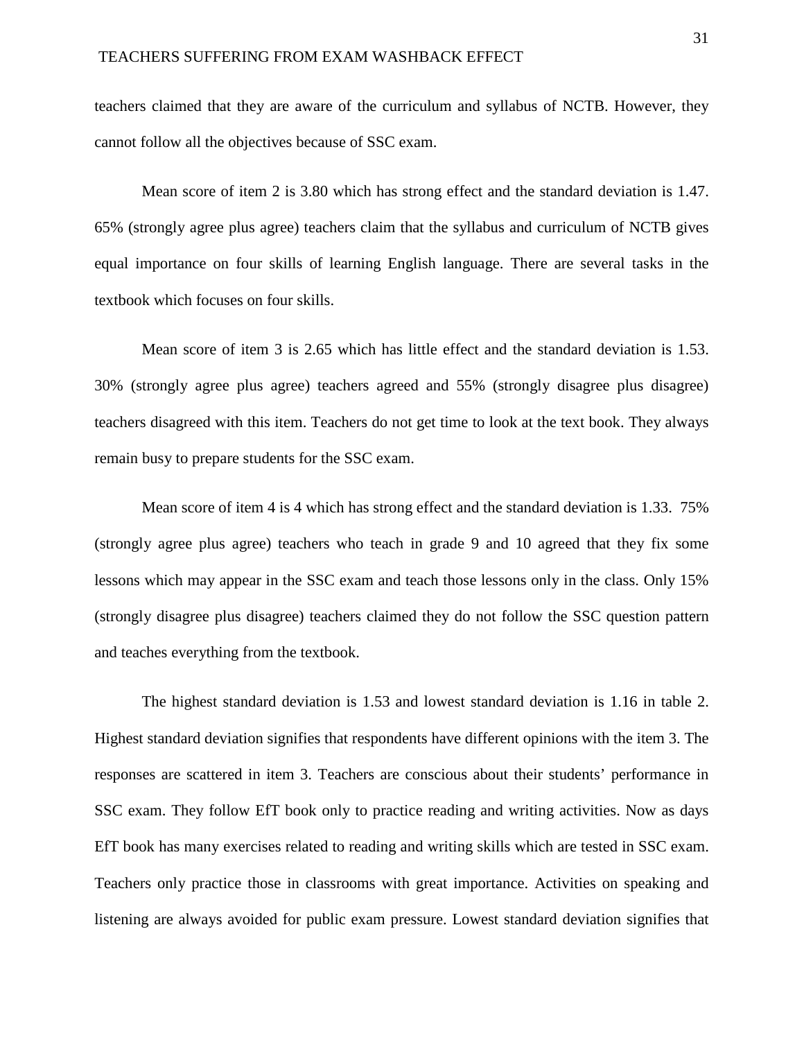teachers claimed that they are aware of the curriculum and syllabus of NCTB. However, they cannot follow all the objectives because of SSC exam.

Mean score of item 2 is 3.80 which has strong effect and the standard deviation is 1.47. 65% (strongly agree plus agree) teachers claim that the syllabus and curriculum of NCTB gives equal importance on four skills of learning English language. There are several tasks in the textbook which focuses on four skills.

Mean score of item 3 is 2.65 which has little effect and the standard deviation is 1.53. 30% (strongly agree plus agree) teachers agreed and 55% (strongly disagree plus disagree) teachers disagreed with this item. Teachers do not get time to look at the text book. They always remain busy to prepare students for the SSC exam.

Mean score of item 4 is 4 which has strong effect and the standard deviation is 1.33. 75% (strongly agree plus agree) teachers who teach in grade 9 and 10 agreed that they fix some lessons which may appear in the SSC exam and teach those lessons only in the class. Only 15% (strongly disagree plus disagree) teachers claimed they do not follow the SSC question pattern and teaches everything from the textbook.

The highest standard deviation is 1.53 and lowest standard deviation is 1.16 in table 2. Highest standard deviation signifies that respondents have different opinions with the item 3. The responses are scattered in item 3. Teachers are conscious about their students' performance in SSC exam. They follow EfT book only to practice reading and writing activities. Now as days EfT book has many exercises related to reading and writing skills which are tested in SSC exam. Teachers only practice those in classrooms with great importance. Activities on speaking and listening are always avoided for public exam pressure. Lowest standard deviation signifies that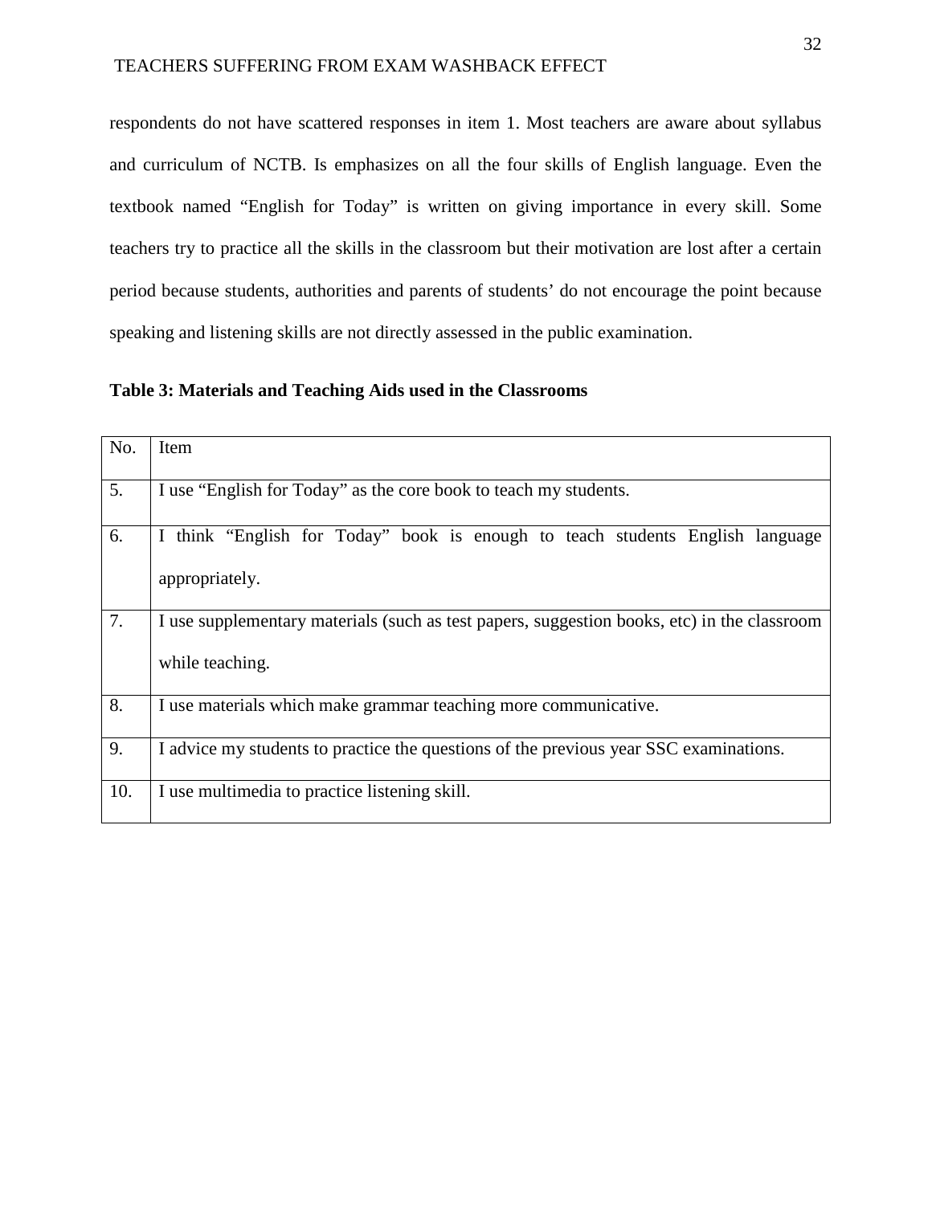respondents do not have scattered responses in item 1. Most teachers are aware about syllabus and curriculum of NCTB. Is emphasizes on all the four skills of English language. Even the textbook named "English for Today" is written on giving importance in every skill. Some teachers try to practice all the skills in the classroom but their motivation are lost after a certain period because students, authorities and parents of students' do not encourage the point because speaking and listening skills are not directly assessed in the public examination.

**Table 3: Materials and Teaching Aids used in the Classrooms**

| No. | Item |
|---|---|
| 5. | I use "English for Today" as the core book to teach my students. |
| 6. | I think "English for Today" book is enough to teach students English language appropriately. |
| 7. | I use supplementary materials (such as test papers, suggestion books, etc) in the classroom while teaching. |
| 8. | I use materials which make grammar teaching more communicative. |
| 9. | I advice my students to practice the questions of the previous year SSC examinations. |
| 10. | I use multimedia to practice listening skill. |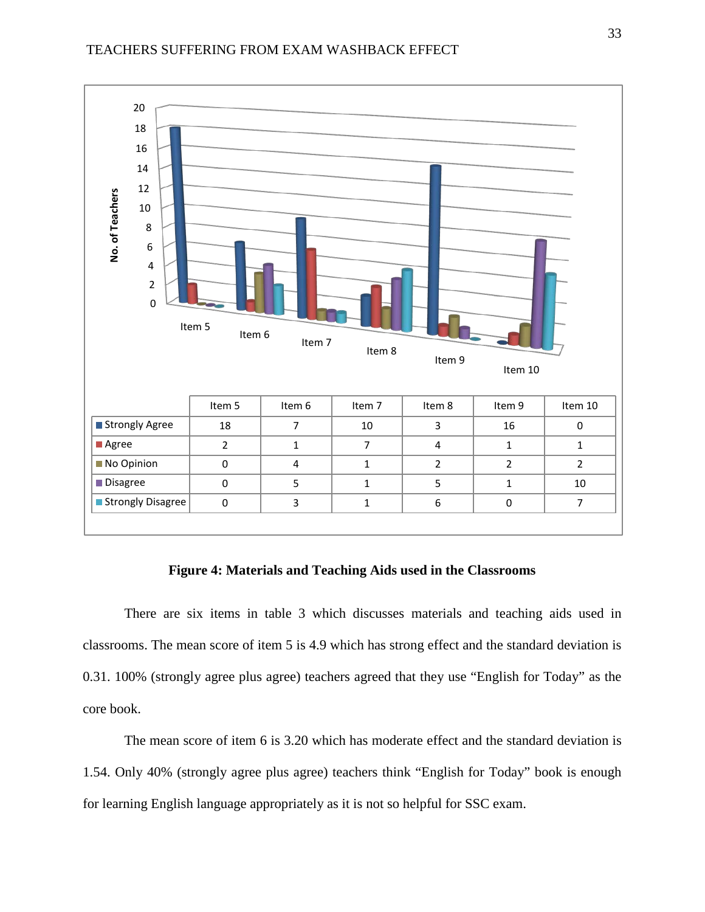| | Item 5 | Item 6 | Item 7 | Item 8 | Item 9 | Item 10 |
|---|---|---|---|---|---|---|
| Strongly Agree | 18 | 7 | 10 | 3 | 16 | 0 |
| Agree | 2 | 1 | 7 | 4 | 1 | 1 |
| No Opinion | 0 | 4 | 1 | 2 | 2 | 2 |
| Disagree | 0 | 5 | 1 | 5 | 1 | 10 |
| Strongly Disagree | 0 | 3 | 1 | 6 | 0 | 7 |

**Figure 4: Materials and Teaching Aids used in the Classrooms**

There are six items in table 3 which discusses materials and teaching aids used in classrooms. The mean score of item 5 is 4.9 which has strong effect and the standard deviation is 0.31. 100% (strongly agree plus agree) teachers agreed that they use "English for Today" as the core book.

The mean score of item 6 is 3.20 which has moderate effect and the standard deviation is 1.54. Only 40% (strongly agree plus agree) teachers think "English for Today" book is enough for learning English language appropriately as it is not so helpful for SSC exam.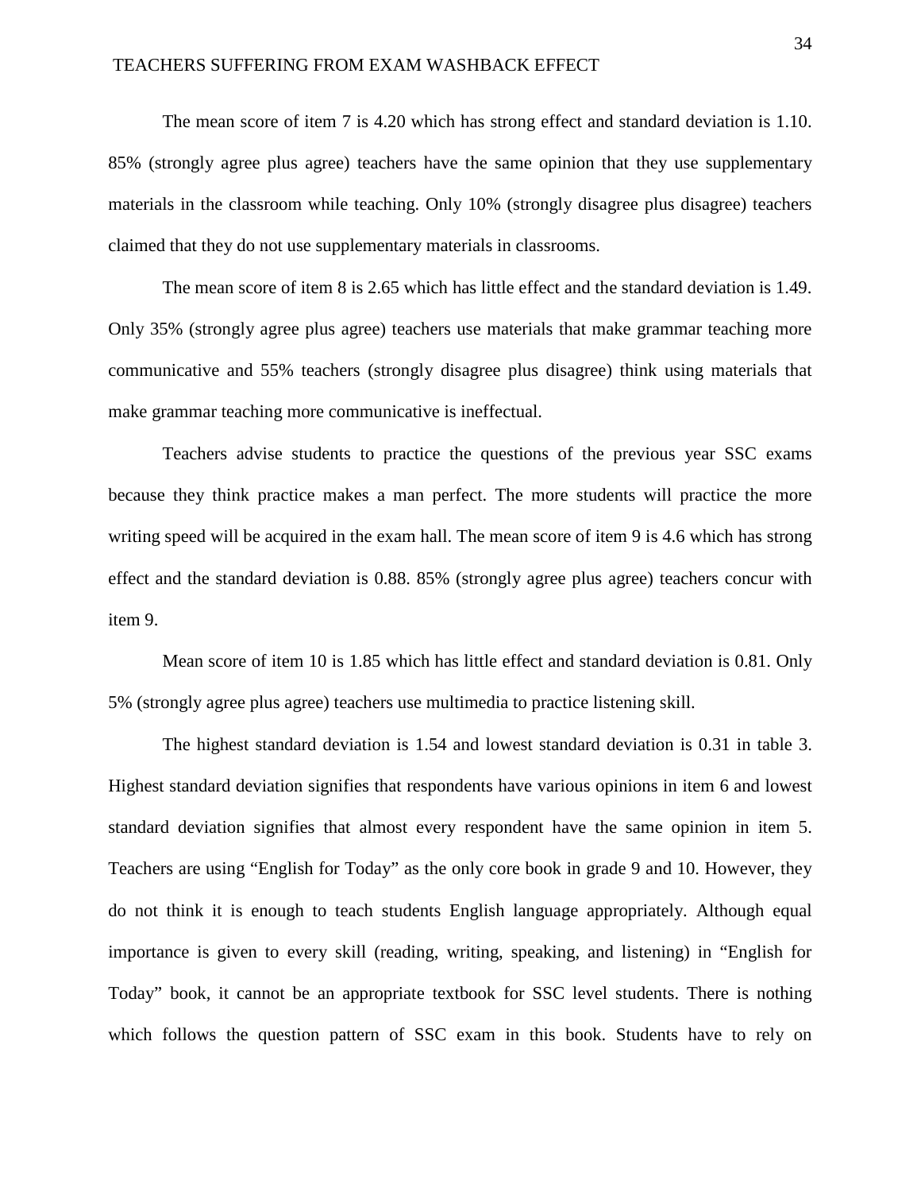The mean score of item 7 is 4.20 which has strong effect and standard deviation is 1.10. 85% (strongly agree plus agree) teachers have the same opinion that they use supplementary materials in the classroom while teaching. Only 10% (strongly disagree plus disagree) teachers claimed that they do not use supplementary materials in classrooms.

The mean score of item 8 is 2.65 which has little effect and the standard deviation is 1.49. Only 35% (strongly agree plus agree) teachers use materials that make grammar teaching more communicative and 55% teachers (strongly disagree plus disagree) think using materials that make grammar teaching more communicative is ineffectual.

Teachers advise students to practice the questions of the previous year SSC exams because they think practice makes a man perfect. The more students will practice the more writing speed will be acquired in the exam hall. The mean score of item 9 is 4.6 which has strong effect and the standard deviation is 0.88. 85% (strongly agree plus agree) teachers concur with item 9.

Mean score of item 10 is 1.85 which has little effect and standard deviation is 0.81. Only 5% (strongly agree plus agree) teachers use multimedia to practice listening skill.

The highest standard deviation is 1.54 and lowest standard deviation is 0.31 in table 3. Highest standard deviation signifies that respondents have various opinions in item 6 and lowest standard deviation signifies that almost every respondent have the same opinion in item 5. Teachers are using "English for Today" as the only core book in grade 9 and 10. However, they do not think it is enough to teach students English language appropriately. Although equal importance is given to every skill (reading, writing, speaking, and listening) in "English for Today" book, it cannot be an appropriate textbook for SSC level students. There is nothing which follows the question pattern of SSC exam in this book. Students have to rely on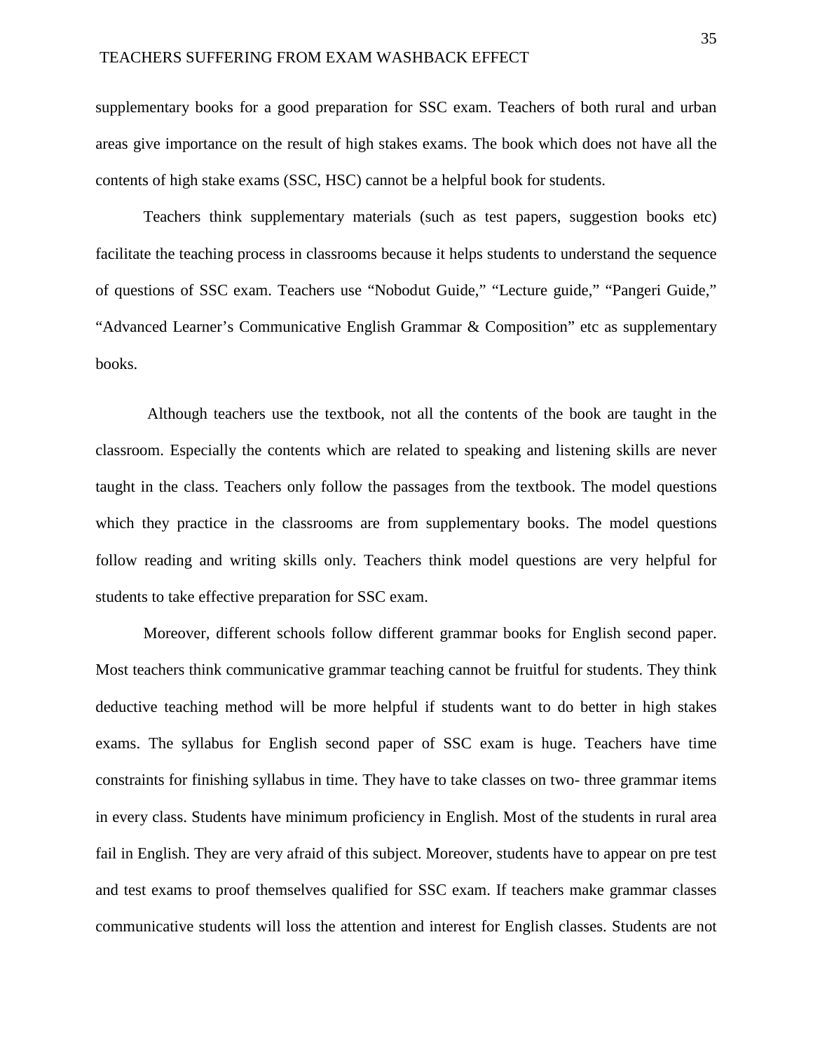supplementary books for a good preparation for SSC exam. Teachers of both rural and urban areas give importance on the result of high stakes exams. The book which does not have all the contents of high stake exams (SSC, HSC) cannot be a helpful book for students.

Teachers think supplementary materials (such as test papers, suggestion books etc) facilitate the teaching process in classrooms because it helps students to understand the sequence of questions of SSC exam. Teachers use "Nobodut Guide," "Lecture guide," "Pangeri Guide," "Advanced Learner's Communicative English Grammar & Composition" etc as supplementary books.

Although teachers use the textbook, not all the contents of the book are taught in the classroom. Especially the contents which are related to speaking and listening skills are never taught in the class. Teachers only follow the passages from the textbook. The model questions which they practice in the classrooms are from supplementary books. The model questions follow reading and writing skills only. Teachers think model questions are very helpful for students to take effective preparation for SSC exam.

Moreover, different schools follow different grammar books for English second paper. Most teachers think communicative grammar teaching cannot be fruitful for students. They think deductive teaching method will be more helpful if students want to do better in high stakes exams. The syllabus for English second paper of SSC exam is huge. Teachers have time constraints for finishing syllabus in time. They have to take classes on two- three grammar items in every class. Students have minimum proficiency in English. Most of the students in rural area fail in English. They are very afraid of this subject. Moreover, students have to appear on pre test and test exams to proof themselves qualified for SSC exam. If teachers make grammar classes communicative students will loss the attention and interest for English classes. Students are not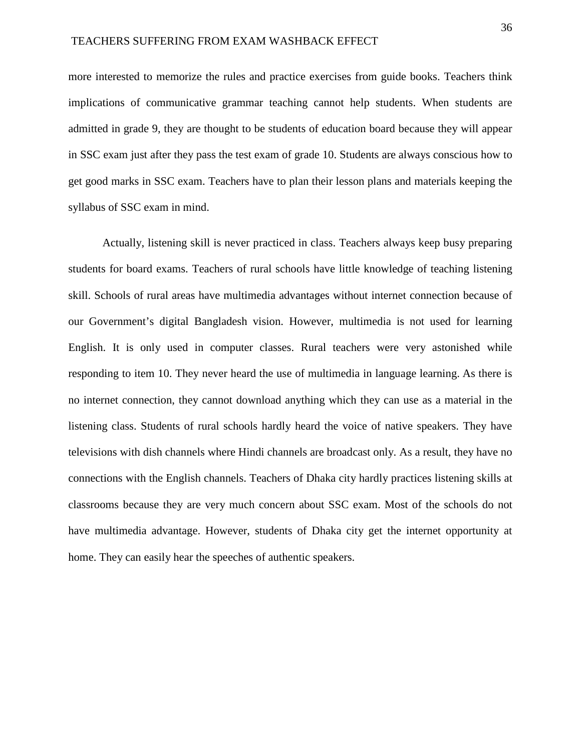more interested to memorize the rules and practice exercises from guide books. Teachers think implications of communicative grammar teaching cannot help students. When students are admitted in grade 9, they are thought to be students of education board because they will appear in SSC exam just after they pass the test exam of grade 10. Students are always conscious how to get good marks in SSC exam. Teachers have to plan their lesson plans and materials keeping the syllabus of SSC exam in mind.

Actually, listening skill is never practiced in class. Teachers always keep busy preparing students for board exams. Teachers of rural schools have little knowledge of teaching listening skill. Schools of rural areas have multimedia advantages without internet connection because of our Government's digital Bangladesh vision. However, multimedia is not used for learning English. It is only used in computer classes. Rural teachers were very astonished while responding to item 10. They never heard the use of multimedia in language learning. As there is no internet connection, they cannot download anything which they can use as a material in the listening class. Students of rural schools hardly heard the voice of native speakers. They have televisions with dish channels where Hindi channels are broadcast only. As a result, they have no connections with the English channels. Teachers of Dhaka city hardly practices listening skills at classrooms because they are very much concern about SSC exam. Most of the schools do not have multimedia advantage. However, students of Dhaka city get the internet opportunity at home. They can easily hear the speeches of authentic speakers.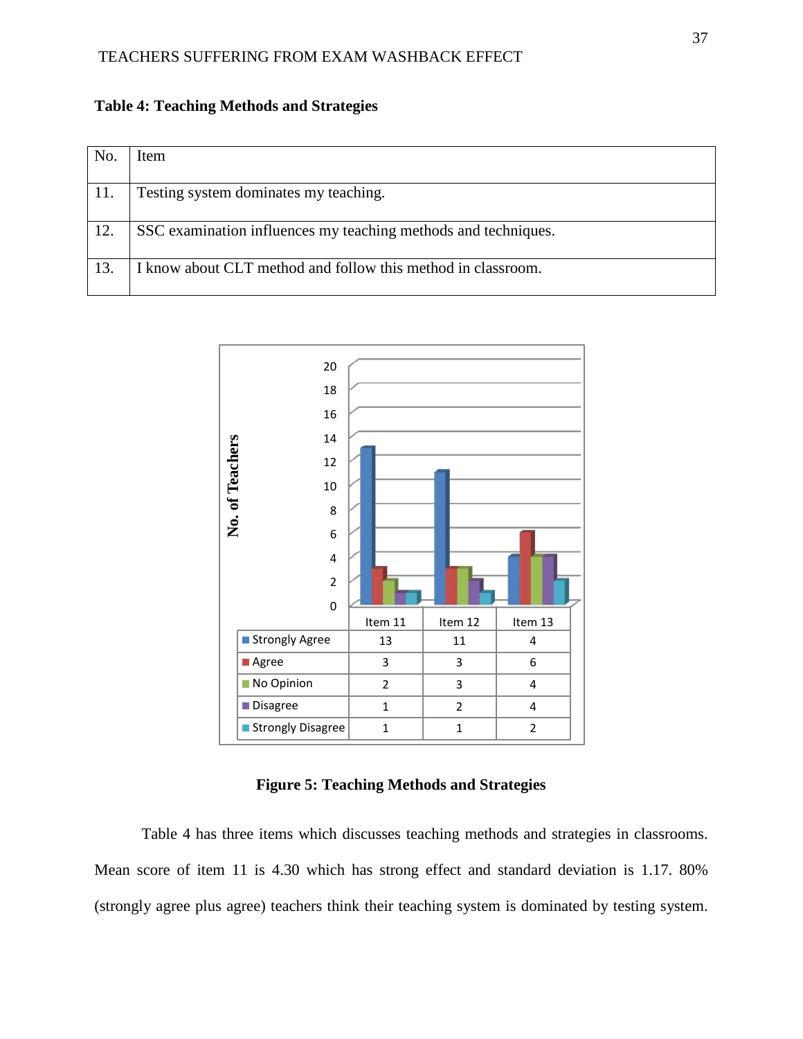**Table 4: Teaching Methods and Strategies**

| No. | Item |
|---|---|
| 11. | Testing system dominates my teaching. |
| 12. | SSC examination influences my teaching methods and techniques. |
| 13. | I know about CLT method and follow this method in classroom. |

| | Item 11 | Item 12 | Item 13 |
|---|---|---|---|
| Strongly Agree | 13 | 11 | 4 |
| Agree | 3 | 3 | 6 |
| No Opinion | 2 | 3 | 4 |
| Disagree | 1 | 2 | 4 |
| Strongly Disagree | 1 | 1 | 2 |

**Figure 5: Teaching Methods and Strategies**

Table 4 has three items which discusses teaching methods and strategies in classrooms. Mean score of item 11 is 4.30 which has strong effect and standard deviation is 1.17. 80% (strongly agree plus agree) teachers think their teaching system is dominated by testing system.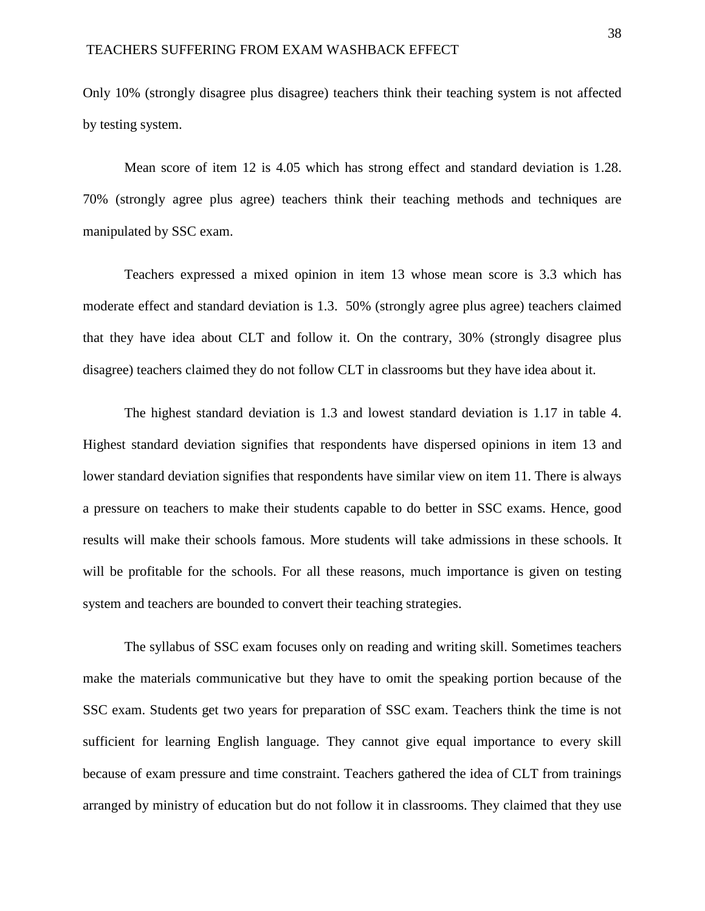Only 10% (strongly disagree plus disagree) teachers think their teaching system is not affected by testing system.

Mean score of item 12 is 4.05 which has strong effect and standard deviation is 1.28. 70% (strongly agree plus agree) teachers think their teaching methods and techniques are manipulated by SSC exam.

Teachers expressed a mixed opinion in item 13 whose mean score is 3.3 which has moderate effect and standard deviation is 1.3. 50% (strongly agree plus agree) teachers claimed that they have idea about CLT and follow it. On the contrary, 30% (strongly disagree plus disagree) teachers claimed they do not follow CLT in classrooms but they have idea about it.

The highest standard deviation is 1.3 and lowest standard deviation is 1.17 in table 4. Highest standard deviation signifies that respondents have dispersed opinions in item 13 and lower standard deviation signifies that respondents have similar view on item 11. There is always a pressure on teachers to make their students capable to do better in SSC exams. Hence, good results will make their schools famous. More students will take admissions in these schools. It will be profitable for the schools. For all these reasons, much importance is given on testing system and teachers are bounded to convert their teaching strategies.

The syllabus of SSC exam focuses only on reading and writing skill. Sometimes teachers make the materials communicative but they have to omit the speaking portion because of the SSC exam. Students get two years for preparation of SSC exam. Teachers think the time is not sufficient for learning English language. They cannot give equal importance to every skill because of exam pressure and time constraint. Teachers gathered the idea of CLT from trainings arranged by ministry of education but do not follow it in classrooms. They claimed that they use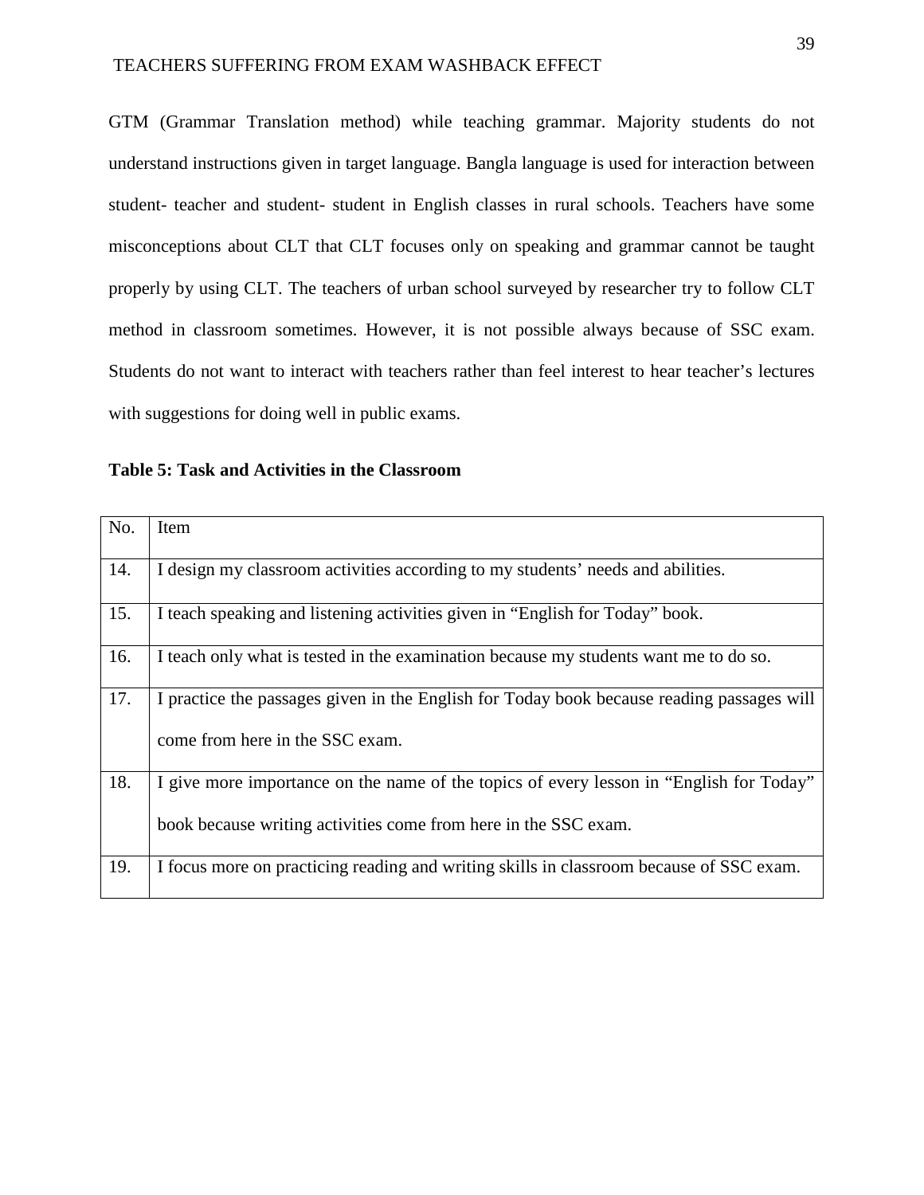GTM (Grammar Translation method) while teaching grammar. Majority students do not understand instructions given in target language. Bangla language is used for interaction between student- teacher and student- student in English classes in rural schools. Teachers have some misconceptions about CLT that CLT focuses only on speaking and grammar cannot be taught properly by using CLT. The teachers of urban school surveyed by researcher try to follow CLT method in classroom sometimes. However, it is not possible always because of SSC exam. Students do not want to interact with teachers rather than feel interest to hear teacher's lectures with suggestions for doing well in public exams.

**Table 5: Task and Activities in the Classroom**

| No. | Item |
|---|---|
| 14. | I design my classroom activities according to my students' needs and abilities. |
| 15. | I teach speaking and listening activities given in "English for Today" book. |
| 16. | I teach only what is tested in the examination because my students want me to do so. |
| 17. | I practice the passages given in the English for Today book because reading passages will come from here in the SSC exam. |
| 18. | I give more importance on the name of the topics of every lesson in "English for Today" book because writing activities come from here in the SSC exam. |
| 19. | I focus more on practicing reading and writing skills in classroom because of SSC exam. |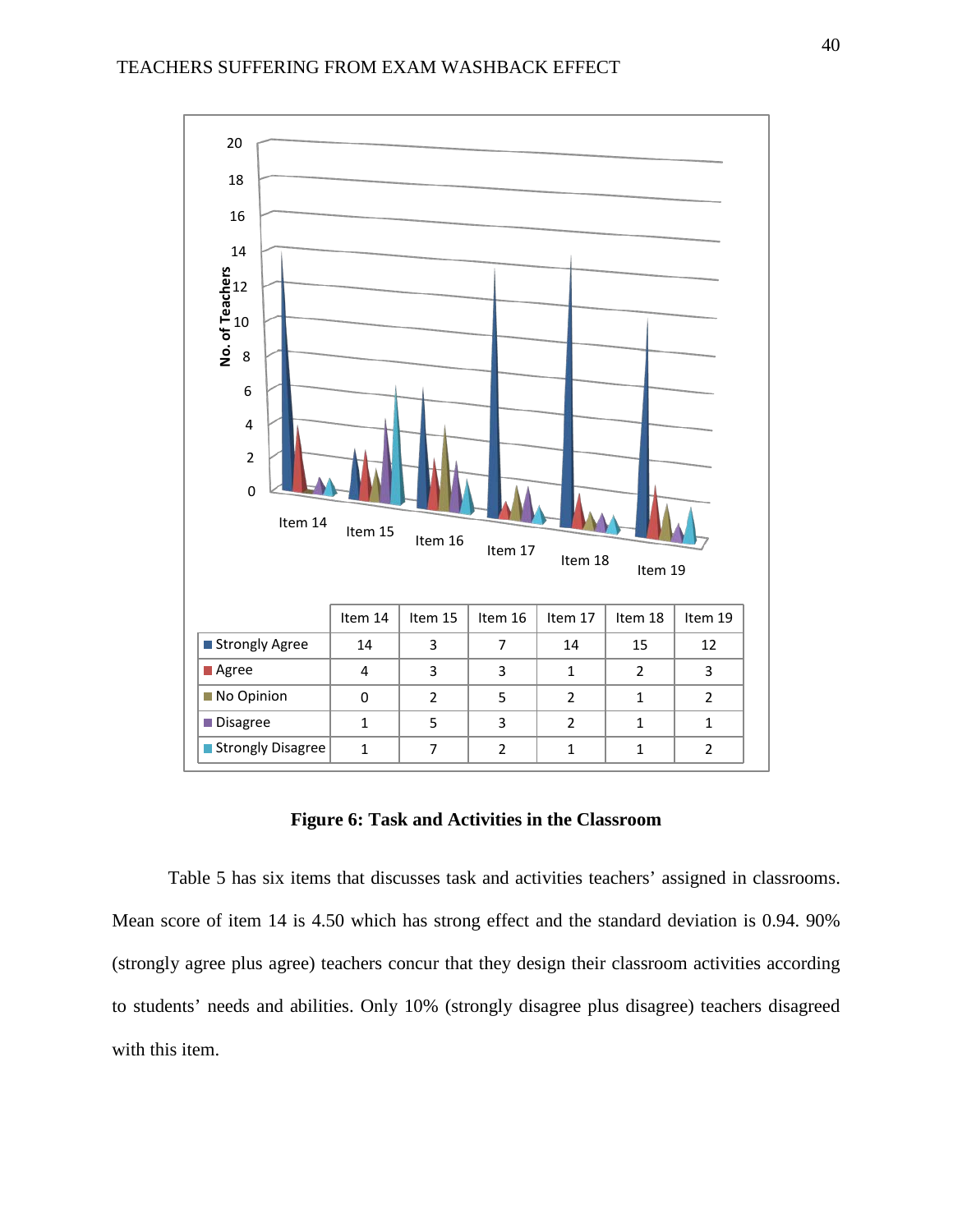|  | Item 14 | Item 15 | Item 16 | Item 17 | Item 18 | Item 19 |
|---|---|---|---|---|---|---|
| Strongly Agree | 14 | 3 | 7 | 14 | 15 | 12 |
| Agree | 4 | 3 | 3 | 1 | 2 | 3 |
| No Opinion | 0 | 2 | 5 | 2 | 1 | 2 |
| Disagree | 1 | 5 | 3 | 2 | 1 | 1 |
| Strongly Disagree | 1 | 7 | 2 | 1 | 1 | 2 |

**Figure 6: Task and Activities in the Classroom**

Table 5 has six items that discusses task and activities teachers' assigned in classrooms. Mean score of item 14 is 4.50 which has strong effect and the standard deviation is 0.94. 90% (strongly agree plus agree) teachers concur that they design their classroom activities according to students' needs and abilities. Only 10% (strongly disagree plus disagree) teachers disagreed with this item.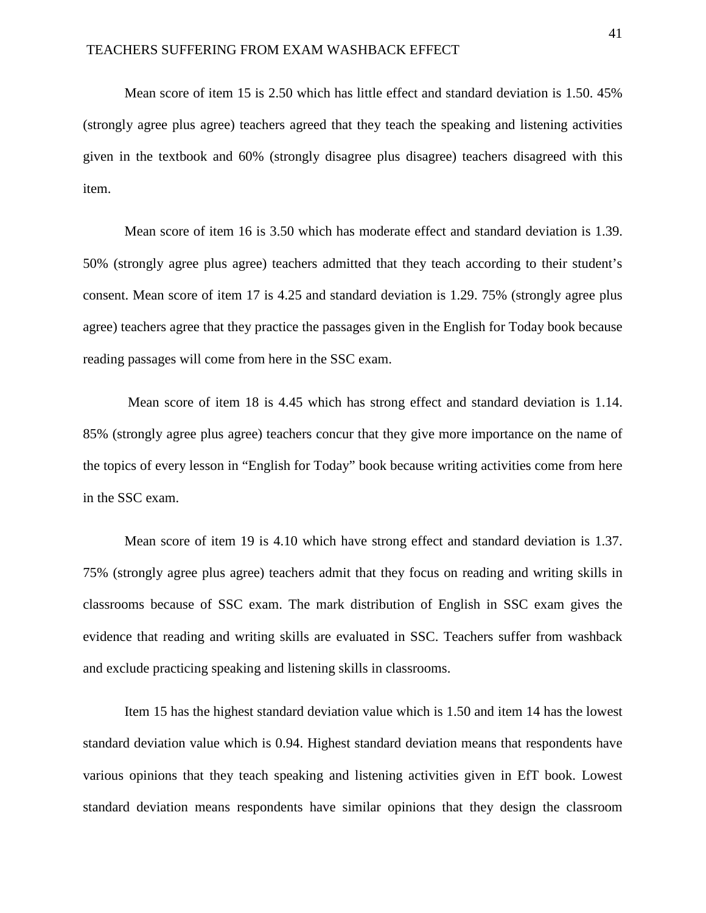Mean score of item 15 is 2.50 which has little effect and standard deviation is 1.50. 45% (strongly agree plus agree) teachers agreed that they teach the speaking and listening activities given in the textbook and 60% (strongly disagree plus disagree) teachers disagreed with this item.

Mean score of item 16 is 3.50 which has moderate effect and standard deviation is 1.39. 50% (strongly agree plus agree) teachers admitted that they teach according to their student's consent. Mean score of item 17 is 4.25 and standard deviation is 1.29. 75% (strongly agree plus agree) teachers agree that they practice the passages given in the English for Today book because reading passages will come from here in the SSC exam.

Mean score of item 18 is 4.45 which has strong effect and standard deviation is 1.14. 85% (strongly agree plus agree) teachers concur that they give more importance on the name of the topics of every lesson in "English for Today" book because writing activities come from here in the SSC exam.

Mean score of item 19 is 4.10 which have strong effect and standard deviation is 1.37. 75% (strongly agree plus agree) teachers admit that they focus on reading and writing skills in classrooms because of SSC exam. The mark distribution of English in SSC exam gives the evidence that reading and writing skills are evaluated in SSC. Teachers suffer from washback and exclude practicing speaking and listening skills in classrooms.

Item 15 has the highest standard deviation value which is 1.50 and item 14 has the lowest standard deviation value which is 0.94. Highest standard deviation means that respondents have various opinions that they teach speaking and listening activities given in EfT book. Lowest standard deviation means respondents have similar opinions that they design the classroom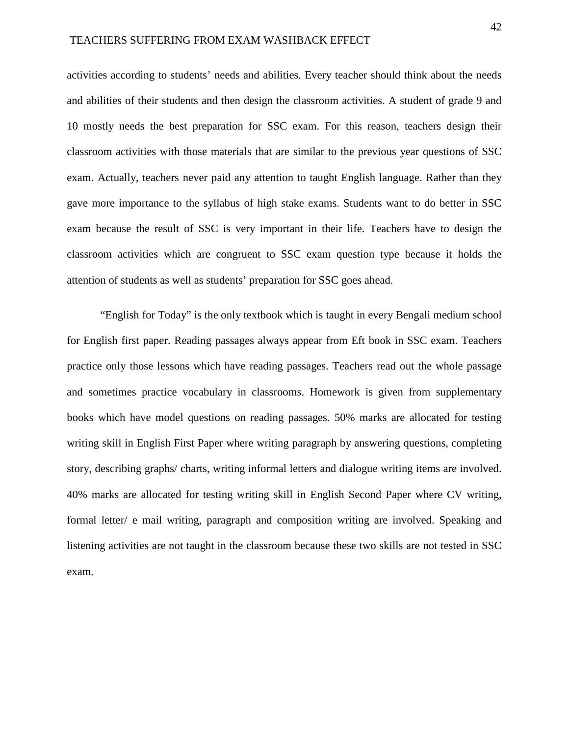activities according to students' needs and abilities. Every teacher should think about the needs and abilities of their students and then design the classroom activities. A student of grade 9 and 10 mostly needs the best preparation for SSC exam. For this reason, teachers design their classroom activities with those materials that are similar to the previous year questions of SSC exam. Actually, teachers never paid any attention to taught English language. Rather than they gave more importance to the syllabus of high stake exams. Students want to do better in SSC exam because the result of SSC is very important in their life. Teachers have to design the classroom activities which are congruent to SSC exam question type because it holds the attention of students as well as students' preparation for SSC goes ahead.

"English for Today" is the only textbook which is taught in every Bengali medium school for English first paper. Reading passages always appear from Eft book in SSC exam. Teachers practice only those lessons which have reading passages. Teachers read out the whole passage and sometimes practice vocabulary in classrooms. Homework is given from supplementary books which have model questions on reading passages. 50% marks are allocated for testing writing skill in English First Paper where writing paragraph by answering questions, completing story, describing graphs/ charts, writing informal letters and dialogue writing items are involved. 40% marks are allocated for testing writing skill in English Second Paper where CV writing, formal letter/ e mail writing, paragraph and composition writing are involved. Speaking and listening activities are not taught in the classroom because these two skills are not tested in SSC exam.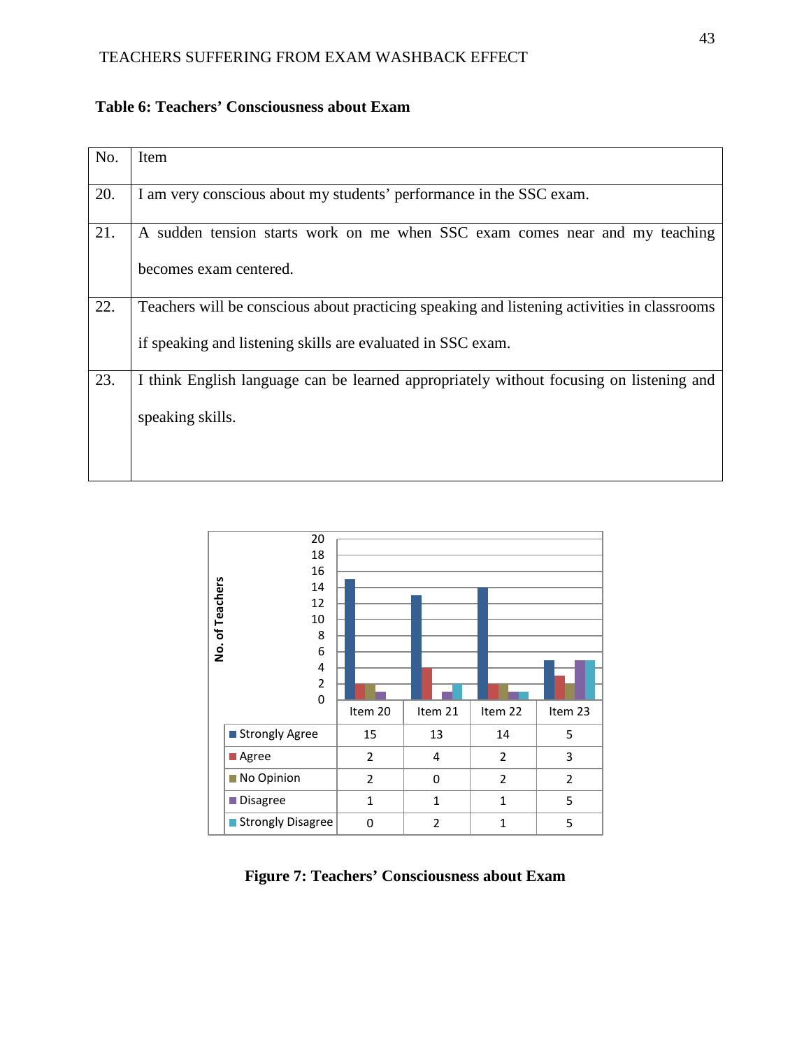**Table 6: Teachers' Consciousness about Exam**

| No. | Item |
|---|---|
| 20. | I am very conscious about my students' performance in the SSC exam. |
| 21. | A sudden tension starts work on me when SSC exam comes near and my teaching becomes exam centered. |
| 22. | Teachers will be conscious about practicing speaking and listening activities in classrooms if speaking and listening skills are evaluated in SSC exam. |
| 23. | I think English language can be learned appropriately without focusing on listening and speaking skills. |

| | Item 20 | Item 21 | Item 22 | Item 23 |
|---|---|---|---|---|
| Strongly Agree | 15 | 13 | 14 | 5 |
| Agree | 2 | 4 | 2 | 3 |
| No Opinion | 2 | 0 | 2 | 2 |
| Disagree | 1 | 1 | 1 | 5 |
| Strongly Disagree | 0 | 2 | 1 | 5 |

**Figure 7: Teachers' Consciousness about Exam**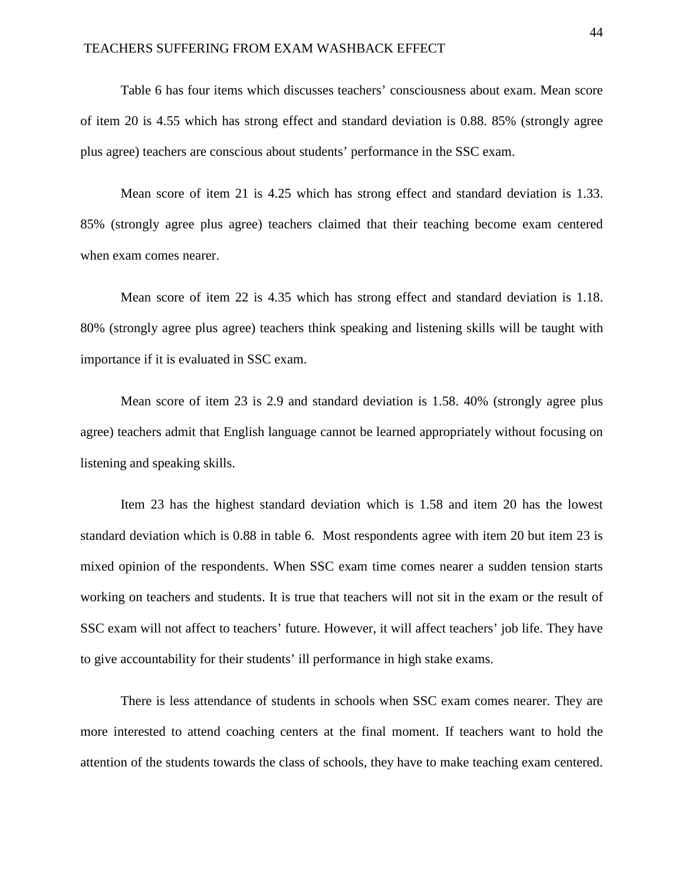Table 6 has four items which discusses teachers' consciousness about exam. Mean score of item 20 is 4.55 which has strong effect and standard deviation is 0.88. 85% (strongly agree plus agree) teachers are conscious about students' performance in the SSC exam.

Mean score of item 21 is 4.25 which has strong effect and standard deviation is 1.33. 85% (strongly agree plus agree) teachers claimed that their teaching become exam centered when exam comes nearer.

Mean score of item 22 is 4.35 which has strong effect and standard deviation is 1.18. 80% (strongly agree plus agree) teachers think speaking and listening skills will be taught with importance if it is evaluated in SSC exam.

Mean score of item 23 is 2.9 and standard deviation is 1.58. 40% (strongly agree plus agree) teachers admit that English language cannot be learned appropriately without focusing on listening and speaking skills.

Item 23 has the highest standard deviation which is 1.58 and item 20 has the lowest standard deviation which is 0.88 in table 6. Most respondents agree with item 20 but item 23 is mixed opinion of the respondents. When SSC exam time comes nearer a sudden tension starts working on teachers and students. It is true that teachers will not sit in the exam or the result of SSC exam will not affect to teachers' future. However, it will affect teachers' job life. They have to give accountability for their students' ill performance in high stake exams.

There is less attendance of students in schools when SSC exam comes nearer. They are more interested to attend coaching centers at the final moment. If teachers want to hold the attention of the students towards the class of schools, they have to make teaching exam centered.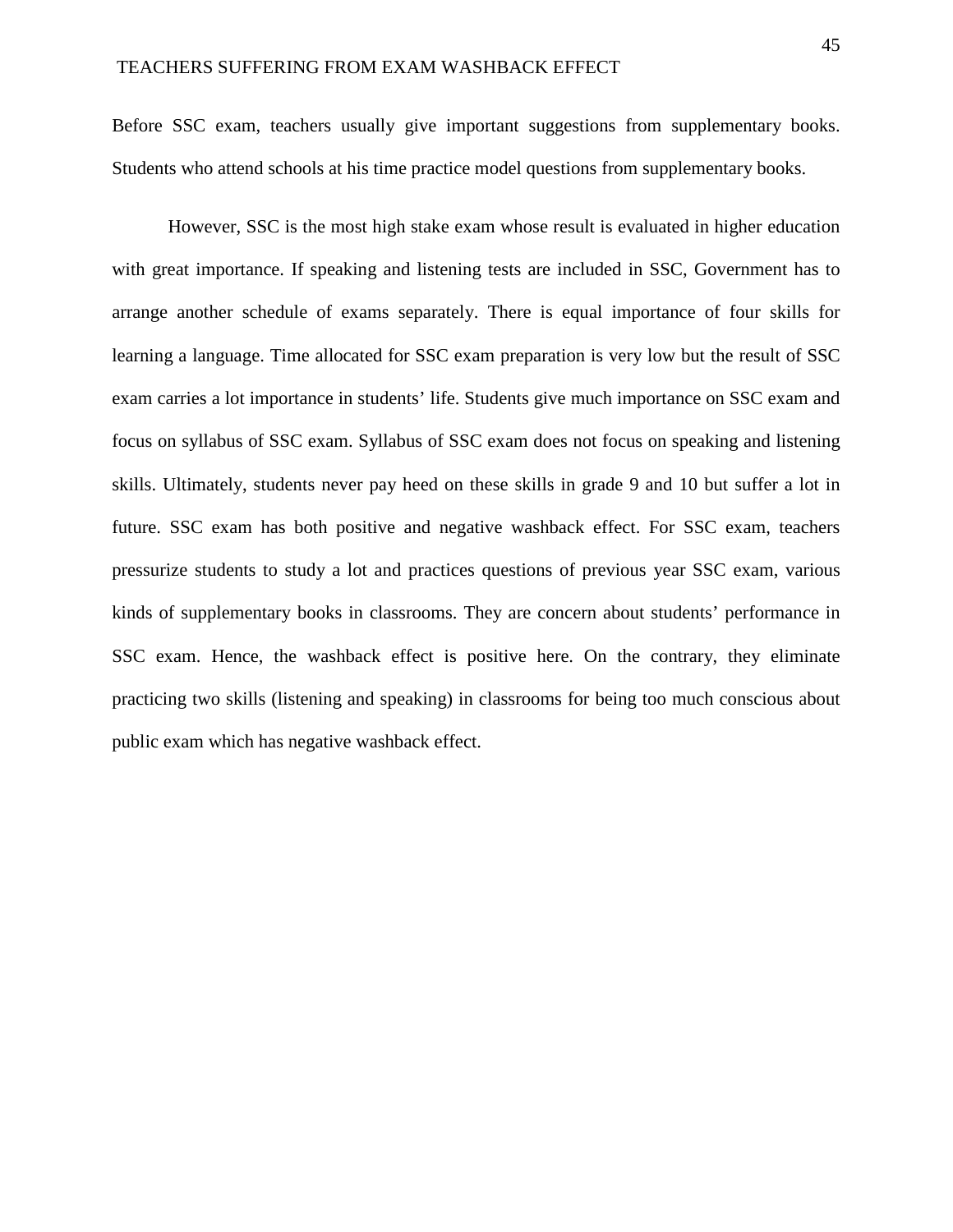Before SSC exam, teachers usually give important suggestions from supplementary books. Students who attend schools at his time practice model questions from supplementary books.

However, SSC is the most high stake exam whose result is evaluated in higher education with great importance. If speaking and listening tests are included in SSC, Government has to arrange another schedule of exams separately. There is equal importance of four skills for learning a language. Time allocated for SSC exam preparation is very low but the result of SSC exam carries a lot importance in students' life. Students give much importance on SSC exam and focus on syllabus of SSC exam. Syllabus of SSC exam does not focus on speaking and listening skills. Ultimately, students never pay heed on these skills in grade 9 and 10 but suffer a lot in future. SSC exam has both positive and negative washback effect. For SSC exam, teachers pressurize students to study a lot and practices questions of previous year SSC exam, various kinds of supplementary books in classrooms. They are concern about students' performance in SSC exam. Hence, the washback effect is positive here. On the contrary, they eliminate practicing two skills (listening and speaking) in classrooms for being too much conscious about public exam which has negative washback effect.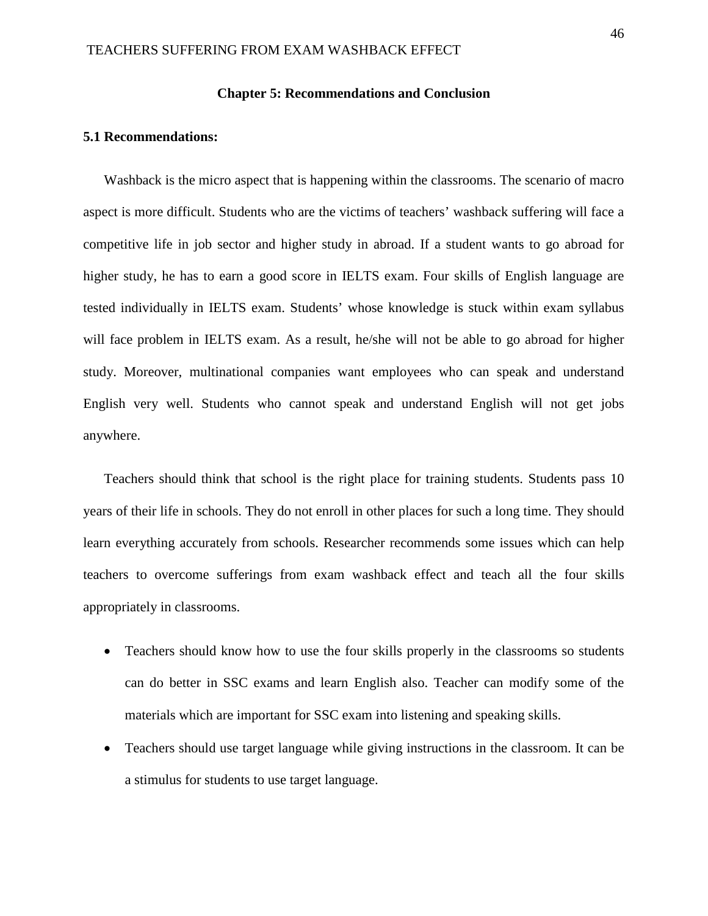## Chapter 5: Recommendations and Conclusion

### 5.1 Recommendations:

Washback is the micro aspect that is happening within the classrooms. The scenario of macro aspect is more difficult. Students who are the victims of teachers' washback suffering will face a competitive life in job sector and higher study in abroad. If a student wants to go abroad for higher study, he has to earn a good score in IELTS exam. Four skills of English language are tested individually in IELTS exam. Students' whose knowledge is stuck within exam syllabus will face problem in IELTS exam. As a result, he/she will not be able to go abroad for higher study. Moreover, multinational companies want employees who can speak and understand English very well. Students who cannot speak and understand English will not get jobs anywhere.

Teachers should think that school is the right place for training students. Students pass 10 years of their life in schools. They do not enroll in other places for such a long time. They should learn everything accurately from schools. Researcher recommends some issues which can help teachers to overcome sufferings from exam washback effect and teach all the four skills appropriately in classrooms.

- Teachers should know how to use the four skills properly in the classrooms so students can do better in SSC exams and learn English also. Teacher can modify some of the materials which are important for SSC exam into listening and speaking skills.
- Teachers should use target language while giving instructions in the classroom. It can be a stimulus for students to use target language.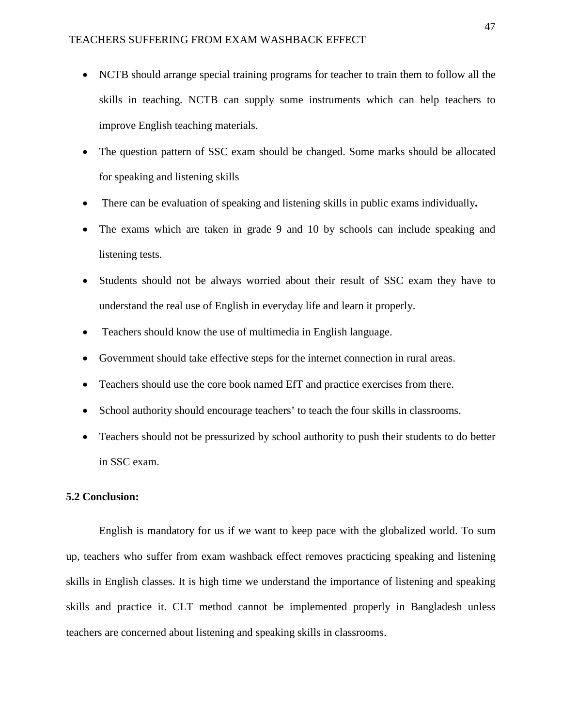- NCTB should arrange special training programs for teacher to train them to follow all the skills in teaching. NCTB can supply some instruments which can help teachers to improve English teaching materials.
- The question pattern of SSC exam should be changed. Some marks should be allocated for speaking and listening skills
- There can be evaluation of speaking and listening skills in public exams individually**.**
- The exams which are taken in grade 9 and 10 by schools can include speaking and listening tests.
- Students should not be always worried about their result of SSC exam they have to understand the real use of English in everyday life and learn it properly.
- Teachers should know the use of multimedia in English language.
- Government should take effective steps for the internet connection in rural areas.
- Teachers should use the core book named EfT and practice exercises from there.
- School authority should encourage teachers' to teach the four skills in classrooms.
- Teachers should not be pressurized by school authority to push their students to do better in SSC exam.

## 5.2 Conclusion:

English is mandatory for us if we want to keep pace with the globalized world. To sum up, teachers who suffer from exam washback effect removes practicing speaking and listening skills in English classes. It is high time we understand the importance of listening and speaking skills and practice it. CLT method cannot be implemented properly in Bangladesh unless teachers are concerned about listening and speaking skills in classrooms.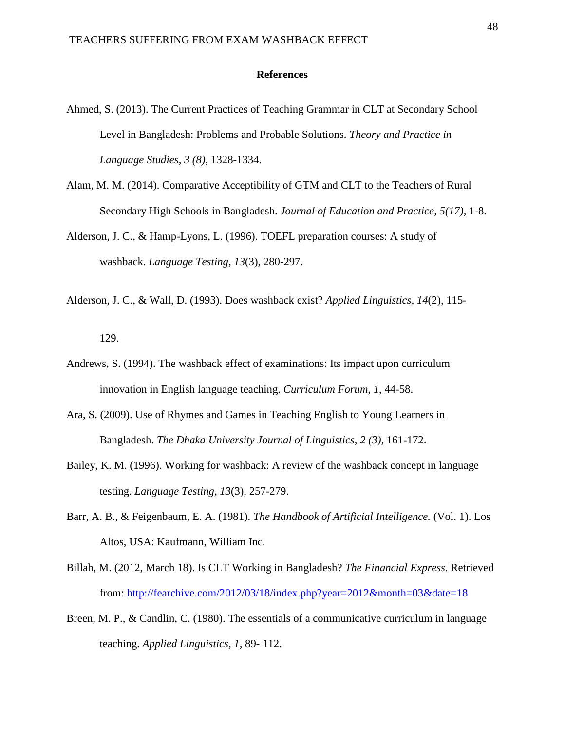## References

Ahmed, S. (2013). The Current Practices of Teaching Grammar in CLT at Secondary School Level in Bangladesh: Problems and Probable Solutions. *Theory and Practice in Language Studies, 3 (8),* 1328-1334.

Alam, M. M. (2014). Comparative Acceptibility of GTM and CLT to the Teachers of Rural Secondary High Schools in Bangladesh. *Journal of Education and Practice, 5(17)*, 1-8.

Alderson, J. C., & Hamp-Lyons, L. (1996). TOEFL preparation courses: A study of washback. *Language Testing*, *13*(3), 280-297.

Alderson, J. C., & Wall, D. (1993). Does washback exist? *Applied Linguistics*, *14*(2), 115-129.

Andrews, S. (1994). The washback effect of examinations: Its impact upon curriculum innovation in English language teaching. *Curriculum Forum, 1*, 44-58.

Ara, S. (2009). Use of Rhymes and Games in Teaching English to Young Learners in Bangladesh. *The Dhaka University Journal of Linguistics, 2 (3),* 161-172.

Bailey, K. M. (1996). Working for washback: A review of the washback concept in language testing. *Language Testing, 13*(3), 257-279.

Barr, A. B., & Feigenbaum, E. A. (1981). *The Handbook of Artificial Intelligence.* (Vol. 1). Los Altos, USA: Kaufmann, William Inc.

Billah, M. (2012, March 18). Is CLT Working in Bangladesh? *The Financial Express.* Retrieved from: http://fearchive.com/2012/03/18/index.php?year=2012&month=03&date=18

Breen, M. P., & Candlin, C. (1980). The essentials of a communicative curriculum in language teaching. *Applied Linguistics, 1,* 89- 112.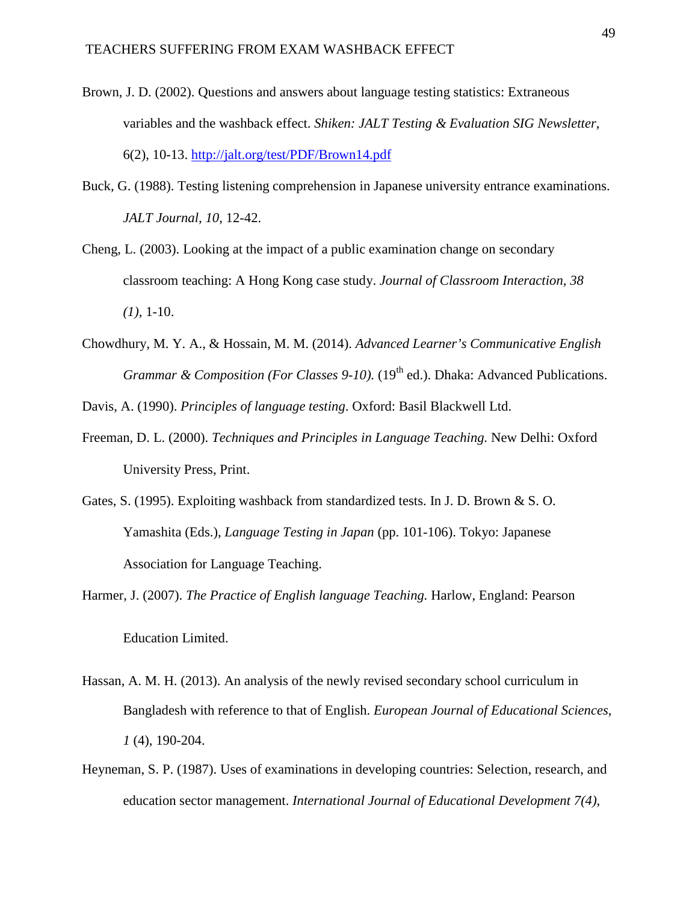Brown, J. D. (2002). Questions and answers about language testing statistics: Extraneous variables and the washback effect. *Shiken: JALT Testing & Evaluation SIG Newsletter*, 6(2), 10-13. http://jalt.org/test/PDF/Brown14.pdf

Buck, G. (1988). Testing listening comprehension in Japanese university entrance examinations. *JALT Journal*, *10*, 12-42.

Cheng, L. (2003). Looking at the impact of a public examination change on secondary classroom teaching: A Hong Kong case study. *Journal of Classroom Interaction, 38 (1),* 1-10.

Chowdhury, M. Y. A., & Hossain, M. M. (2014). *Advanced Learner's Communicative English Grammar & Composition (For Classes 9-10).* (19th ed.). Dhaka: Advanced Publications.

Davis, A. (1990). *Principles of language testing*. Oxford: Basil Blackwell Ltd.

Freeman, D. L. (2000). *Techniques and Principles in Language Teaching.* New Delhi: Oxford University Press, Print.

Gates, S. (1995). Exploiting washback from standardized tests. In J. D. Brown & S. O. Yamashita (Eds.), *Language Testing in Japan* (pp. 101-106). Tokyo: Japanese Association for Language Teaching.

Harmer, J. (2007). *The Practice of English language Teaching.* Harlow, England: Pearson Education Limited.

Hassan, A. M. H. (2013). An analysis of the newly revised secondary school curriculum in Bangladesh with reference to that of English. *European Journal of Educational Sciences*, *1* (4), 190-204.

Heyneman, S. P. (1987). Uses of examinations in developing countries: Selection, research, and education sector management. *International Journal of Educational Development 7(4),*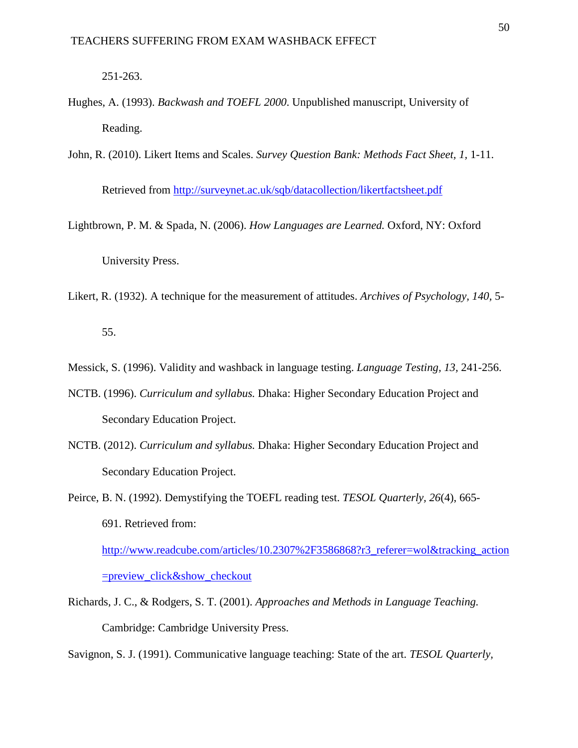251-263.

Hughes, A. (1993). *Backwash and TOEFL 2000*. Unpublished manuscript, University of Reading.

John, R. (2010). Likert Items and Scales. *Survey Question Bank: Methods Fact Sheet, 1*, 1-11. Retrieved from http://surveynet.ac.uk/sqb/datacollection/likertfactsheet.pdf

Lightbrown, P. M. & Spada, N. (2006). *How Languages are Learned.* Oxford, NY: Oxford University Press.

Likert, R. (1932). A technique for the measurement of attitudes. *Archives of Psychology, 140,* 5-55.

Messick, S. (1996). Validity and washback in language testing. *Language Testing, 13,* 241-256.

NCTB. (1996). *Curriculum and syllabus.* Dhaka: Higher Secondary Education Project and Secondary Education Project.

NCTB. (2012). *Curriculum and syllabus.* Dhaka: Higher Secondary Education Project and Secondary Education Project.

Peirce, B. N. (1992). Demystifying the TOEFL reading test. *TESOL Quarterly, 26*(4), 665-691. Retrieved from: http://www.readcube.com/articles/10.2307%2F3586868?r3_referer=wol&tracking_action=preview_click&show_checkout

Richards, J. C., & Rodgers, S. T. (2001). *Approaches and Methods in Language Teaching.* Cambridge: Cambridge University Press.

Savignon, S. J. (1991). Communicative language teaching: State of the art. *TESOL Quarterly,*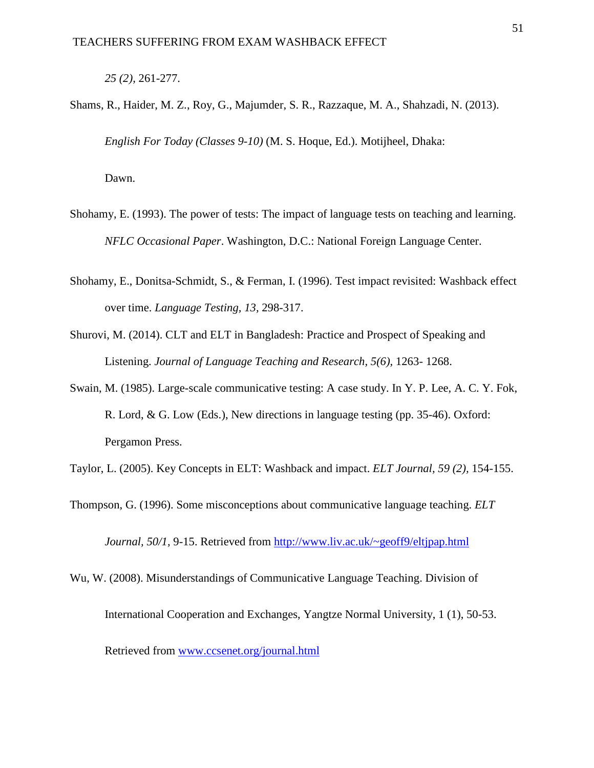*25 (2)*, 261-277.

Shams, R., Haider, M. Z., Roy, G., Majumder, S. R., Razzaque, M. A., Shahzadi, N. (2013). *English For Today (Classes 9-10)* (M. S. Hoque, Ed.). Motijheel, Dhaka: Dawn.

Shohamy, E. (1993). The power of tests: The impact of language tests on teaching and learning. *NFLC Occasional Paper*. Washington, D.C.: National Foreign Language Center.

Shohamy, E., Donitsa-Schmidt, S., & Ferman, I. (1996). Test impact revisited: Washback effect over time. *Language Testing*, *13*, 298-317.

Shurovi, M. (2014). CLT and ELT in Bangladesh: Practice and Prospect of Speaking and Listening. *Journal of Language Teaching and Research, 5(6)*, 1263- 1268.

Swain, M. (1985). Large-scale communicative testing: A case study. In Y. P. Lee, A. C. Y. Fok, R. Lord, & G. Low (Eds.), New directions in language testing (pp. 35-46). Oxford: Pergamon Press.

Taylor, L. (2005). Key Concepts in ELT: Washback and impact. *ELT Journal, 59 (2)*, 154-155.

Thompson, G. (1996). Some misconceptions about communicative language teaching. *ELT Journal*, *50/1*, 9-15. Retrieved from http://www.liv.ac.uk/~geoff9/eltjpap.html

Wu, W. (2008). Misunderstandings of Communicative Language Teaching. Division of International Cooperation and Exchanges, Yangtze Normal University, 1 (1), 50-53. Retrieved from www.ccsenet.org/journal.html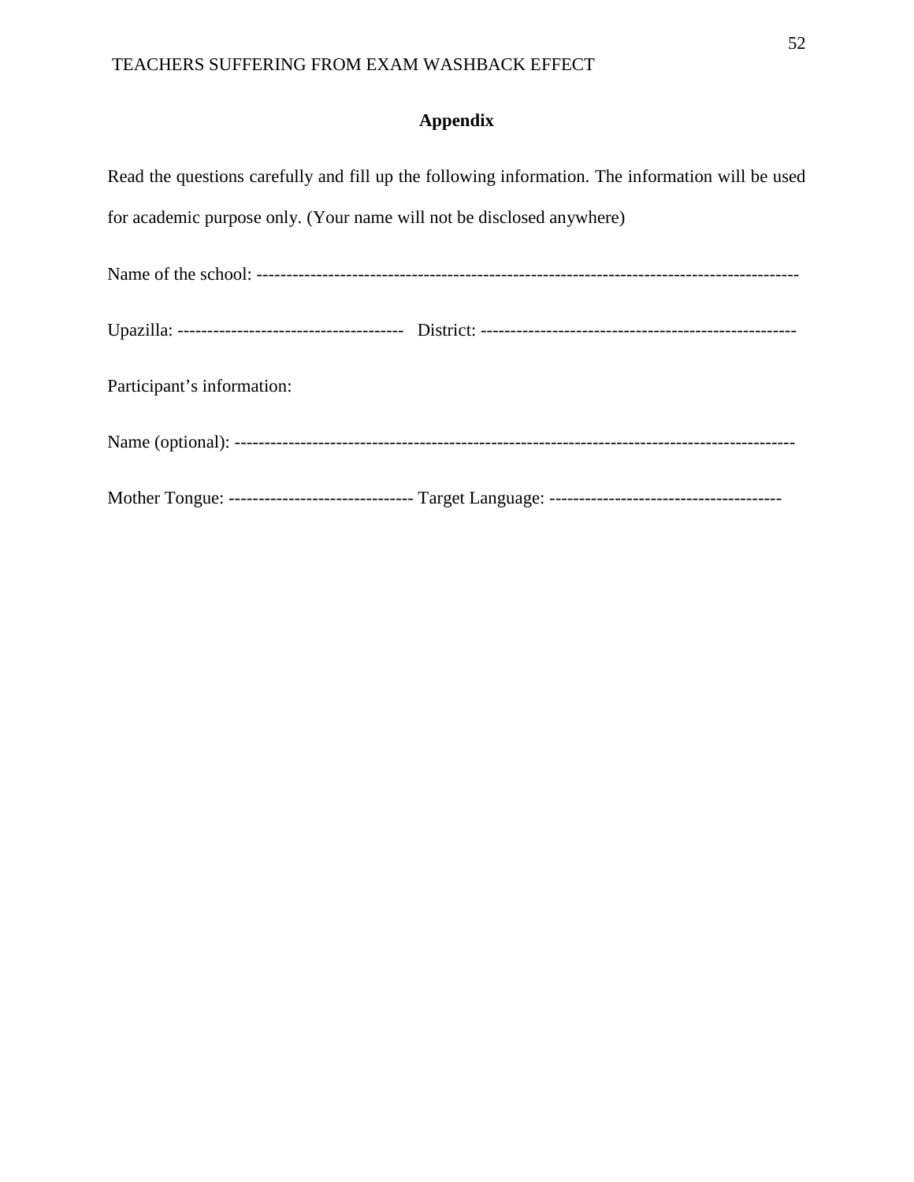# Appendix

Read the questions carefully and fill up the following information. The information will be used for academic purpose only. (Your name will not be disclosed anywhere)

Name of the school: -------------------------------------------------------------------------------------------

Upazilla: --------------------------------------   District: -----------------------------------------------------

Participant's information:

Name (optional): ---------------------------------------------------------------------------------------------

Mother Tongue: ------------------------------- Target Language: ---------------------------------------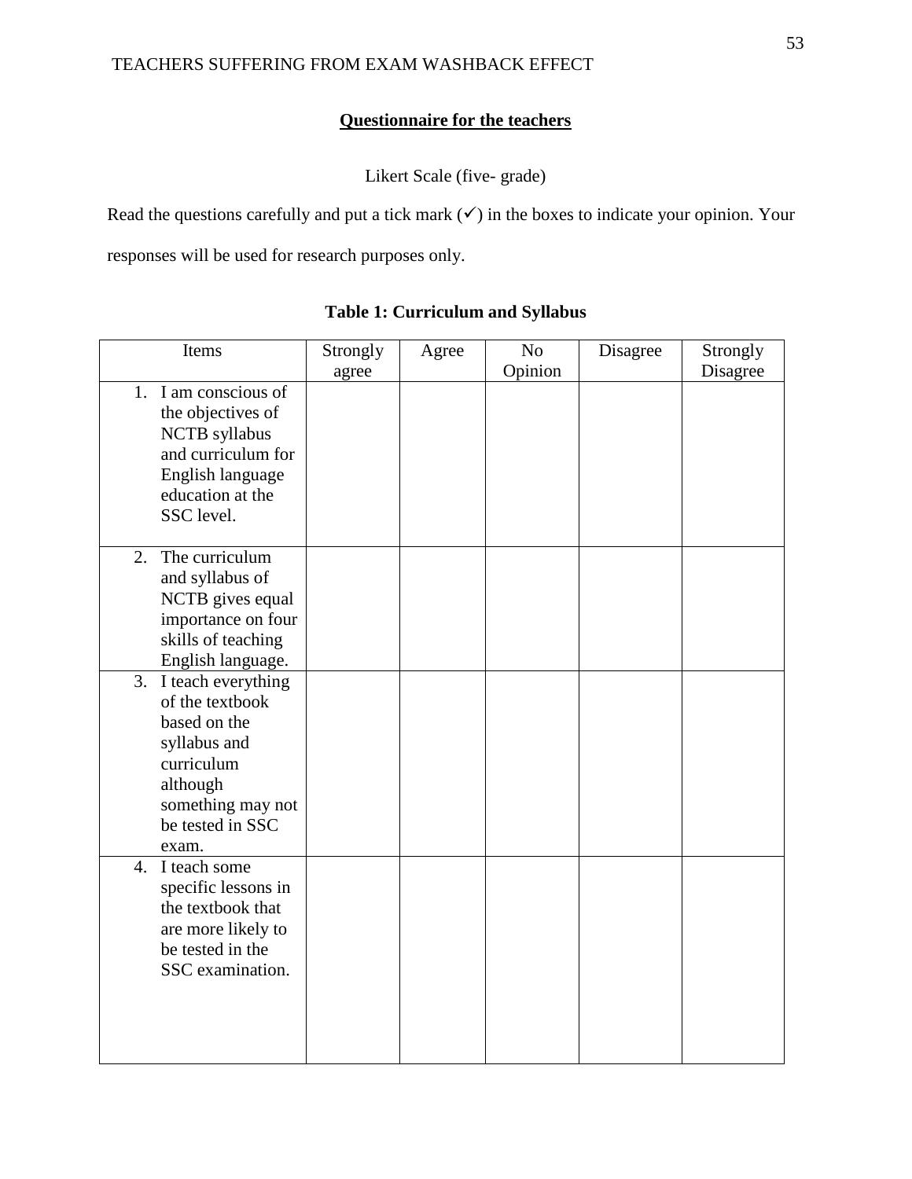## Questionnaire for the teachers

Likert Scale (five- grade)

Read the questions carefully and put a tick mark (✓) in the boxes to indicate your opinion. Your responses will be used for research purposes only.

**Table 1: Curriculum and Syllabus**

| Items | Strongly agree | Agree | No Opinion | Disagree | Strongly Disagree |
|---|---|---|---|---|---|
| 1. I am conscious of the objectives of NCTB syllabus and curriculum for English language education at the SSC level. | | | | | |
| 2. The curriculum and syllabus of NCTB gives equal importance on four skills of teaching English language. | | | | | |
| 3. I teach everything of the textbook based on the syllabus and curriculum although something may not be tested in SSC exam. | | | | | |
| 4. I teach some specific lessons in the textbook that are more likely to be tested in the SSC examination. | | | | | |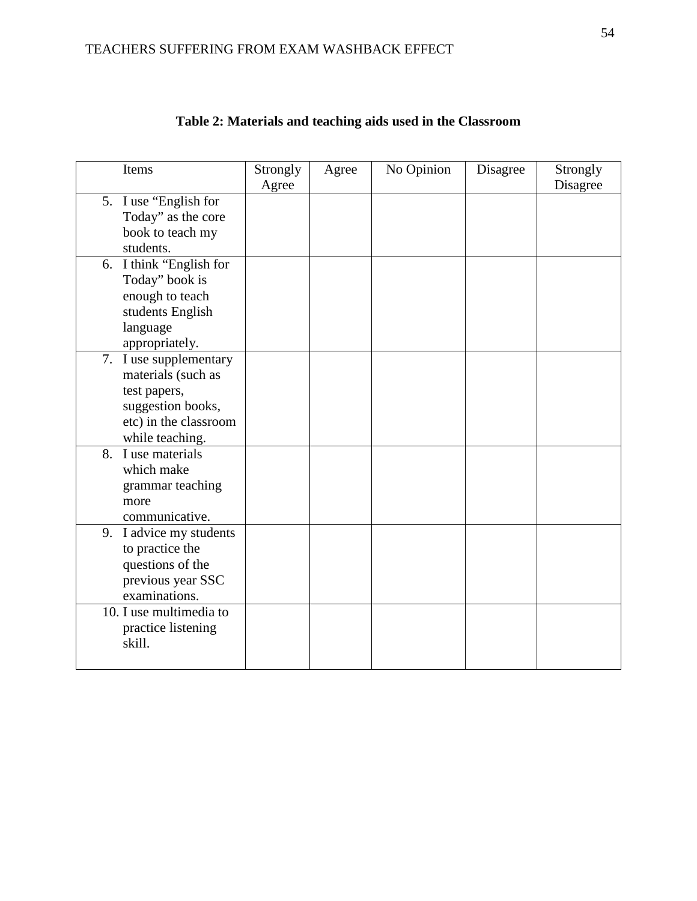**Table 2: Materials and teaching aids used in the Classroom**

| Items | Strongly Agree | Agree | No Opinion | Disagree | Strongly Disagree |
|---|---|---|---|---|---|
| 5. I use “English for Today” as the core book to teach my students. | | | | | |
| 6. I think “English for Today” book is enough to teach students English language appropriately. | | | | | |
| 7. I use supplementary materials (such as test papers, suggestion books, etc) in the classroom while teaching. | | | | | |
| 8. I use materials which make grammar teaching more communicative. | | | | | |
| 9. I advice my students to practice the questions of the previous year SSC examinations. | | | | | |
| 10. I use multimedia to practice listening skill. | | | | | |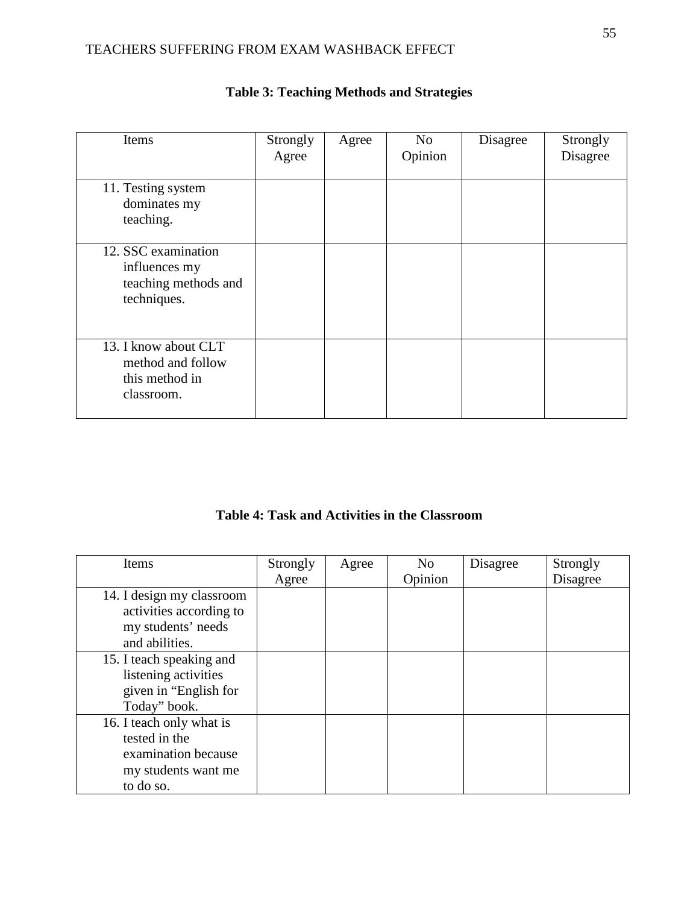**Table 3: Teaching Methods and Strategies**

| Items | Strongly Agree | Agree | No Opinion | Disagree | Strongly Disagree |
|---|---|---|---|---|---|
| 11. Testing system dominates my teaching. | | | | | |
| 12. SSC examination influences my teaching methods and techniques. | | | | | |
| 13. I know about CLT method and follow this method in classroom. | | | | | |

**Table 4: Task and Activities in the Classroom**

| Items | Strongly Agree | Agree | No Opinion | Disagree | Strongly Disagree |
|---|---|---|---|---|---|
| 14. I design my classroom activities according to my students' needs and abilities. | | | | | |
| 15. I teach speaking and listening activities given in "English for Today" book. | | | | | |
| 16. I teach only what is tested in the examination because my students want me to do so. | | | | | |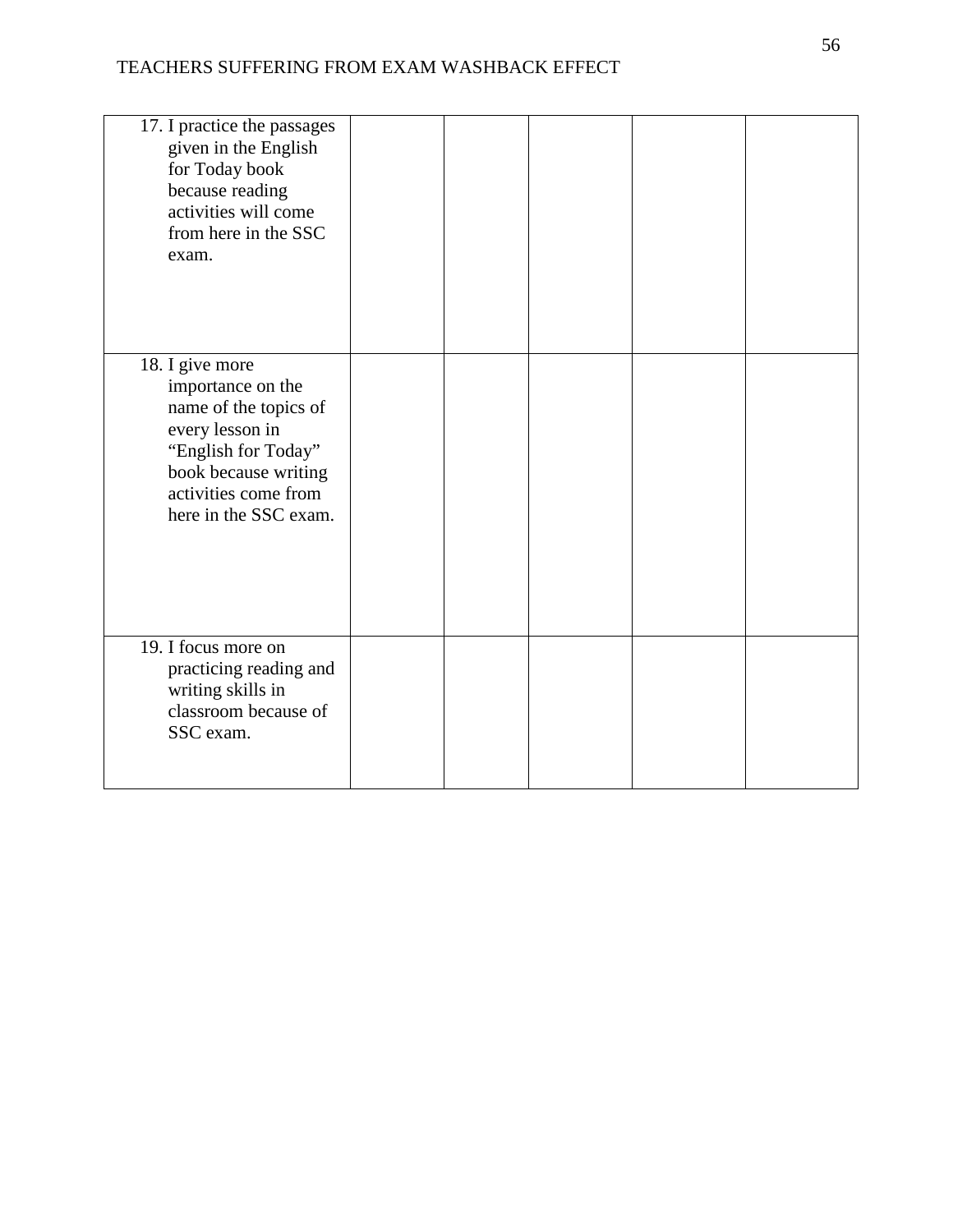| | | | | | |
|---|---|---|---|---|---|
| 17. I practice the passages given in the English for Today book because reading activities will come from here in the SSC exam. | | | | | |
| 18. I give more importance on the name of the topics of every lesson in “English for Today” book because writing activities come from here in the SSC exam. | | | | | |
| 19. I focus more on practicing reading and writing skills in classroom because of SSC exam. | | | | | |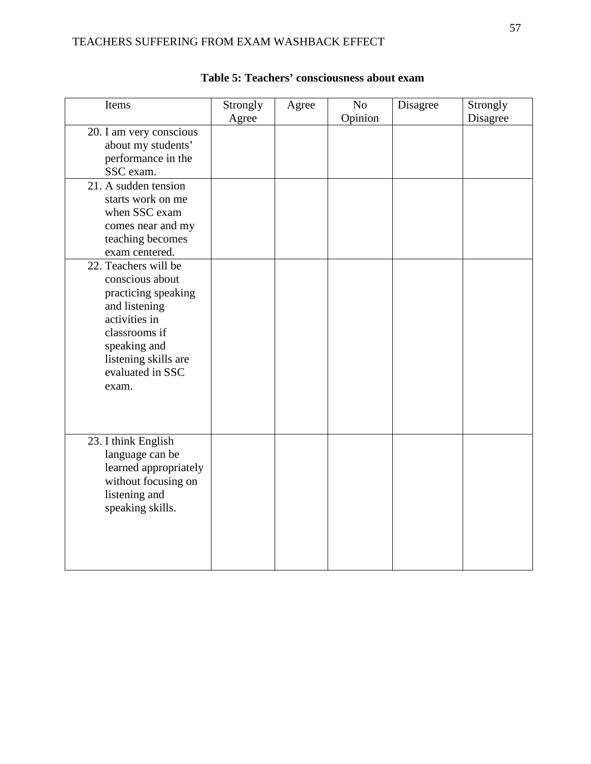**Table 5: Teachers' consciousness about exam**

| Items | Strongly Agree | Agree | No Opinion | Disagree | Strongly Disagree |
|---|---|---|---|---|---|
| 20. I am very conscious about my students' performance in the SSC exam. | | | | | |
| 21. A sudden tension starts work on me when SSC exam comes near and my teaching becomes exam centered. | | | | | |
| 22. Teachers will be conscious about practicing speaking and listening activities in classrooms if speaking and listening skills are evaluated in SSC exam. | | | | | |
| 23. I think English language can be learned appropriately without focusing on listening and speaking skills. | | | | | |